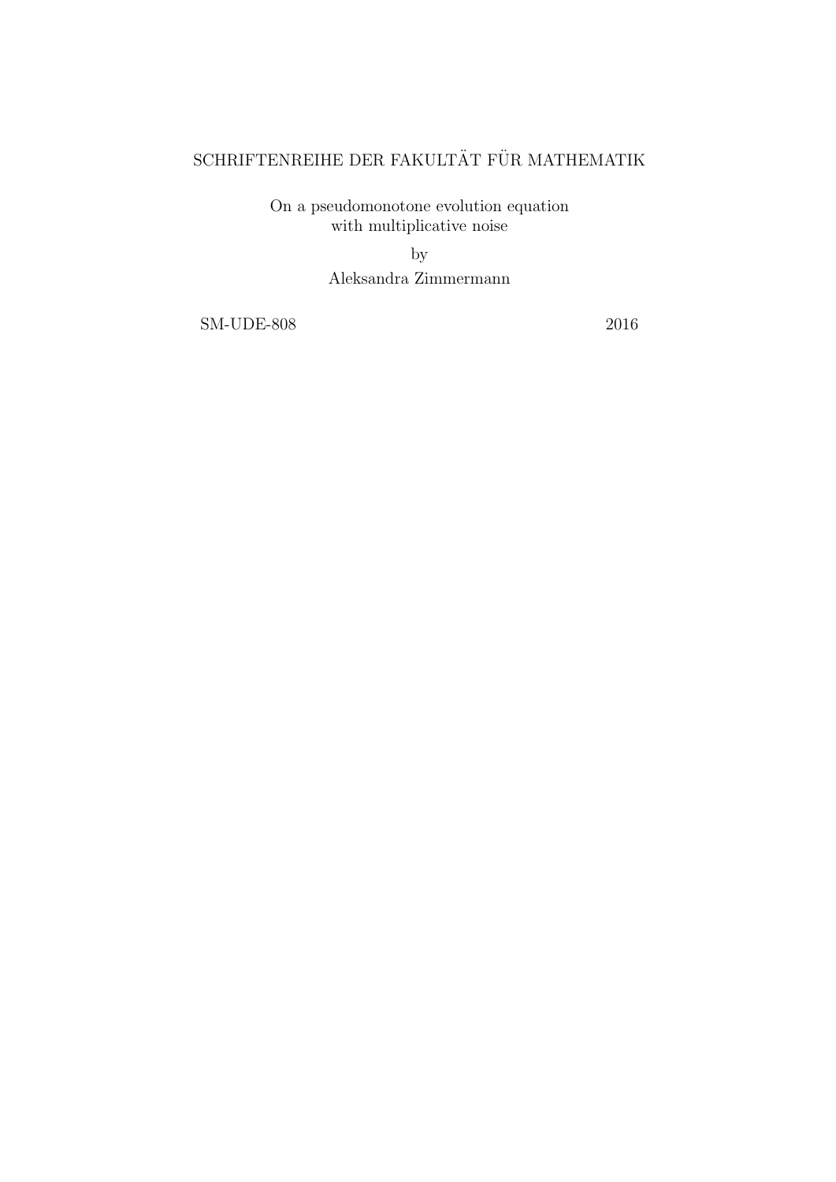SCHRIFTENREIHE DER FAKULTÄT FÜR MATHEMATIK

# On a pseudomonotone evolution equation with multiplicative noise

by

Aleksandra Zimmermann

SM-UDE-808 2016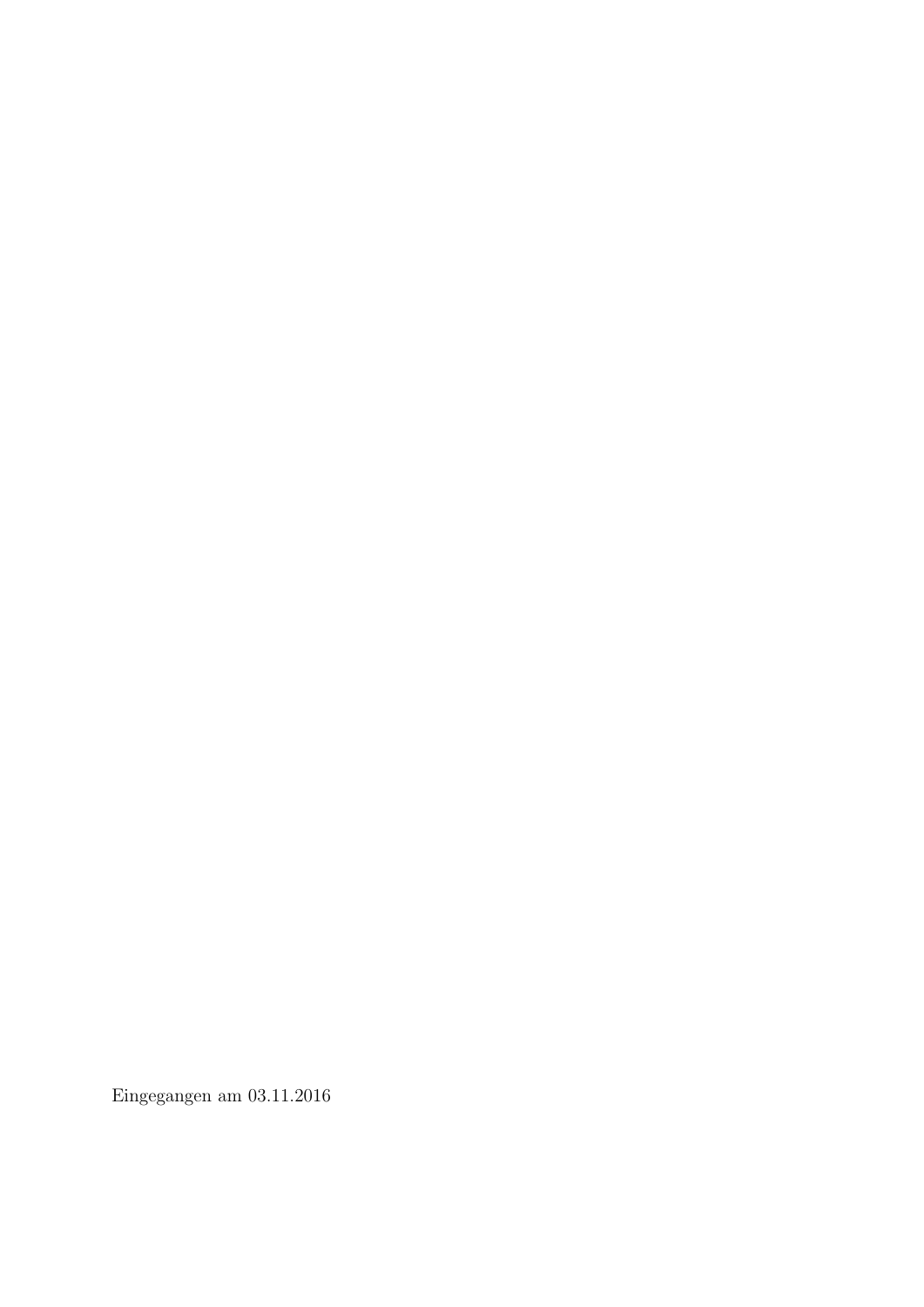Eingegangen am 03.11.2016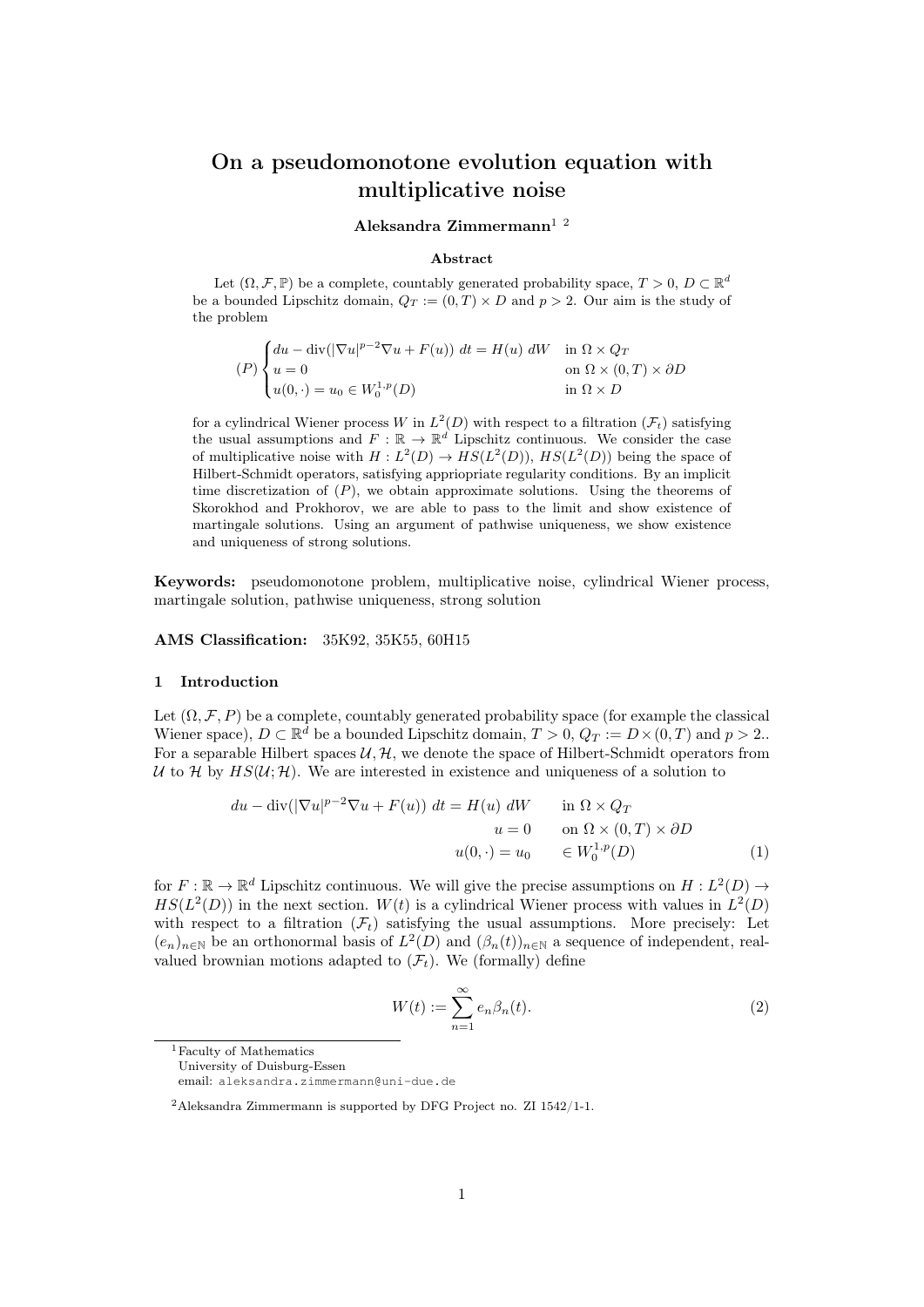# On a pseudomonotone evolution equation with multiplicative noise

**Aleksandra Zimmermann**[1 2]

### Abstract

Let $(\Omega, \mathcal{F}, \mathbb{P})$ be a complete, countably generated probability space, $T > 0$, $D \subset \mathbb{R}^d$ be a bounded Lipschitz domain, $Q_T := (0,T) \times D$ and $p > 2$. Our aim is the study of the problem

$$(P) \begin{cases} du - \operatorname{div}(|\nabla u|^{p-2}\nabla u + F(u))\ dt = H(u)\ dW & \text{in } \Omega \times Q_T \\ u = 0 & \text{on } \Omega \times (0,T) \times \partial D \\ u(0,\cdot) = u_0 \in W_0^{1,p}(D) & \text{in } \Omega \times D \end{cases}$$

for a cylindrical Wiener process $W$ in $L^2(D)$ with respect to a filtration $(\mathcal{F}_t)$ satisfying the usual assumptions and $F : \mathbb{R} \to \mathbb{R}^d$ Lipschitz continuous. We consider the case of multiplicative noise with $H : L^2(D) \to HS(L^2(D))$, $HS(L^2(D))$ being the space of Hilbert-Schmidt operators, satisfying appriopriate regularity conditions. By an implicit time discretization of $(P)$, we obtain approximate solutions. Using the theorems of Skorokhod and Prokhorov, we are able to pass to the limit and show existence of martingale solutions. Using an argument of pathwise uniqueness, we show existence and uniqueness of strong solutions.

**Keywords:** pseudomonotone problem, multiplicative noise, cylindrical Wiener process, martingale solution, pathwise uniqueness, strong solution

**AMS Classification:** 35K92, 35K55, 60H15

## 1 Introduction

Let $(\Omega, \mathcal{F}, P)$ be a complete, countably generated probability space (for example the classical Wiener space), $D \subset \mathbb{R}^d$ be a bounded Lipschitz domain, $T > 0$, $Q_T := D \times (0,T)$ and $p > 2$.. For a separable Hilbert spaces $\mathcal{U}, \mathcal{H}$, we denote the space of Hilbert-Schmidt operators from $\mathcal{U}$ to $\mathcal{H}$ by $HS(\mathcal{U}; \mathcal{H})$. We are interested in existence and uniqueness of a solution to

$$\begin{aligned} du - \operatorname{div}(|\nabla u|^{p-2}\nabla u + F(u))\ dt = H(u)\ dW \qquad & \text{in } \Omega \times Q_T \\ u = 0 \qquad & \text{on } \Omega \times (0,T) \times \partial D \\ u(0,\cdot) = u_0 \qquad & \in W_0^{1,p}(D) \end{aligned} \tag{1}$$

for $F : \mathbb{R} \to \mathbb{R}^d$ Lipschitz continuous. We will give the precise assumptions on $H : L^2(D) \to HS(L^2(D))$ in the next section. $W(t)$ is a cylindrical Wiener process with values in $L^2(D)$ with respect to a filtration $(\mathcal{F}_t)$ satisfying the usual assumptions. More precisely: Let $(e_n)_{n\in\mathbb{N}}$ be an orthonormal basis of $L^2(D)$ and $(\beta_n(t))_{n\in\mathbb{N}}$ a sequence of independent, real-valued brownian motions adapted to $(\mathcal{F}_t)$. We (formally) define

$$W(t) := \sum_{n=1}^{\infty} e_n \beta_n(t). \tag{2}$$

---

[1] Faculty of Mathematics
University of Duisburg-Essen
email: aleksandra.zimmermann@uni-due.de

[2] Aleksandra Zimmermann is supported by DFG Project no. ZI 1542/1-1.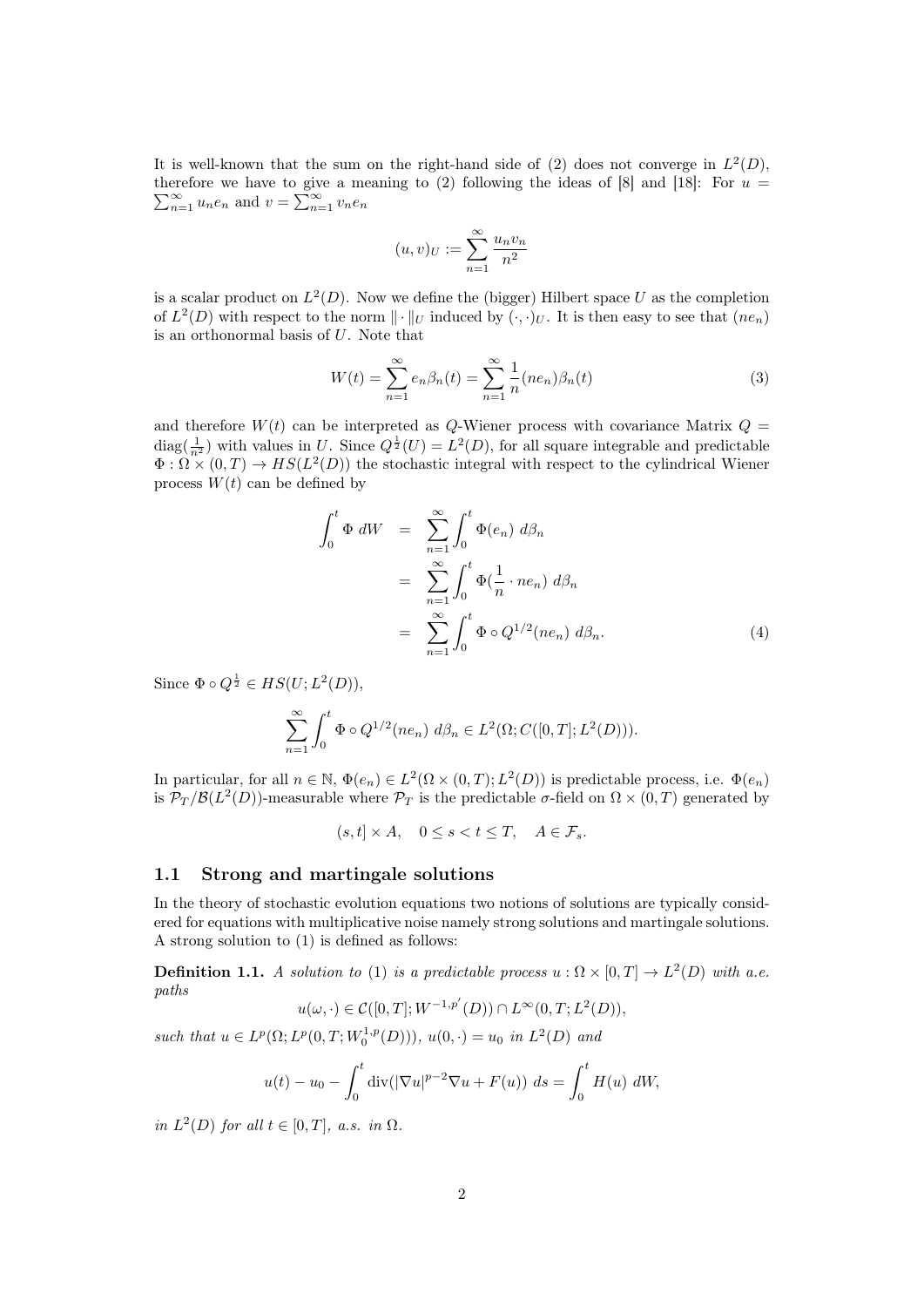It is well-known that the sum on the right-hand side of (2) does not converge in $L^2(D)$, therefore we have to give a meaning to (2) following the ideas of [8] and [18]: For $u = \sum_{n=1}^\infty u_n e_n$ and $v = \sum_{n=1}^\infty v_n e_n$

$$(u,v)_U := \sum_{n=1}^\infty \frac{u_n v_n}{n^2}$$

is a scalar product on $L^2(D)$. Now we define the (bigger) Hilbert space $U$ as the completion of $L^2(D)$ with respect to the norm $\|\cdot\|_U$ induced by $(\cdot,\cdot)_U$. It is then easy to see that $(ne_n)$ is an orthonormal basis of $U$. Note that

$$W(t) = \sum_{n=1}^\infty e_n \beta_n(t) = \sum_{n=1}^\infty \frac{1}{n}(ne_n)\beta_n(t) \tag{3}$$

and therefore $W(t)$ can be interpreted as $Q$-Wiener process with covariance Matrix $Q = \operatorname{diag}(\frac{1}{n^2})$ with values in $U$. Since $Q^{\frac{1}{2}}(U) = L^2(D)$, for all square integrable and predictable $\Phi : \Omega \times (0,T) \to HS(L^2(D))$ the stochastic integral with respect to the cylindrical Wiener process $W(t)$ can be defined by

$$\begin{aligned}
\int_0^t \Phi \; dW &= \sum_{n=1}^\infty \int_0^t \Phi(e_n)\; d\beta_n \\
&= \sum_{n=1}^\infty \int_0^t \Phi(\frac{1}{n}\cdot ne_n)\; d\beta_n \\
&= \sum_{n=1}^\infty \int_0^t \Phi \circ Q^{1/2}(ne_n)\; d\beta_n. \qquad (4)
\end{aligned}$$

Since $\Phi \circ Q^{\frac{1}{2}} \in HS(U; L^2(D))$,

$$\sum_{n=1}^\infty \int_0^t \Phi \circ Q^{1/2}(ne_n)\; d\beta_n \in L^2(\Omega; C([0,T]; L^2(D))).$$

In particular, for all $n \in \mathbb{N}$, $\Phi(e_n) \in L^2(\Omega \times (0,T); L^2(D))$ is predictable process, i.e. $\Phi(e_n)$ is $\mathcal{P}_T/\mathcal{B}(L^2(D))$-measurable where $\mathcal{P}_T$ is the predictable $\sigma$-field on $\Omega \times (0,T)$ generated by

$$(s,t] \times A, \quad 0 \le s < t \le T, \quad A \in \mathcal{F}_s.$$

## 1.1 Strong and martingale solutions

In the theory of stochastic evolution equations two notions of solutions are typically considered for equations with multiplicative noise namely strong solutions and martingale solutions. A strong solution to (1) is defined as follows:

**Definition 1.1.** *A solution to* (1) *is a predictable process* $u : \Omega \times [0,T] \to L^2(D)$ *with a.e. paths*

$$u(\omega,\cdot) \in \mathcal{C}([0,T]; W^{-1,p'}(D)) \cap L^\infty(0,T; L^2(D)),$$

*such that* $u \in L^p(\Omega; L^p(0,T; W_0^{1,p}(D)))$, $u(0,\cdot) = u_0$ *in* $L^2(D)$ *and*

$$u(t) - u_0 - \int_0^t \operatorname{div}(|\nabla u|^{p-2}\nabla u + F(u))\; ds = \int_0^t H(u)\; dW,$$

*in* $L^2(D)$ *for all* $t \in [0,T]$, *a.s. in* $\Omega$.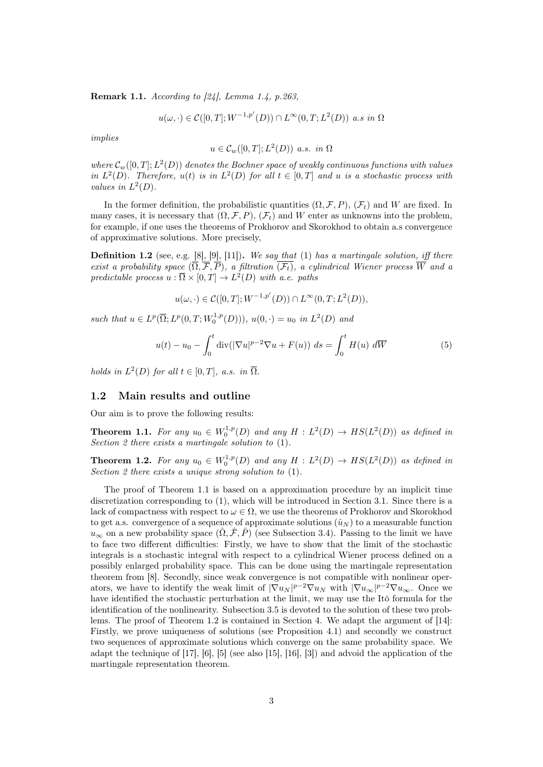**Remark 1.1.** *According to [24], Lemma 1.4, p.263,*

$$u(\omega,\cdot) \in \mathcal{C}([0,T]; W^{-1,p'}(D)) \cap L^\infty(0,T; L^2(D)) \text{ a.s in } \Omega$$

*implies*

$$u \in \mathcal{C}_w([0,T]; L^2(D)) \text{ a.s. in } \Omega$$

*where* $\mathcal{C}_w([0,T]; L^2(D))$ *denotes the Bochner space of weakly continuous functions with values in* $L^2(D)$*. Therefore,* $u(t)$ *is in* $L^2(D)$ *for all* $t \in [0,T]$ *and* $u$ *is a stochastic process with values in* $L^2(D)$*.*

In the former definition, the probabilistic quantities $(\Omega, \mathcal{F}, P)$, $(\mathcal{F}_t)$ and $W$ are fixed. In many cases, it is necessary that $(\Omega, \mathcal{F}, P)$, $(\mathcal{F}_t)$ and $W$ enter as unknowns into the problem, for example, if one uses the theorems of Prokhorov and Skorokhod to obtain a.s convergence of approximative solutions. More precisely,

**Definition 1.2** (see, e.g. [8], [9], [11])**.** *We say that* (1) *has a martingale solution, iff there exist a probability space* $(\overline{\Omega}, \overline{\mathcal{F}}, \overline{P})$*, a filtration* $\overline{(\mathcal{F}_t)}$*, a cylindrical Wiener process* $\overline{W}$ *and a predictable process* $u : \overline{\Omega} \times [0,T] \to L^2(D)$ *with a.e. paths*

$$u(\omega,\cdot) \in \mathcal{C}([0,T]; W^{-1,p'}(D)) \cap L^\infty(0,T; L^2(D)),$$

*such that* $u \in L^p(\overline{\Omega}; L^p(0,T; W_0^{1,p}(D)))$*,* $u(0,\cdot) = u_0$ *in* $L^2(D)$ *and*

$$u(t) - u_0 - \int_0^t \operatorname{div}(|\nabla u|^{p-2}\nabla u + F(u))\, ds = \int_0^t H(u)\, d\overline{W} \tag{5}$$

*holds in* $L^2(D)$ *for all* $t \in [0,T]$*, a.s. in* $\overline{\Omega}$*.*

## 1.2 Main results and outline

Our aim is to prove the following results:

**Theorem 1.1.** *For any* $u_0 \in W_0^{1,p}(D)$ *and any* $H : L^2(D) \to HS(L^2(D))$ *as defined in Section 2 there exists a martingale solution to* (1)*.*

**Theorem 1.2.** *For any* $u_0 \in W_0^{1,p}(D)$ *and any* $H : L^2(D) \to HS(L^2(D))$ *as defined in Section 2 there exists a unique strong solution to* (1)*.*

The proof of Theorem 1.1 is based on a approximation procedure by an implicit time discretization corresponding to (1), which will be introduced in Section 3.1. Since there is a lack of compactness with respect to $\omega \in \Omega$, we use the theorems of Prokhorov and Skorokhod to get a.s. convergence of a sequence of approximate solutions $(\hat{u}_N)$ to a measurable function $u_\infty$ on a new probability space $(\hat{\Omega}, \hat{\mathcal{F}}, \hat{P})$ (see Subsection 3.4). Passing to the limit we have to face two different difficulties: Firstly, we have to show that the limit of the stochastic integrals is a stochastic integral with respect to a cylindrical Wiener process defined on a possibly enlarged probability space. This can be done using the martingale representation theorem from [8]. Secondly, since weak convergence is not compatible with nonlinear operators, we have to identify the weak limit of $|\nabla u_N|^{p-2}\nabla u_N$ with $|\nabla u_\infty|^{p-2}\nabla u_\infty$. Once we have identified the stochastic perturbation at the limit, we may use the Itô formula for the identification of the nonlinearity. Subsection 3.5 is devoted to the solution of these two problems. The proof of Theorem 1.2 is contained in Section 4. We adapt the argument of [14]: Firstly, we prove uniqueness of solutions (see Proposition 4.1) and secondly we construct two sequences of approximate solutions which converge on the same probability space. We adapt the technique of [17], [6], [5] (see also [15], [16], [3]) and advoid the application of the martingale representation theorem.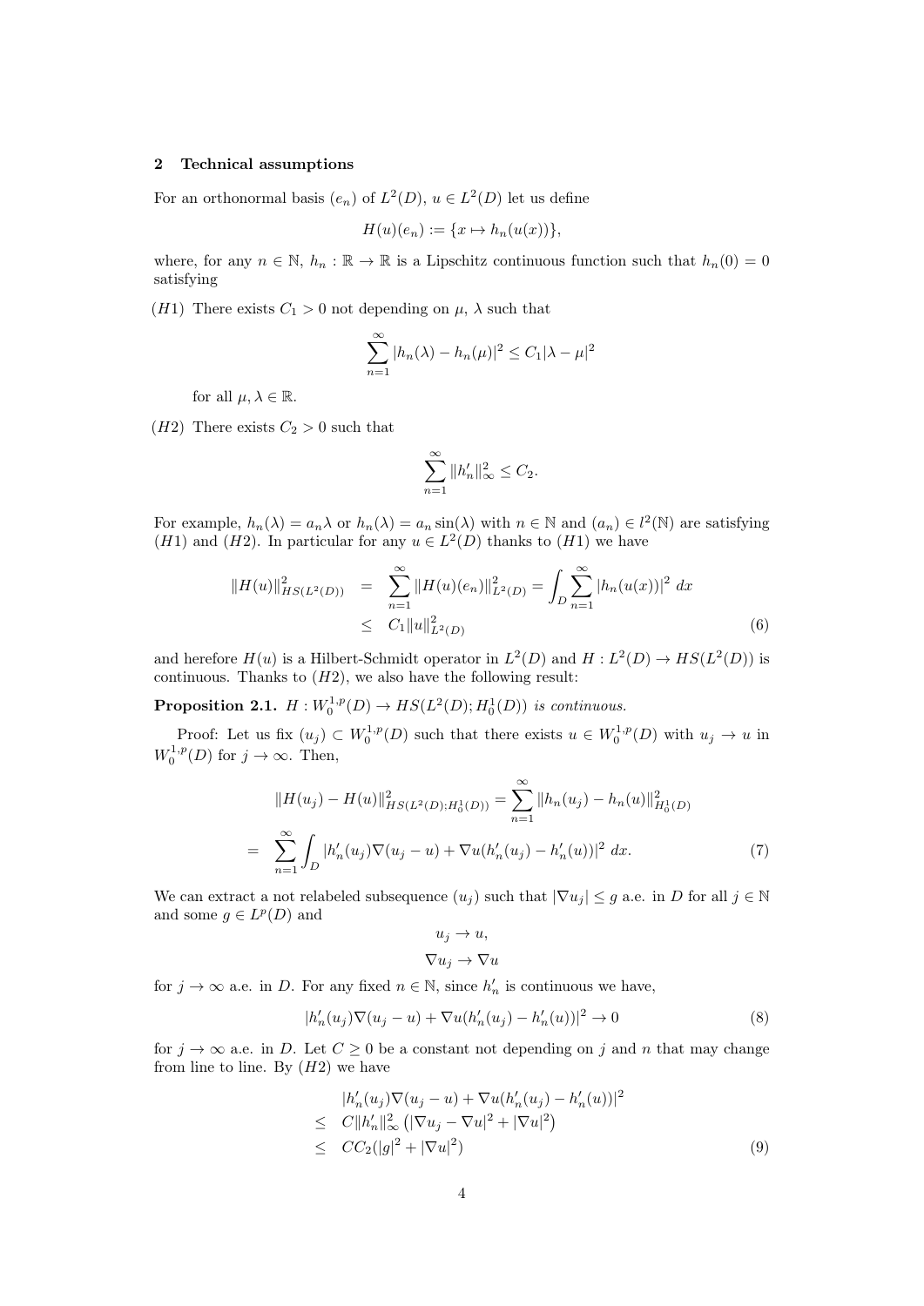## 2 Technical assumptions

For an orthonormal basis $(e_n)$ of $L^2(D)$, $u \in L^2(D)$ let us define

$$H(u)(e_n) := \{x \mapsto h_n(u(x))\},$$

where, for any $n \in \mathbb{N}$, $h_n : \mathbb{R} \to \mathbb{R}$ is a Lipschitz continuous function such that $h_n(0) = 0$ satisfying

$(H1)$ There exists $C_1 > 0$ not depending on $\mu$, $\lambda$ such that

$$\sum_{n=1}^{\infty} |h_n(\lambda) - h_n(\mu)|^2 \leq C_1 |\lambda - \mu|^2$$

for all $\mu, \lambda \in \mathbb{R}$.

$(H2)$ There exists $C_2 > 0$ such that

$$\sum_{n=1}^{\infty} \|h_n'\|_\infty^2 \leq C_2.$$

For example, $h_n(\lambda) = a_n \lambda$ or $h_n(\lambda) = a_n \sin(\lambda)$ with $n \in \mathbb{N}$ and $(a_n) \in l^2(\mathbb{N})$ are satisfying $(H1)$ and $(H2)$. In particular for any $u \in L^2(D)$ thanks to $(H1)$ we have

$$\begin{aligned} \|H(u)\|_{HS(L^2(D))}^2 &= \sum_{n=1}^{\infty} \|H(u)(e_n)\|_{L^2(D)}^2 = \int_D \sum_{n=1}^{\infty} |h_n(u(x))|^2 \, dx \\ &\leq C_1 \|u\|_{L^2(D)}^2 \end{aligned} \tag{6}$$

and herefore $H(u)$ is a Hilbert-Schmidt operator in $L^2(D)$ and $H : L^2(D) \to HS(L^2(D))$ is continuous. Thanks to $(H2)$, we also have the following result:

**Proposition 2.1.** *$H : W_0^{1,p}(D) \to HS(L^2(D); H_0^1(D))$ is continuous.*

Proof: Let us fix $(u_j) \subset W_0^{1,p}(D)$ such that there exists $u \in W_0^{1,p}(D)$ with $u_j \to u$ in $W_0^{1,p}(D)$ for $j \to \infty$. Then,

$$\|H(u_j) - H(u)\|_{HS(L^2(D);H_0^1(D))}^2 = \sum_{n=1}^{\infty} \|h_n(u_j) - h_n(u)\|_{H_0^1(D)}^2$$

$$= \sum_{n=1}^{\infty} \int_D |h_n'(u_j)\nabla(u_j - u) + \nabla u(h_n'(u_j) - h_n'(u))|^2 \, dx. \tag{7}$$

We can extract a not relabeled subsequence $(u_j)$ such that $|\nabla u_j| \leq g$ a.e. in $D$ for all $j \in \mathbb{N}$ and some $g \in L^p(D)$ and

$$u_j \to u,$$

$$\nabla u_j \to \nabla u$$

for $j \to \infty$ a.e. in $D$. For any fixed $n \in \mathbb{N}$, since $h_n'$ is continuous we have,

$$|h_n'(u_j)\nabla(u_j - u) + \nabla u(h_n'(u_j) - h_n'(u))|^2 \to 0 \tag{8}$$

for $j \to \infty$ a.e. in $D$. Let $C \geq 0$ be a constant not depending on $j$ and $n$ that may change from line to line. By $(H2)$ we have

$$\begin{aligned} &|h_n'(u_j)\nabla(u_j - u) + \nabla u(h_n'(u_j) - h_n'(u))|^2 \\ \leq \; & C\|h_n'\|_\infty^2 \left(|\nabla u_j - \nabla u|^2 + |\nabla u|^2\right) \\ \leq \; & CC_2(|g|^2 + |\nabla u|^2) \end{aligned} \tag{9}$$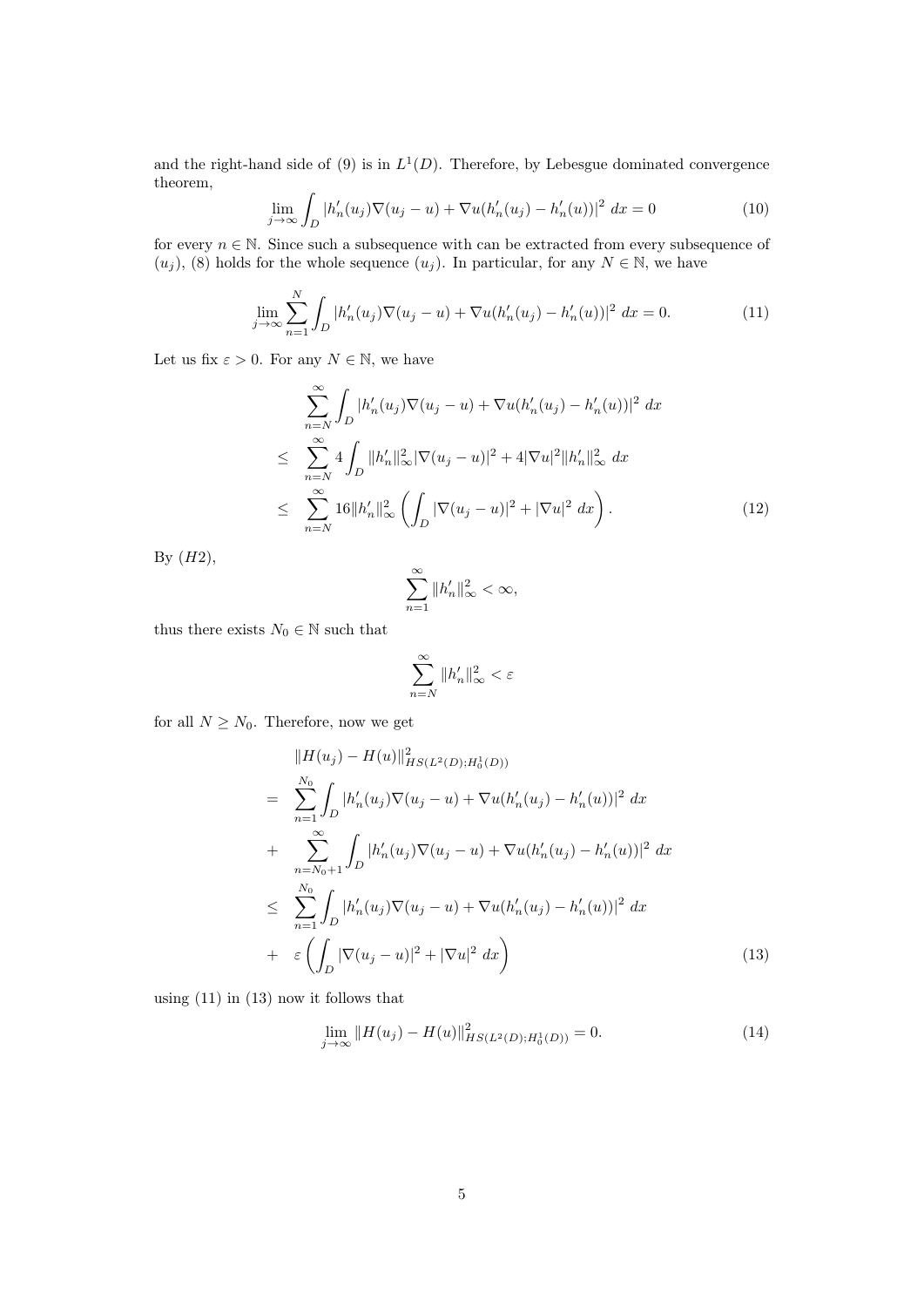and the right-hand side of (9) is in $L^1(D)$. Therefore, by Lebesgue dominated convergence theorem,

$$\lim_{j\to\infty} \int_D |h_n'(u_j)\nabla(u_j - u) + \nabla u(h_n'(u_j) - h_n'(u))|^2 \, dx = 0 \tag{10}$$

for every $n \in \mathbb{N}$. Since such a subsequence with can be extracted from every subsequence of $(u_j)$, (8) holds for the whole sequence $(u_j)$. In particular, for any $N \in \mathbb{N}$, we have

$$\lim_{j\to\infty} \sum_{n=1}^{N} \int_D |h_n'(u_j)\nabla(u_j - u) + \nabla u(h_n'(u_j) - h_n'(u))|^2 \, dx = 0. \tag{11}$$

Let us fix $\varepsilon > 0$. For any $N \in \mathbb{N}$, we have

$$\begin{aligned}
& \sum_{n=N}^{\infty} \int_D |h_n'(u_j)\nabla(u_j - u) + \nabla u(h_n'(u_j) - h_n'(u))|^2 \, dx \\
\leq \quad & \sum_{n=N}^{\infty} 4 \int_D \|h_n'\|_\infty^2 |\nabla(u_j - u)|^2 + 4|\nabla u|^2 \|h_n'\|_\infty^2 \, dx \\
\leq \quad & \sum_{n=N}^{\infty} 16 \|h_n'\|_\infty^2 \left( \int_D |\nabla(u_j - u)|^2 + |\nabla u|^2 \, dx \right).
\end{aligned} \tag{12}$$

By $(H2)$,

$$\sum_{n=1}^{\infty} \|h_n'\|_\infty^2 < \infty,$$

thus there exists $N_0 \in \mathbb{N}$ such that

$$\sum_{n=N}^{\infty} \|h_n'\|_\infty^2 < \varepsilon$$

for all $N \geq N_0$. Therefore, now we get

$$\begin{aligned}
& \|H(u_j) - H(u)\|_{HS(L^2(D);H_0^1(D))}^2 \\
= \quad & \sum_{n=1}^{N_0} \int_D |h_n'(u_j)\nabla(u_j - u) + \nabla u(h_n'(u_j) - h_n'(u))|^2 \, dx \\
+ \quad & \sum_{n=N_0+1}^{\infty} \int_D |h_n'(u_j)\nabla(u_j - u) + \nabla u(h_n'(u_j) - h_n'(u))|^2 \, dx \\
\leq \quad & \sum_{n=1}^{N_0} \int_D |h_n'(u_j)\nabla(u_j - u) + \nabla u(h_n'(u_j) - h_n'(u))|^2 \, dx \\
+ \quad & \varepsilon \left( \int_D |\nabla(u_j - u)|^2 + |\nabla u|^2 \, dx \right)
\end{aligned} \tag{13}$$

using (11) in (13) now it follows that

$$\lim_{j\to\infty} \|H(u_j) - H(u)\|_{HS(L^2(D);H_0^1(D))}^2 = 0. \tag{14}$$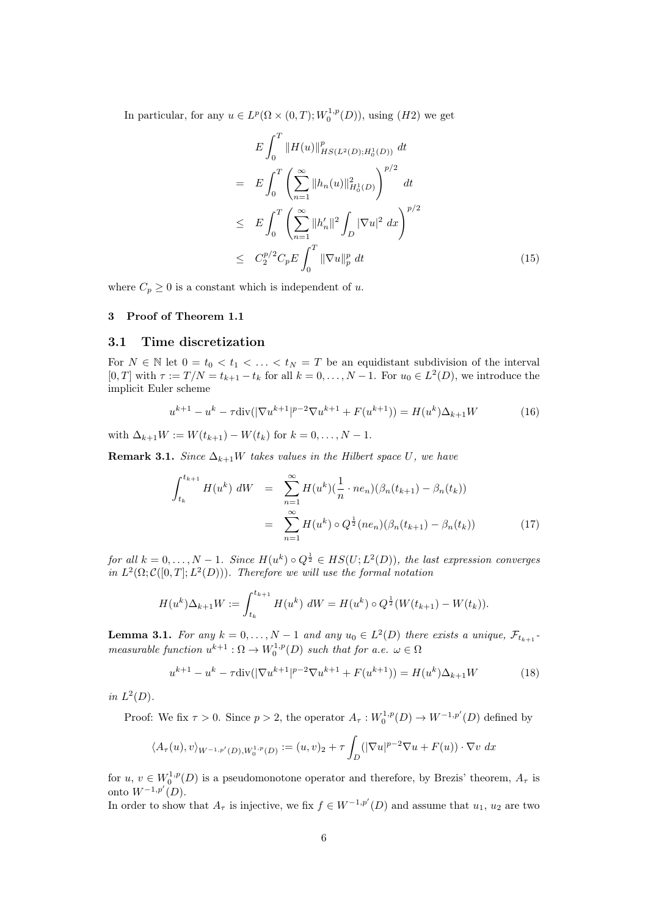In particular, for any $u \in L^p(\Omega \times (0,T); W_0^{1,p}(D))$, using $(H2)$ we get

$$
\begin{aligned}
& E\int_0^T \|H(u)\|^p_{HS(L^2(D);H_0^1(D))}\, dt \\
= \;& E\int_0^T \left(\sum_{n=1}^\infty \|h_n(u)\|^2_{H_0^1(D)}\right)^{p/2} dt \\
\leq \;& E\int_0^T \left(\sum_{n=1}^\infty \|h_n'\|^2 \int_D |\nabla u|^2\, dx\right)^{p/2} \\
\leq \;& C_2^{p/2} C_p E\int_0^T \|\nabla u\|_p^p\, dt
\end{aligned}
\tag{15}
$$

where $C_p \geq 0$ is a constant which is independent of $u$.

## 3 Proof of Theorem 1.1

### 3.1 Time discretization

For $N \in \mathbb{N}$ let $0 = t_0 < t_1 < \ldots < t_N = T$ be an equidistant subdivision of the interval $[0,T]$ with $\tau := T/N = t_{k+1} - t_k$ for all $k = 0, \ldots, N-1$. For $u_0 \in L^2(D)$, we introduce the implicit Euler scheme

$$
u^{k+1} - u^k - \tau \operatorname{div}(|\nabla u^{k+1}|^{p-2}\nabla u^{k+1} + F(u^{k+1})) = H(u^k)\Delta_{k+1}W \tag{16}
$$

with $\Delta_{k+1}W := W(t_{k+1}) - W(t_k)$ for $k = 0, \ldots, N-1$.

**Remark 3.1.** *Since $\Delta_{k+1}W$ takes values in the Hilbert space $U$, we have*

$$
\begin{aligned}
\int_{t_k}^{t_{k+1}} H(u^k)\, dW &= \sum_{n=1}^\infty H(u^k)(\frac{1}{n}\cdot ne_n)(\beta_n(t_{k+1}) - \beta_n(t_k)) \\
&= \sum_{n=1}^\infty H(u^k) \circ Q^{\frac{1}{2}}(ne_n)(\beta_n(t_{k+1}) - \beta_n(t_k))
\end{aligned}
\tag{17}
$$

*for all $k = 0, \ldots, N-1$. Since $H(u^k)\circ Q^{\frac{1}{2}} \in HS(U; L^2(D))$, the last expression converges in $L^2(\Omega; \mathcal{C}([0,T]; L^2(D)))$. Therefore we will use the formal notation*

$$
H(u^k)\Delta_{k+1}W := \int_{t_k}^{t_{k+1}} H(u^k)\, dW = H(u^k)\circ Q^{\frac{1}{2}}(W(t_{k+1}) - W(t_k)).
$$

**Lemma 3.1.** *For any $k = 0, \ldots, N-1$ and any $u_0 \in L^2(D)$ there exists a unique, $\mathcal{F}_{t_{k+1}}$-measurable function $u^{k+1} : \Omega \to W_0^{1,p}(D)$ such that for a.e. $\omega \in \Omega$*

$$
u^{k+1} - u^k - \tau \operatorname{div}(|\nabla u^{k+1}|^{p-2}\nabla u^{k+1} + F(u^{k+1})) = H(u^k)\Delta_{k+1}W \tag{18}
$$

*in $L^2(D)$.*

Proof: We fix $\tau > 0$. Since $p > 2$, the operator $A_\tau : W_0^{1,p}(D) \to W^{-1,p'}(D)$ defined by

$$
\langle A_\tau(u), v\rangle_{W^{-1,p'}(D), W_0^{1,p}(D)} := (u,v)_2 + \tau \int_D (|\nabla u|^{p-2}\nabla u + F(u))\cdot \nabla v\, dx
$$

for $u$, $v \in W_0^{1,p}(D)$ is a pseudomonotone operator and therefore, by Brezis' theorem, $A_\tau$ is onto $W^{-1,p'}(D)$.
In order to show that $A_\tau$ is injective, we fix $f \in W^{-1,p'}(D)$ and assume that $u_1$, $u_2$ are two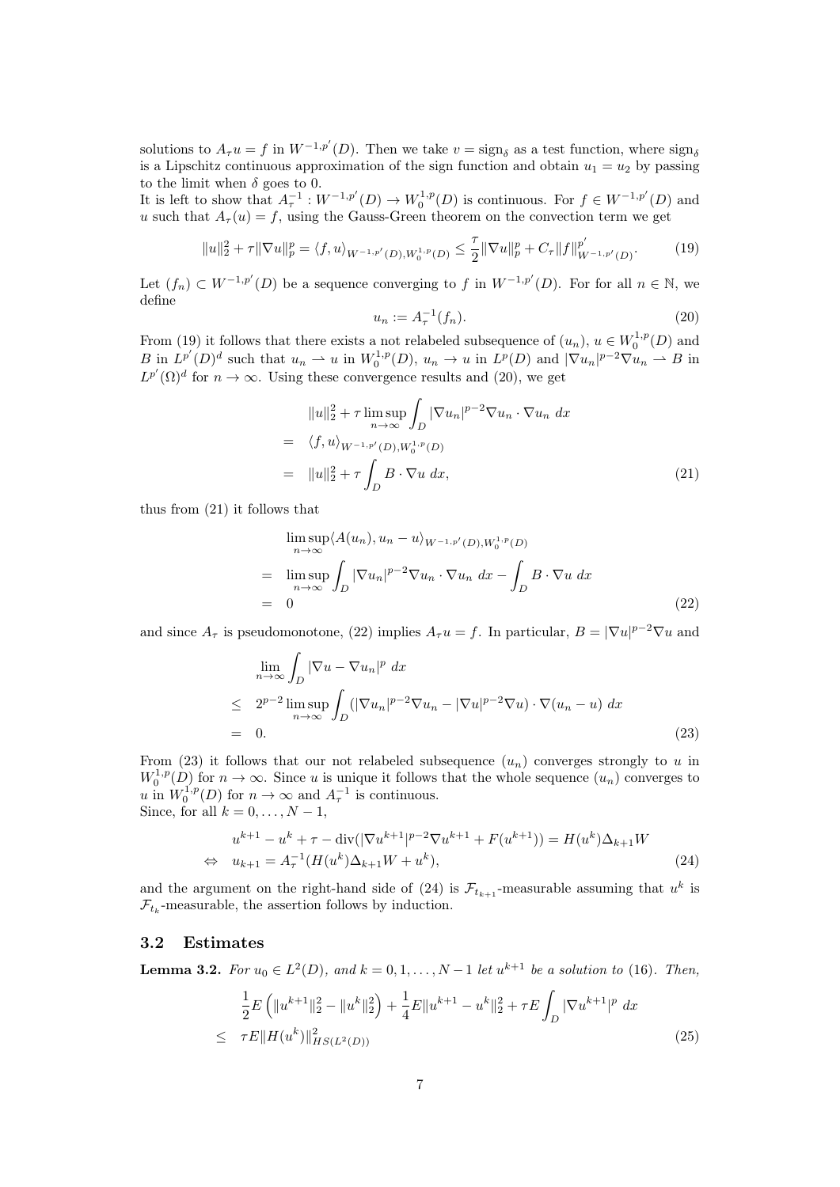solutions to $A_\tau u = f$ in $W^{-1,p'}(D)$. Then we take $v = \text{sign}_\delta$ as a test function, where $\text{sign}_\delta$ is a Lipschitz continuous approximation of the sign function and obtain $u_1 = u_2$ by passing to the limit when $\delta$ goes to 0.
It is left to show that $A_\tau^{-1} : W^{-1,p'}(D) \to W_0^{1,p}(D)$ is continuous. For $f \in W^{-1,p'}(D)$ and $u$ such that $A_\tau(u) = f$, using the Gauss-Green theorem on the convection term we get

$$\|u\|_2^2 + \tau\|\nabla u\|_p^p = \langle f, u\rangle_{W^{-1,p'}(D),W_0^{1,p}(D)} \le \frac{\tau}{2}\|\nabla u\|_p^p + C_\tau\|f\|_{W^{-1,p'}(D)}^{p'}. \tag{19}$$

Let $(f_n) \subset W^{-1,p'}(D)$ be a sequence converging to $f$ in $W^{-1,p'}(D)$. For for all $n \in \mathbb{N}$, we define

$$u_n := A_\tau^{-1}(f_n). \tag{20}$$

From (19) it follows that there exists a not relabeled subsequence of $(u_n)$, $u \in W_0^{1,p}(D)$ and $B$ in $L^{p'}(D)^d$ such that $u_n \rightharpoonup u$ in $W_0^{1,p}(D)$, $u_n \to u$ in $L^p(D)$ and $|\nabla u_n|^{p-2}\nabla u_n \rightharpoonup B$ in $L^{p'}(\Omega)^d$ for $n \to \infty$. Using these convergence results and (20), we get

$$\begin{aligned}
&\|u\|_2^2 + \tau \limsup_{n\to\infty} \int_D |\nabla u_n|^{p-2}\nabla u_n \cdot \nabla u_n \, dx \\
=\ & \langle f, u\rangle_{W^{-1,p'}(D),W_0^{1,p}(D)} \\
=\ & \|u\|_2^2 + \tau \int_D B \cdot \nabla u \, dx,
\end{aligned} \tag{21}$$

thus from (21) it follows that

$$\begin{aligned}
&\limsup_{n\to\infty} \langle A(u_n), u_n - u\rangle_{W^{-1,p'}(D),W_0^{1,p}(D)} \\
=\ & \limsup_{n\to\infty} \int_D |\nabla u_n|^{p-2}\nabla u_n \cdot \nabla u_n \, dx - \int_D B \cdot \nabla u \, dx \\
=\ & 0
\end{aligned} \tag{22}$$

and since $A_\tau$ is pseudomonotone, (22) implies $A_\tau u = f$. In particular, $B = |\nabla u|^{p-2}\nabla u$ and

$$\begin{aligned}
&\lim_{n\to\infty} \int_D |\nabla u - \nabla u_n|^p \, dx \\
\le\ & 2^{p-2} \limsup_{n\to\infty} \int_D (|\nabla u_n|^{p-2}\nabla u_n - |\nabla u|^{p-2}\nabla u) \cdot \nabla(u_n - u) \, dx \\
=\ & 0.
\end{aligned} \tag{23}$$

From (23) it follows that our not relabeled subsequence $(u_n)$ converges strongly to $u$ in $W_0^{1,p}(D)$ for $n \to \infty$. Since $u$ is unique it follows that the whole sequence $(u_n)$ converges to $u$ in $W_0^{1,p}(D)$ for $n \to \infty$ and $A_\tau^{-1}$ is continuous.
Since, for all $k = 0, \dots, N-1$,

$$\begin{aligned}
& u^{k+1} - u^k + \tau - \operatorname{div}(|\nabla u^{k+1}|^{p-2}\nabla u^{k+1} + F(u^{k+1})) = H(u^k)\Delta_{k+1}W \\
\Leftrightarrow\ & u_{k+1} = A_\tau^{-1}(H(u^k)\Delta_{k+1}W + u^k),
\end{aligned} \tag{24}$$

and the argument on the right-hand side of (24) is $\mathcal{F}_{t_{k+1}}$-measurable assuming that $u^k$ is $\mathcal{F}_{t_k}$-measurable, the assertion follows by induction.

## 3.2 Estimates

**Lemma 3.2.** *For $u_0 \in L^2(D)$, and $k = 0, 1, \dots, N-1$ let $u^{k+1}$ be a solution to* (16)*. Then,*

$$\begin{aligned}
&\frac{1}{2}E\left(\|u^{k+1}\|_2^2 - \|u^k\|_2^2\right) + \frac{1}{4}E\|u^{k+1} - u^k\|_2^2 + \tau E\int_D |\nabla u^{k+1}|^p \, dx \\
\le\ & \tau E\|H(u^k)\|_{HS(L^2(D))}^2
\end{aligned} \tag{25}$$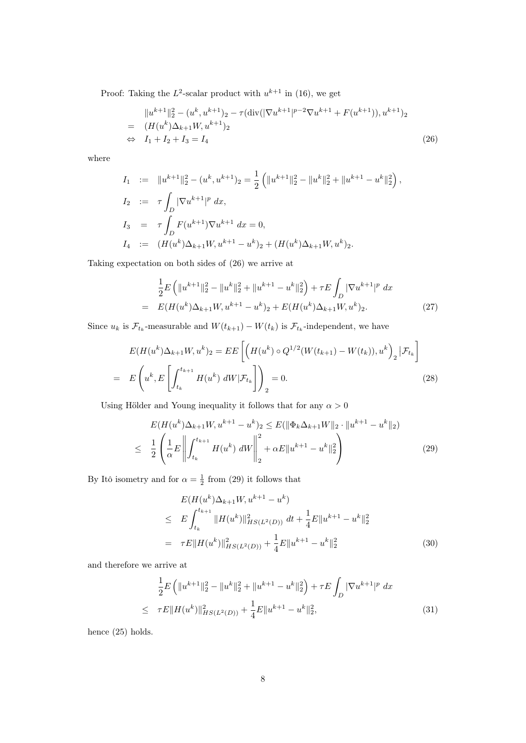Proof: Taking the $L^2$-scalar product with $u^{k+1}$ in (16), we get

$$
\begin{aligned}
& \|u^{k+1}\|_2^2 - (u^k, u^{k+1})_2 - \tau(\operatorname{div}(|\nabla u^{k+1}|^{p-2}\nabla u^{k+1} + F(u^{k+1})), u^{k+1})_2 \\
= \ & (H(u^k)\Delta_{k+1}W, u^{k+1})_2 \\
\Leftrightarrow \ & I_1 + I_2 + I_3 = I_4
\end{aligned}
\tag{26}
$$

where

$$
\begin{aligned}
I_1 &:= \|u^{k+1}\|_2^2 - (u^k, u^{k+1})_2 = \frac{1}{2}\left(\|u^{k+1}\|_2^2 - \|u^k\|_2^2 + \|u^{k+1} - u^k\|_2^2\right), \\
I_2 &:= \tau \int_D |\nabla u^{k+1}|^p \, dx, \\
I_3 &= \tau \int_D F(u^{k+1})\nabla u^{k+1} \, dx = 0, \\
I_4 &:= (H(u^k)\Delta_{k+1}W, u^{k+1} - u^k)_2 + (H(u^k)\Delta_{k+1}W, u^k)_2.
\end{aligned}
$$

Taking expectation on both sides of (26) we arrive at

$$
\begin{aligned}
& \frac{1}{2}E\left(\|u^{k+1}\|_2^2 - \|u^k\|_2^2 + \|u^{k+1} - u^k\|_2^2\right) + \tau E\int_D |\nabla u^{k+1}|^p \, dx \\
= \ & E(H(u^k)\Delta_{k+1}W, u^{k+1} - u^k)_2 + E(H(u^k)\Delta_{k+1}W, u^k)_2.
\end{aligned}
\tag{27}
$$

Since $u_k$ is $\mathcal{F}_{t_k}$-measurable and $W(t_{k+1}) - W(t_k)$ is $\mathcal{F}_{t_k}$-independent, we have

$$
\begin{aligned}
& E(H(u^k)\Delta_{k+1}W, u^k)_2 = EE\left[\left(H(u^k) \circ Q^{1/2}(W(t_{k+1}) - W(t_k)), u^k\right)_2 \big| \mathcal{F}_{t_k}\right] \\
= \ & E\left(u^k, E\left[\int_{t_k}^{t_{k+1}} H(u^k) \, dW | \mathcal{F}_{t_k}\right]\right)_2 = 0.
\end{aligned}
\tag{28}
$$

Using Hölder and Young inequality it follows that for any $\alpha > 0$

$$
\begin{aligned}
& E(H(u^k)\Delta_{k+1}W, u^{k+1} - u^k)_2 \leq E(\|\Phi_k \Delta_{k+1}W\|_2 \cdot \|u^{k+1} - u^k\|_2) \\
\leq \ & \frac{1}{2}\left(\frac{1}{\alpha}E\left\|\int_{t_k}^{t_{k+1}} H(u^k) \, dW\right\|_2^2 + \alpha E\|u^{k+1} - u^k\|_2^2\right)
\end{aligned}
\tag{29}
$$

By Itô isometry and for $\alpha = \frac{1}{2}$ from (29) it follows that

$$
\begin{aligned}
& E(H(u^k)\Delta_{k+1}W, u^{k+1} - u^k) \\
\leq \ & E\int_{t_k}^{t_{k+1}} \|H(u^k)\|_{HS(L^2(D))}^2 \, dt + \frac{1}{4}E\|u^{k+1} - u^k\|_2^2 \\
= \ & \tau E\|H(u^k)\|_{HS(L^2(D))}^2 + \frac{1}{4}E\|u^{k+1} - u^k\|_2^2
\end{aligned}
\tag{30}
$$

and therefore we arrive at

$$
\begin{aligned}
& \frac{1}{2}E\left(\|u^{k+1}\|_2^2 - \|u^k\|_2^2 + \|u^{k+1} - u^k\|_2^2\right) + \tau E\int_D |\nabla u^{k+1}|^p \, dx \\
\leq \ & \tau E\|H(u^k)\|_{HS(L^2(D))}^2 + \frac{1}{4}E\|u^{k+1} - u^k\|_2^2,
\end{aligned}
\tag{31}
$$

hence (25) holds.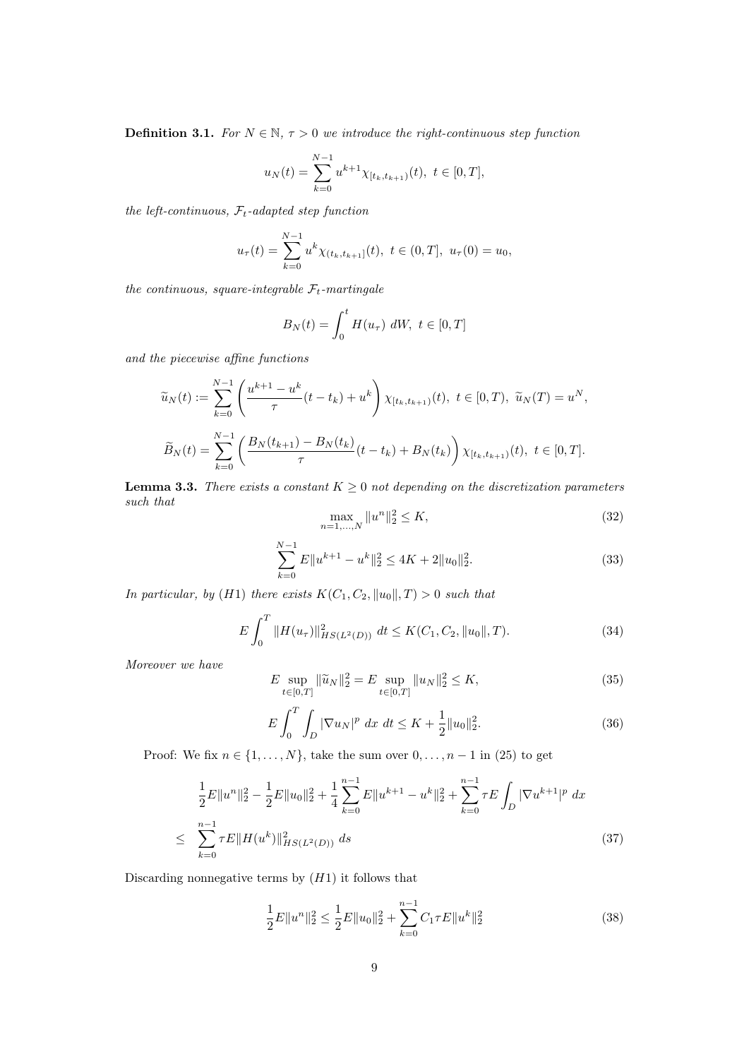**Definition 3.1.** *For $N \in \mathbb{N}$, $\tau > 0$ we introduce the right-continuous step function*

$$u_N(t) = \sum_{k=0}^{N-1} u^{k+1} \chi_{[t_k, t_{k+1})}(t), \ t \in [0,T],$$

*the left-continuous, $\mathcal{F}_t$-adapted step function*

$$u_\tau(t) = \sum_{k=0}^{N-1} u^k \chi_{(t_k, t_{k+1}]}(t), \ t \in (0,T], \ u_\tau(0) = u_0,$$

*the continuous, square-integrable $\mathcal{F}_t$-martingale*

$$B_N(t) = \int_0^t H(u_\tau) \ dW, \ t \in [0,T]$$

*and the piecewise affine functions*

$$\widetilde{u}_N(t) := \sum_{k=0}^{N-1} \left( \frac{u^{k+1} - u^k}{\tau}(t - t_k) + u^k \right) \chi_{[t_k, t_{k+1})}(t), \ t \in [0,T), \ \widetilde{u}_N(T) = u^N,$$

$$\widetilde{B}_N(t) = \sum_{k=0}^{N-1} \left( \frac{B_N(t_{k+1}) - B_N(t_k)}{\tau}(t - t_k) + B_N(t_k) \right) \chi_{[t_k, t_{k+1})}(t), \ t \in [0,T].$$

**Lemma 3.3.** *There exists a constant $K \geq 0$ not depending on the discretization parameters such that*

$$\max_{n=1,\ldots,N} \|u^n\|_2^2 \leq K, \tag{32}$$

$$\sum_{k=0}^{N-1} E\|u^{k+1} - u^k\|_2^2 \leq 4K + 2\|u_0\|_2^2. \tag{33}$$

*In particular, by $(H1)$ there exists $K(C_1, C_2, \|u_0\|, T) > 0$ such that*

$$E \int_0^T \|H(u_\tau)\|_{HS(L^2(D))}^2 \ dt \leq K(C_1, C_2, \|u_0\|, T). \tag{34}$$

*Moreover we have*

$$E \sup_{t \in [0,T]} \|\widetilde{u}_N\|_2^2 = E \sup_{t \in [0,T]} \|u_N\|_2^2 \leq K, \tag{35}$$

$$E \int_0^T \int_D |\nabla u_N|^p \ dx \ dt \leq K + \frac{1}{2}\|u_0\|_2^2. \tag{36}$$

Proof: We fix $n \in \{1, \ldots, N\}$, take the sum over $0, \ldots, n-1$ in (25) to get

$$\begin{aligned} &\frac{1}{2}E\|u^n\|_2^2 - \frac{1}{2}E\|u_0\|_2^2 + \frac{1}{4}\sum_{k=0}^{n-1} E\|u^{k+1} - u^k\|_2^2 + \sum_{k=0}^{n-1} \tau E \int_D |\nabla u^{k+1}|^p \ dx \\ \leq \ &\sum_{k=0}^{n-1} \tau E\|H(u^k)\|_{HS(L^2(D))}^2 \ ds \end{aligned} \tag{37}$$

Discarding nonnegative terms by $(H1)$ it follows that

$$\frac{1}{2}E\|u^n\|_2^2 \leq \frac{1}{2}E\|u_0\|_2^2 + \sum_{k=0}^{n-1} C_1 \tau E\|u^k\|_2^2 \tag{38}$$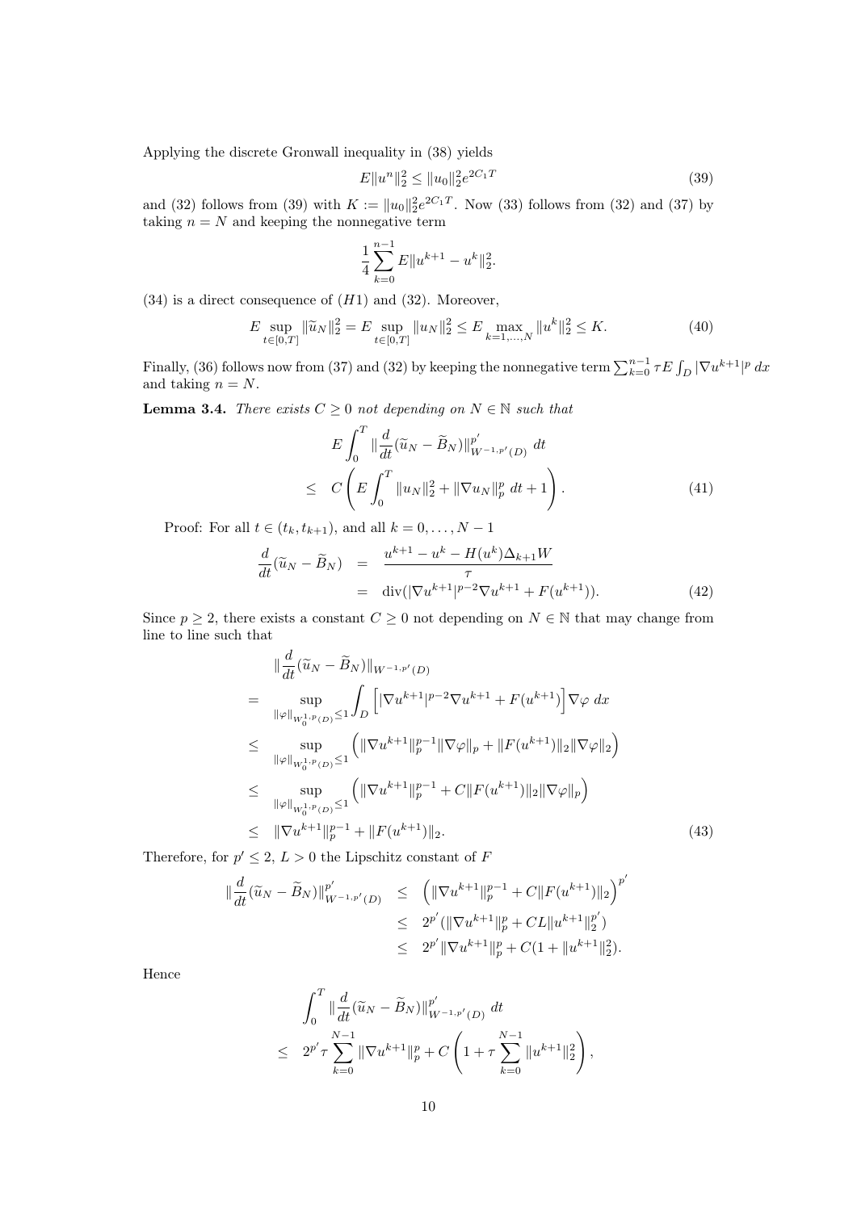Applying the discrete Gronwall inequality in (38) yields

$$E\|u^n\|_2^2 \le \|u_0\|_2^2 e^{2C_1 T} \tag{39}$$

and (32) follows from (39) with $K := \|u_0\|_2^2 e^{2C_1T}$. Now (33) follows from (32) and (37) by taking $n = N$ and keeping the nonnegative term

$$\frac{1}{4}\sum_{k=0}^{n-1} E\|u^{k+1} - u^k\|_2^2.$$

(34) is a direct consequence of $(H1)$ and (32). Moreover,

$$E \sup_{t\in[0,T]} \|\widetilde{u}_N\|_2^2 = E \sup_{t\in[0,T]} \|u_N\|_2^2 \le E \max_{k=1,\dots,N} \|u^k\|_2^2 \le K. \tag{40}$$

Finally, (36) follows now from (37) and (32) by keeping the nonnegative term $\sum_{k=0}^{n-1} \tau E\int_D |\nabla u^{k+1}|^p \, dx$ and taking $n = N$.

**Lemma 3.4.** *There exists $C \ge 0$ not depending on $N \in \mathbb{N}$ such that*

$$\begin{aligned} & E\int_0^T \|\frac{d}{dt}(\widetilde{u}_N - \widetilde{B}_N)\|_{W^{-1,p'}(D)}^{p'} \, dt \\ \le \;& C\left(E\int_0^T \|u_N\|_2^2 + \|\nabla u_N\|_p^p \, dt + 1\right). \end{aligned} \tag{41}$$

Proof: For all $t \in (t_k, t_{k+1})$, and all $k = 0, \dots, N-1$

$$\begin{aligned} \frac{d}{dt}(\widetilde{u}_N - \widetilde{B}_N) &= \frac{u^{k+1} - u^k - H(u^k)\Delta_{k+1}W}{\tau} \\ &= \operatorname{div}(|\nabla u^{k+1}|^{p-2}\nabla u^{k+1} + F(u^{k+1})). \end{aligned} \tag{42}$$

Since $p \ge 2$, there exists a constant $C \ge 0$ not depending on $N \in \mathbb{N}$ that may change from line to line such that

$$\begin{aligned} & \|\frac{d}{dt}(\widetilde{u}_N - \widetilde{B}_N)\|_{W^{-1,p'}(D)} \\ =\;& \sup_{\|\varphi\|_{W_0^{1,p}(D)} \le 1} \int_D \left[|\nabla u^{k+1}|^{p-2}\nabla u^{k+1} + F(u^{k+1})\right]\nabla\varphi \, dx \\ \le\;& \sup_{\|\varphi\|_{W_0^{1,p}(D)} \le 1} \left(\|\nabla u^{k+1}\|_p^{p-1}\|\nabla\varphi\|_p + \|F(u^{k+1})\|_2\|\nabla\varphi\|_2\right) \\ \le\;& \sup_{\|\varphi\|_{W_0^{1,p}(D)} \le 1} \left(\|\nabla u^{k+1}\|_p^{p-1} + C\|F(u^{k+1})\|_2\|\nabla\varphi\|_p\right) \\ \le\;& \|\nabla u^{k+1}\|_p^{p-1} + \|F(u^{k+1})\|_2. \end{aligned} \tag{43}$$

Therefore, for $p' \le 2$, $L > 0$ the Lipschitz constant of $F$

$$\begin{aligned} \|\frac{d}{dt}(\widetilde{u}_N - \widetilde{B}_N)\|_{W^{-1,p'}(D)}^{p'} &\le \left(\|\nabla u^{k+1}\|_p^{p-1} + C\|F(u^{k+1})\|_2\right)^{p'} \\ &\le 2^{p'}(\|\nabla u^{k+1}\|_p^p + CL\|u^{k+1}\|_2^{p'}) \\ &\le 2^{p'}\|\nabla u^{k+1}\|_p^p + C(1 + \|u^{k+1}\|_2^2). \end{aligned}$$

Hence

$$\begin{aligned} & \int_0^T \|\frac{d}{dt}(\widetilde{u}_N - \widetilde{B}_N)\|_{W^{-1,p'}(D)}^{p'} \, dt \\ \le\;& 2^{p'}\tau\sum_{k=0}^{N-1}\|\nabla u^{k+1}\|_p^p + C\left(1 + \tau\sum_{k=0}^{N-1}\|u^{k+1}\|_2^2\right), \end{aligned}$$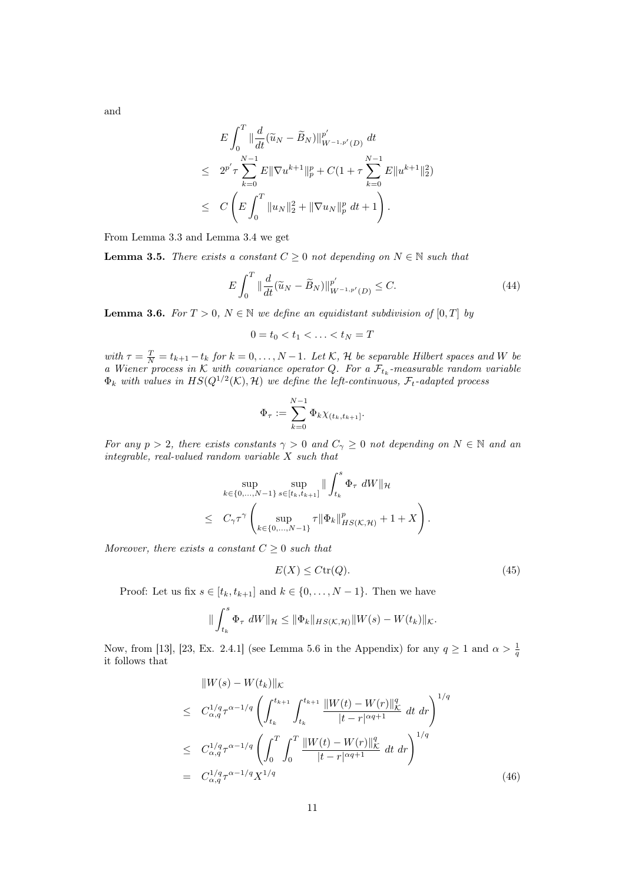and

$$
\begin{aligned}
& E\int_0^T \|\frac{d}{dt}(\widetilde{u}_N-\widetilde{B}_N)\|^{p'}_{W^{-1,p'}(D)}\,dt \\
\leq\ & 2^{p'}\tau\sum_{k=0}^{N-1}E\|\nabla u^{k+1}\|_p^p + C(1+\tau\sum_{k=0}^{N-1}E\|u^{k+1}\|_2^2) \\
\leq\ & C\left(E\int_0^T \|u_N\|_2^2+\|\nabla u_N\|_p^p\,dt+1\right).
\end{aligned}
$$

From Lemma 3.3 and Lemma 3.4 we get

**Lemma 3.5.** *There exists a constant $C\geq 0$ not depending on $N\in\mathbb{N}$ such that*

$$
E\int_0^T \|\frac{d}{dt}(\widetilde{u}_N-\widetilde{B}_N)\|^{p'}_{W^{-1,p'}(D)}\leq C. \tag{44}
$$

**Lemma 3.6.** *For $T>0$, $N\in\mathbb{N}$ we define an equidistant subdivision of $[0,T]$ by*

$$
0=t_0<t_1<\ldots<t_N=T
$$

*with $\tau=\frac{T}{N}=t_{k+1}-t_k$ for $k=0,\ldots,N-1$. Let $\mathcal{K}$, $\mathcal{H}$ be separable Hilbert spaces and $W$ be a Wiener process in $\mathcal{K}$ with covariance operator $Q$. For a $\mathcal{F}_{t_k}$-measurable random variable $\Phi_k$ with values in $HS(Q^{1/2}(\mathcal{K}),\mathcal{H})$ we define the left-continuous, $\mathcal{F}_t$-adapted process*

$$
\Phi_\tau:=\sum_{k=0}^{N-1}\Phi_k\chi_{(t_k,t_{k+1}]}.
$$

*For any $p>2$, there exists constants $\gamma>0$ and $C_\gamma\geq 0$ not depending on $N\in\mathbb{N}$ and an integrable, real-valued random variable $X$ such that*

$$
\begin{aligned}
& \sup_{k\in\{0,\ldots,N-1\}}\sup_{s\in[t_k,t_{k+1}]}\|\int_{t_k}^s\Phi_\tau\,dW\|_{\mathcal{H}} \\
\leq\ & C_\gamma\tau^\gamma\left(\sup_{k\in\{0,\ldots,N-1\}}\tau\|\Phi_k\|^p_{HS(\mathcal{K},\mathcal{H})}+1+X\right).
\end{aligned}
$$

*Moreover, there exists a constant $C\geq 0$ such that*

$$
E(X)\leq C\mathrm{tr}(Q). \tag{45}
$$

Proof: Let us fix $s\in[t_k,t_{k+1}]$ and $k\in\{0,\ldots,N-1\}$. Then we have

$$
\|\int_{t_k}^s\Phi_\tau\,dW\|_{\mathcal{H}}\leq\|\Phi_k\|_{HS(\mathcal{K},\mathcal{H})}\|W(s)-W(t_k)\|_{\mathcal{K}}.
$$

Now, from [13], [23, Ex. 2.4.1] (see Lemma 5.6 in the Appendix) for any $q\geq 1$ and $\alpha>\frac{1}{q}$ it follows that

$$
\begin{aligned}
& \|W(s)-W(t_k)\|_{\mathcal{K}} \\
\leq\ & C_{\alpha,q}^{1/q}\tau^{\alpha-1/q}\left(\int_{t_k}^{t_{k+1}}\int_{t_k}^{t_{k+1}}\frac{\|W(t)-W(r)\|^q_{\mathcal{K}}}{|t-r|^{\alpha q+1}}\,dt\,dr\right)^{1/q} \\
\leq\ & C_{\alpha,q}^{1/q}\tau^{\alpha-1/q}\left(\int_0^T\int_0^T\frac{\|W(t)-W(r)\|^q_{\mathcal{K}}}{|t-r|^{\alpha q+1}}\,dt\,dr\right)^{1/q} \\
=\ & C_{\alpha,q}^{1/q}\tau^{\alpha-1/q}X^{1/q}
\end{aligned} \tag{46}
$$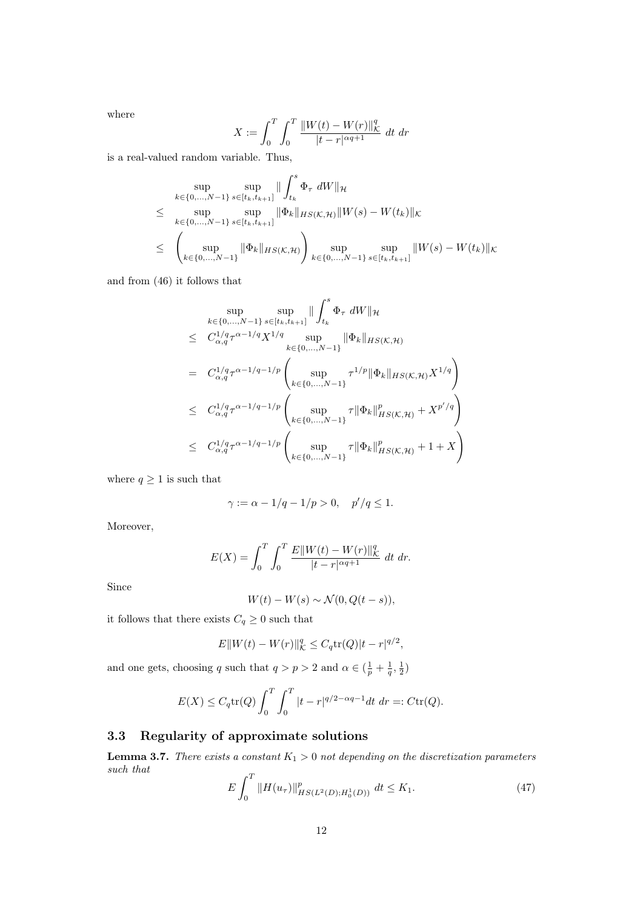where

$$X := \int_0^T \int_0^T \frac{\|W(t) - W(r)\|_{\mathcal{K}}^q}{|t-r|^{\alpha q+1}} \; dt \; dr$$

is a real-valued random variable. Thus,

$$\begin{aligned}
& \sup_{k\in\{0,\dots,N-1\}} \sup_{s\in[t_k,t_{k+1}]} \| \int_{t_k}^s \Phi_\tau \; dW\|_{\mathcal{H}} \\
\leq \quad & \sup_{k\in\{0,\dots,N-1\}} \sup_{s\in[t_k,t_{k+1}]} \|\Phi_k\|_{HS(\mathcal{K},\mathcal{H})} \|W(s) - W(t_k)\|_{\mathcal{K}} \\
\leq \quad & \left( \sup_{k\in\{0,\dots,N-1\}} \|\Phi_k\|_{HS(\mathcal{K},\mathcal{H})} \right) \sup_{k\in\{0,\dots,N-1\}} \sup_{s\in[t_k,t_{k+1}]} \|W(s) - W(t_k)\|_{\mathcal{K}}
\end{aligned}$$

and from (46) it follows that

$$\begin{aligned}
& \sup_{k\in\{0,\dots,N-1\}} \sup_{s\in[t_k,t_{k+1}]} \| \int_{t_k}^s \Phi_\tau \; dW\|_{\mathcal{H}} \\
\leq \quad & C_{\alpha,q}^{1/q} \tau^{\alpha-1/q} X^{1/q} \sup_{k\in\{0,\dots,N-1\}} \|\Phi_k\|_{HS(\mathcal{K},\mathcal{H})} \\
= \quad & C_{\alpha,q}^{1/q} \tau^{\alpha-1/q-1/p} \left( \sup_{k\in\{0,\dots,N-1\}} \tau^{1/p} \|\Phi_k\|_{HS(\mathcal{K},\mathcal{H})} X^{1/q} \right) \\
\leq \quad & C_{\alpha,q}^{1/q} \tau^{\alpha-1/q-1/p} \left( \sup_{k\in\{0,\dots,N-1\}} \tau \|\Phi_k\|_{HS(\mathcal{K},\mathcal{H})}^p + X^{p'/q} \right) \\
\leq \quad & C_{\alpha,q}^{1/q} \tau^{\alpha-1/q-1/p} \left( \sup_{k\in\{0,\dots,N-1\}} \tau \|\Phi_k\|_{HS(\mathcal{K},\mathcal{H})}^p + 1 + X \right)
\end{aligned}$$

where $q \geq 1$ is such that

$$\gamma := \alpha - 1/q - 1/p > 0, \quad p'/q \leq 1.$$

Moreover,

$$E(X) = \int_0^T \int_0^T \frac{E\|W(t) - W(r)\|_{\mathcal{K}}^q}{|t-r|^{\alpha q+1}} \; dt \; dr.$$

Since

$$W(t) - W(s) \sim \mathcal{N}(0, Q(t-s)),$$

it follows that there exists $C_q \geq 0$ such that

$$E\|W(t) - W(r)\|_{\mathcal{K}}^q \leq C_q \mathrm{tr}(Q)|t-r|^{q/2},$$

and one gets, choosing $q$ such that $q > p > 2$ and $\alpha \in (\frac{1}{p} + \frac{1}{q}, \frac{1}{2})$

$$E(X) \leq C_q \mathrm{tr}(Q) \int_0^T \int_0^T |t-r|^{q/2-\alpha q-1} dt \; dr =: C\mathrm{tr}(Q).$$

### 3.3 Regularity of approximate solutions

**Lemma 3.7.** *There exists a constant $K_1 > 0$ not depending on the discretization parameters such that*

$$E \int_0^T \|H(u_\tau)\|_{HS(L^2(D);H_0^1(D))}^p \; dt \leq K_1. \tag{47}$$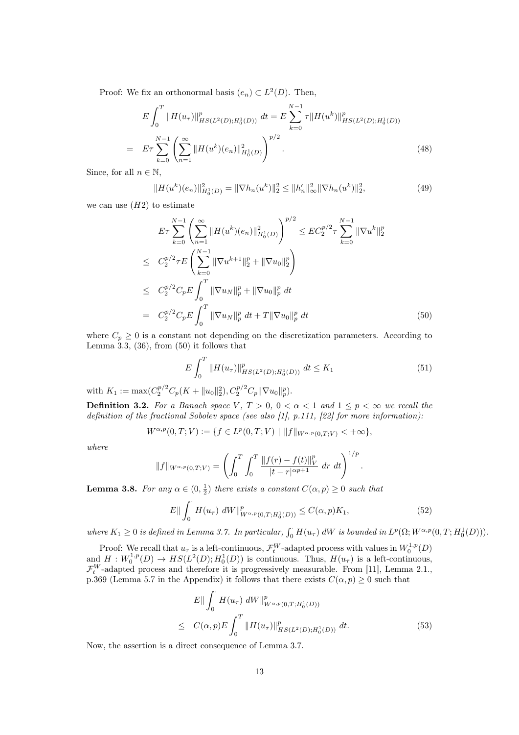Proof: We fix an orthonormal basis $(e_n) \subset L^2(D)$. Then,

$$
\begin{aligned}
& E\int_0^T \|H(u_\tau)\|^p_{HS(L^2(D);H^1_0(D))}\ dt = E\sum_{k=0}^{N-1} \tau \|H(u^k)\|^p_{HS(L^2(D);H^1_0(D))} \\
= \quad & E\tau \sum_{k=0}^{N-1} \left( \sum_{n=1}^{\infty} \|H(u^k)(e_n)\|^2_{H^1_0(D)} \right)^{p/2}. \qquad (48)
\end{aligned}
$$

Since, for all $n \in \mathbb{N}$,

$$
\|H(u^k)(e_n)\|^2_{H^1_0(D)} = \|\nabla h_n(u^k)\|_2^2 \le \|h_n'\|^2_\infty \|\nabla h_n(u^k)\|_2^2, \qquad (49)
$$

we can use $(H2)$ to estimate

$$
\begin{aligned}
& E\tau \sum_{k=0}^{N-1} \left( \sum_{n=1}^{\infty} \|H(u^k)(e_n)\|^2_{H^1_0(D)} \right)^{p/2} \le E C_2^{p/2} \tau \sum_{k=0}^{N-1} \|\nabla u^k\|_2^p \\
\le \quad & C_2^{p/2} \tau E \left( \sum_{k=0}^{N-1} \|\nabla u^{k+1}\|_2^p + \|\nabla u_0\|_2^p \right) \\
\le \quad & C_2^{p/2} C_p E \int_0^T \|\nabla u_N\|_p^p + \|\nabla u_0\|_p^p\ dt \\
= \quad & C_2^{p/2} C_p E \int_0^T \|\nabla u_N\|_p^p\ dt + T\|\nabla u_0\|_p^p\ dt \qquad (50)
\end{aligned}
$$

where $C_p \ge 0$ is a constant not depending on the discretization parameters. According to Lemma 3.3, (36), from (50) it follows that

$$
E\int_0^T \|H(u_\tau)\|^p_{HS(L^2(D);H^1_0(D))}\ dt \le K_1 \qquad (51)
$$

with $K_1 := \max(C_2^{p/2} C_p (K + \|u_0\|_2^2), C_2^{p/2} C_p \|\nabla u_0\|_p^p)$.

**Definition 3.2.** *For a Banach space $V$, $T > 0$, $0 < \alpha < 1$ and $1 \le p < \infty$ we recall the definition of the fractional Sobolev space (see also [1], p.111, [22] for more information):*

$$
W^{\alpha,p}(0,T;V) := \{ f \in L^p(0,T;V) \mid \|f\|_{W^{\alpha,p}(0,T;V)} < +\infty \},
$$

*where*

$$
\|f\|_{W^{\alpha,p}(0,T;V)} = \left( \int_0^T \int_0^T \frac{\|f(r) - f(t)\|_V^p}{|t-r|^{\alpha p + 1}}\ dr\ dt \right)^{1/p}.
$$

**Lemma 3.8.** *For any $\alpha \in (0, \frac{1}{2})$ there exists a constant $C(\alpha, p) \ge 0$ such that*

$$
E\|\int_0^{\cdot} H(u_\tau)\ dW\|^p_{W^{\alpha,p}(0,T;H^1_0(D))} \le C(\alpha,p) K_1, \qquad (52)
$$

*where $K_1 \ge 0$ is defined in Lemma 3.7. In particular, $\int_0^{\cdot} H(u_\tau)\ dW$ is bounded in $L^p(\Omega; W^{\alpha,p}(0,T;H^1_0(D)))$.*

Proof: We recall that $u_\tau$ is a left-continuous, $\mathcal{F}_t^W$-adapted process with values in $W_0^{1,p}(D)$ and $H : W_0^{1,p}(D) \to HS(L^2(D); H^1_0(D))$ is continuous. Thus, $H(u_\tau)$ is a left-continuous, $\mathcal{F}_t^W$-adapted process and therefore it is progressively measurable. From [11], Lemma 2.1., p.369 (Lemma 5.7 in the Appendix) it follows that there exists $C(\alpha, p) \ge 0$ such that

$$
\begin{aligned}
& E\|\int_0^{\cdot} H(u_\tau)\ dW\|^p_{W^{\alpha,p}(0,T;H^1_0(D))} \\
\le \quad & C(\alpha,p) E\int_0^T \|H(u_\tau)\|^p_{HS(L^2(D);H^1_0(D))}\ dt. \qquad (53)
\end{aligned}
$$

Now, the assertion is a direct consequence of Lemma 3.7.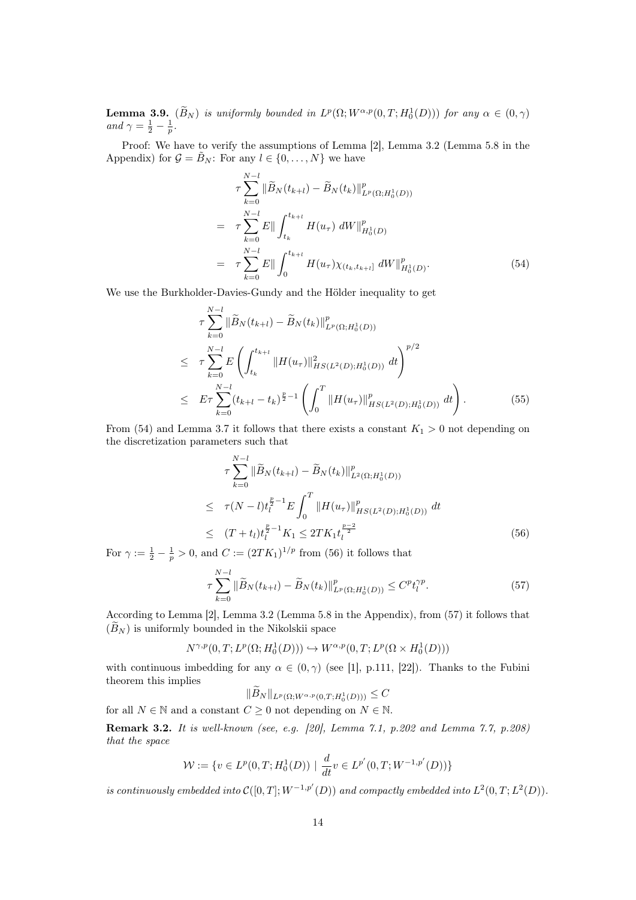**Lemma 3.9.** *$(\widetilde{B}_N)$ is uniformly bounded in $L^p(\Omega; W^{\alpha,p}(0,T; H_0^1(D)))$ for any $\alpha \in (0, \gamma)$ and $\gamma = \frac{1}{2} - \frac{1}{p}$.*

Proof: We have to verify the assumptions of Lemma [2], Lemma 3.2 (Lemma 5.8 in the Appendix) for $\mathcal{G} = \tilde{B}_N$: For any $l \in \{0, \dots, N\}$ we have

$$
\begin{aligned}
& \tau \sum_{k=0}^{N-l} \|\widetilde{B}_N(t_{k+l}) - \widetilde{B}_N(t_k)\|^p_{L^p(\Omega;H_0^1(D))} \\
= \quad & \tau \sum_{k=0}^{N-l} E\| \int_{t_k}^{t_{k+l}} H(u_\tau) \; dW\|^p_{H_0^1(D)} \\
= \quad & \tau \sum_{k=0}^{N-l} E\| \int_{0}^{t_{k+l}} H(u_\tau)\chi_{(t_k,t_{k+l}]} \; dW\|^p_{H_0^1(D)}. \qquad (54)
\end{aligned}
$$

We use the Burkholder-Davies-Gundy and the Hölder inequality to get

$$
\begin{aligned}
& \tau \sum_{k=0}^{N-l} \|\widetilde{B}_N(t_{k+l}) - \widetilde{B}_N(t_k)\|^p_{L^p(\Omega;H_0^1(D))} \\
\leq \quad & \tau \sum_{k=0}^{N-l} E\left( \int_{t_k}^{t_{k+l}} \|H(u_\tau)\|^2_{HS(L^2(D);H_0^1(D))} \; dt \right)^{p/2} \\
\leq \quad & E\tau \sum_{k=0}^{N-l} (t_{k+l} - t_k)^{\frac{p}{2}-1} \left( \int_0^T \|H(u_\tau)\|^p_{HS(L^2(D);H_0^1(D))} \; dt \right). \qquad (55)
\end{aligned}
$$

From (54) and Lemma 3.7 it follows that there exists a constant $K_1 > 0$ not depending on the discretization parameters such that

$$
\begin{aligned}
& \tau \sum_{k=0}^{N-l} \|\widetilde{B}_N(t_{k+l}) - \widetilde{B}_N(t_k)\|^p_{L^2(\Omega;H_0^1(D))} \\
\leq \quad & \tau(N-l) t_l^{\frac{p}{2}-1} E\int_0^T \|H(u_\tau)\|^p_{HS(L^2(D);H_0^1(D))} \; dt \\
\leq \quad & (T + t_l) t_l^{\frac{p}{2}-1} K_1 \leq 2TK_1 t_l^{\frac{p-2}{2}} \qquad (56)
\end{aligned}
$$

For $\gamma := \frac{1}{2} - \frac{1}{p} > 0$, and $C := (2TK_1)^{1/p}$ from (56) it follows that

$$
\tau \sum_{k=0}^{N-l} \|\widetilde{B}_N(t_{k+l}) - \widetilde{B}_N(t_k)\|^p_{L^p(\Omega;H_0^1(D))} \leq C^p t_l^{\gamma p}. \qquad (57)
$$

According to Lemma [2], Lemma 3.2 (Lemma 5.8 in the Appendix), from (57) it follows that $(\widetilde{B}_N)$ is uniformly bounded in the Nikolskii space

$$
N^{\gamma,p}(0,T; L^p(\Omega; H_0^1(D))) \hookrightarrow W^{\alpha,p}(0,T; L^p(\Omega \times H_0^1(D)))
$$

with continuous imbedding for any $\alpha \in (0, \gamma)$ (see [1], p.111, [22]). Thanks to the Fubini theorem this implies

$$
\|\widetilde{B}_N\|_{L^p(\Omega;W^{\alpha,p}(0,T;H_0^1(D)))} \leq C
$$

for all $N \in \mathbb{N}$ and a constant $C \geq 0$ not depending on $N \in \mathbb{N}$.

**Remark 3.2.** *It is well-known (see, e.g. [20], Lemma 7.1, p.202 and Lemma 7.7, p.208) that the space*

$$
\mathcal{W} := \{v \in L^p(0,T; H_0^1(D)) \mid \frac{d}{dt}v \in L^{p'}(0,T; W^{-1,p'}(D))\}
$$

*is continuously embedded into $\mathcal{C}([0,T]; W^{-1,p'}(D))$ and compactly embedded into $L^2(0,T; L^2(D))$.*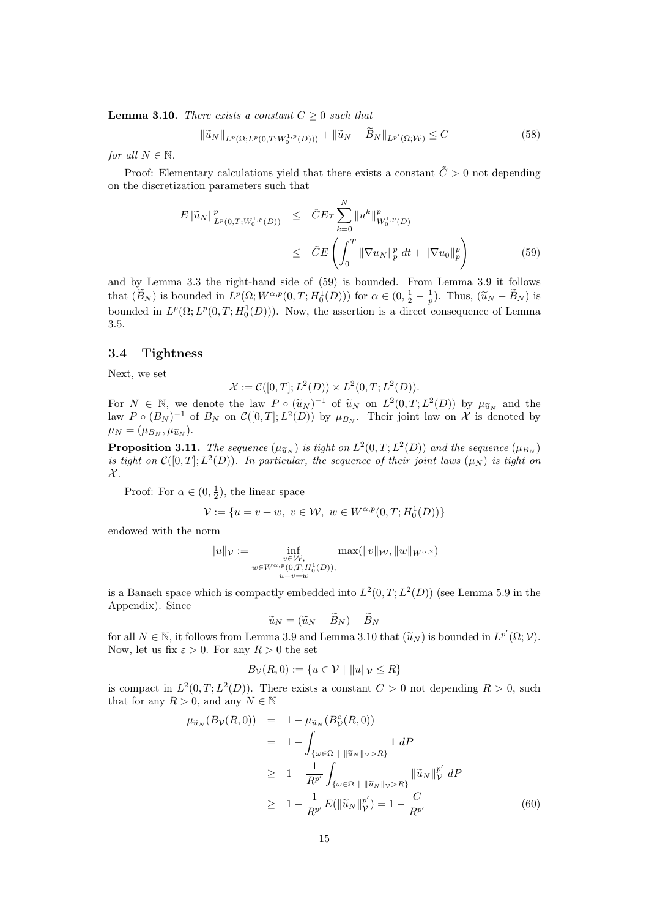**Lemma 3.10.** *There exists a constant $C \geq 0$ such that*

$$\|\widetilde{u}_N\|_{L^p(\Omega;L^p(0,T;W_0^{1,p}(D)))} + \|\widetilde{u}_N - \widetilde{B}_N\|_{L^{p'}(\Omega;\mathcal{W})} \leq C \tag{58}$$

*for all $N \in \mathbb{N}$.*

Proof: Elementary calculations yield that there exists a constant $\tilde{C} > 0$ not depending on the discretization parameters such that

$$\begin{aligned} E\|\widetilde{u}_N\|^p_{L^p(0,T;W_0^{1,p}(D))} &\leq \tilde{C} E \tau \sum_{k=0}^{N} \|u^k\|^p_{W_0^{1,p}(D)} \\ &\leq \tilde{C} E \left( \int_0^T \|\nabla u_N\|_p^p \, dt + \|\nabla u_0\|_p^p \right) \end{aligned} \tag{59}$$

and by Lemma 3.3 the right-hand side of (59) is bounded. From Lemma 3.9 it follows that $(\widetilde{B}_N)$ is bounded in $L^p(\Omega; W^{\alpha,p}(0,T;H_0^1(D)))$ for $\alpha \in (0, \frac{1}{2} - \frac{1}{p})$. Thus, $(\widetilde{u}_N - \widetilde{B}_N)$ is bounded in $L^p(\Omega; L^p(0,T;H_0^1(D)))$. Now, the assertion is a direct consequence of Lemma 3.5.

## 3.4 Tightness

Next, we set

$$\mathcal{X} := \mathcal{C}([0,T];L^2(D)) \times L^2(0,T;L^2(D)).$$

For $N \in \mathbb{N}$, we denote the law $P \circ (\widetilde{u}_N)^{-1}$ of $\widetilde{u}_N$ on $L^2(0,T;L^2(D))$ by $\mu_{\widetilde{u}_N}$ and the law $P \circ (B_N)^{-1}$ of $B_N$ on $\mathcal{C}([0,T];L^2(D))$ by $\mu_{B_N}$. Their joint law on $\mathcal{X}$ is denoted by $\mu_N = (\mu_{B_N}, \mu_{\widetilde{u}_N})$.

**Proposition 3.11.** *The sequence $(\mu_{\widetilde{u}_N})$ is tight on $L^2(0,T;L^2(D))$ and the sequence $(\mu_{B_N})$ is tight on $\mathcal{C}([0,T];L^2(D))$. In particular, the sequence of their joint laws $(\mu_N)$ is tight on $\mathcal{X}$.*

Proof: For $\alpha \in (0, \frac{1}{2})$, the linear space

$$\mathcal{V} := \{u = v + w, \ v \in \mathcal{W}, \ w \in W^{\alpha,p}(0,T;H_0^1(D))\}$$

endowed with the norm

$$\|u\|_{\mathcal{V}} := \inf_{\substack{v \in \mathcal{W}, \\ w \in W^{\alpha,p}(0,T;H_0^1(D)), \\ u = v + w}} \max(\|v\|_{\mathcal{W}}, \|w\|_{W^{\alpha,2}})$$

is a Banach space which is compactly embedded into $L^2(0,T;L^2(D))$ (see Lemma 5.9 in the Appendix). Since

$$\widetilde{u}_N = (\widetilde{u}_N - \widetilde{B}_N) + \widetilde{B}_N$$

for all $N \in \mathbb{N}$, it follows from Lemma 3.9 and Lemma 3.10 that $(\widetilde{u}_N)$ is bounded in $L^{p'}(\Omega;\mathcal{V})$. Now, let us fix $\varepsilon > 0$. For any $R > 0$ the set

$$B_{\mathcal{V}}(R,0) := \{u \in \mathcal{V} \mid \|u\|_{\mathcal{V}} \leq R\}$$

is compact in $L^2(0,T;L^2(D))$. There exists a constant $C > 0$ not depending $R > 0$, such that for any $R > 0$, and any $N \in \mathbb{N}$

$$\begin{aligned} \mu_{\widetilde{u}_N}(B_{\mathcal{V}}(R,0)) &= 1 - \mu_{\widetilde{u}_N}(B^c_{\mathcal{V}}(R,0)) \\ &= 1 - \int_{\{\omega \in \Omega \mid \|\widetilde{u}_N\|_{\mathcal{V}} > R\}} 1 \, dP \\ &\geq 1 - \frac{1}{R^{p'}} \int_{\{\omega \in \Omega \mid \|\widetilde{u}_N\|_{\mathcal{V}} > R\}} \|\widetilde{u}_N\|^{p'}_{\mathcal{V}} \, dP \\ &\geq 1 - \frac{1}{R^{p'}} E(\|\widetilde{u}_N\|^{p'}_{\mathcal{V}}) = 1 - \frac{C}{R^{p'}} \end{aligned} \tag{60}$$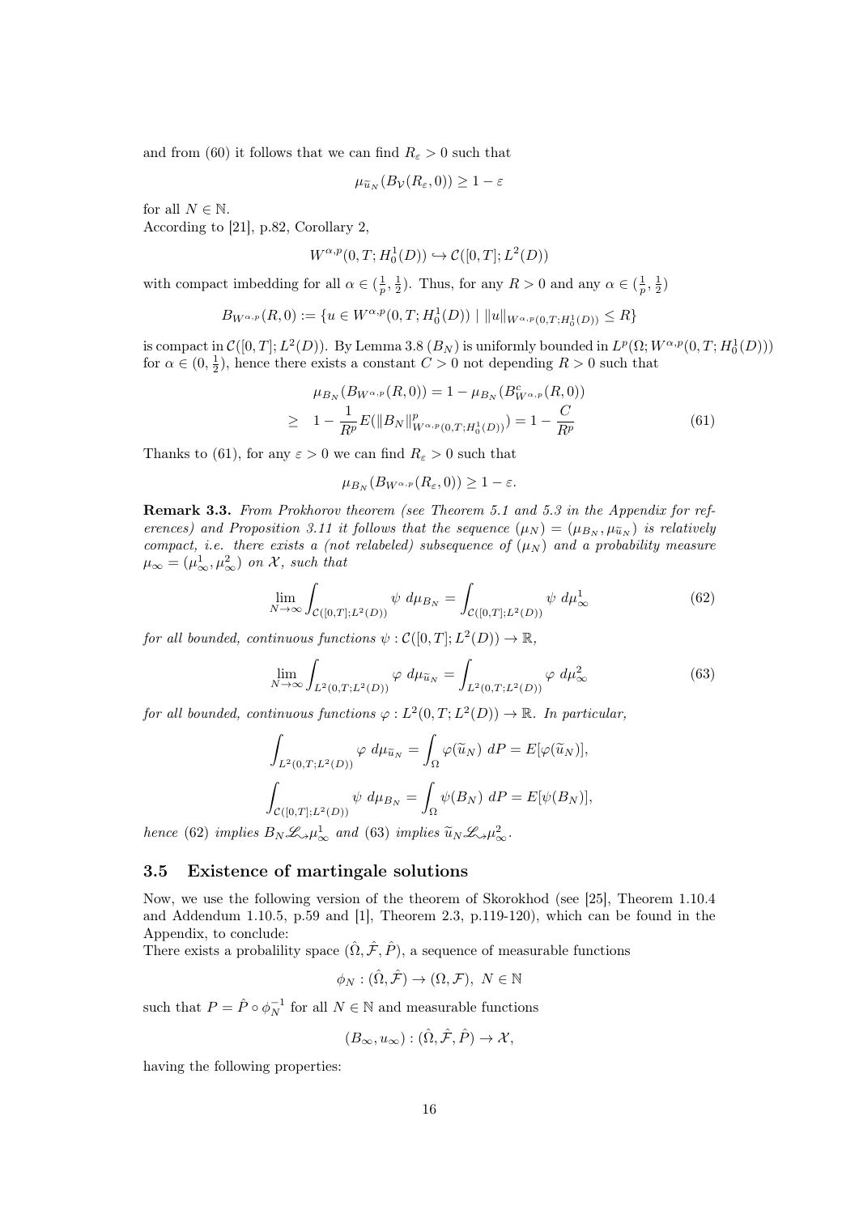and from (60) it follows that we can find $R_\varepsilon > 0$ such that

$$\mu_{\widetilde{u}_N}(B_{\mathcal{V}}(R_\varepsilon, 0)) \geq 1 - \varepsilon$$

for all $N \in \mathbb{N}$.
According to [21], p.82, Corollary 2,

$$W^{\alpha,p}(0,T; H_0^1(D)) \hookrightarrow \mathcal{C}([0,T]; L^2(D))$$

with compact imbedding for all $\alpha \in (\frac{1}{p}, \frac{1}{2})$. Thus, for any $R > 0$ and any $\alpha \in (\frac{1}{p}, \frac{1}{2})$

$$B_{W^{\alpha,p}}(R, 0) := \{u \in W^{\alpha,p}(0,T; H_0^1(D)) \mid \|u\|_{W^{\alpha,p}(0,T;H_0^1(D))} \leq R\}$$

is compact in $\mathcal{C}([0,T]; L^2(D))$. By Lemma 3.8 $(B_N)$ is uniformly bounded in $L^p(\Omega; W^{\alpha,p}(0,T; H_0^1(D)))$ for $\alpha \in (0, \frac{1}{2})$, hence there exists a constant $C > 0$ not depending $R > 0$ such that

$$\begin{aligned} &\mu_{B_N}(B_{W^{\alpha,p}}(R, 0)) = 1 - \mu_{B_N}(B^c_{W^{\alpha,p}}(R, 0)) \\ \geq\ &1 - \frac{1}{R^p} E(\|B_N\|^p_{W^{\alpha,p}(0,T;H_0^1(D))}) = 1 - \frac{C}{R^p} \end{aligned} \tag{61}$$

Thanks to (61), for any $\varepsilon > 0$ we can find $R_\varepsilon > 0$ such that

$$\mu_{B_N}(B_{W^{\alpha,p}}(R_\varepsilon, 0)) \geq 1 - \varepsilon.$$

**Remark 3.3.** *From Prokhorov theorem (see Theorem 5.1 and 5.3 in the Appendix for references) and Proposition 3.11 it follows that the sequence $(\mu_N) = (\mu_{B_N}, \mu_{\widetilde{u}_N})$ is relatively compact, i.e. there exists a (not relabeled) subsequence of $(\mu_N)$ and a probability measure $\mu_\infty = (\mu^1_\infty, \mu^2_\infty)$ on $\mathcal{X}$, such that*

$$\lim_{N\to\infty} \int_{\mathcal{C}([0,T];L^2(D))} \psi \ d\mu_{B_N} = \int_{\mathcal{C}([0,T];L^2(D))} \psi \ d\mu^1_\infty \tag{62}$$

*for all bounded, continuous functions $\psi : \mathcal{C}([0,T]; L^2(D)) \to \mathbb{R}$,*

$$\lim_{N\to\infty} \int_{L^2(0,T;L^2(D))} \varphi \ d\mu_{\widetilde{u}_N} = \int_{L^2(0,T;L^2(D))} \varphi \ d\mu^2_\infty \tag{63}$$

*for all bounded, continuous functions $\varphi : L^2(0,T; L^2(D)) \to \mathbb{R}$. In particular,*

$$\int_{L^2(0,T;L^2(D))} \varphi \ d\mu_{\widetilde{u}_N} = \int_\Omega \varphi(\widetilde{u}_N) \ dP = E[\varphi(\widetilde{u}_N)],$$

$$\int_{\mathcal{C}([0,T];L^2(D))} \psi \ d\mu_{B_N} = \int_\Omega \psi(B_N) \ dP = E[\psi(B_N)],$$

*hence (62) implies $B_N \overset{\mathscr{L}}{\rightsquigarrow} \mu^1_\infty$ and (63) implies $\widetilde{u}_N \overset{\mathscr{L}}{\rightsquigarrow} \mu^2_\infty$.*

### 3.5 Existence of martingale solutions

Now, we use the following version of the theorem of Skorokhod (see [25], Theorem 1.10.4 and Addendum 1.10.5, p.59 and [1], Theorem 2.3, p.119-120), which can be found in the Appendix, to conclude:
There exists a probalility space $(\hat{\Omega}, \hat{\mathcal{F}}, \hat{P})$, a sequence of measurable functions

$$\phi_N : (\hat{\Omega}, \hat{\mathcal{F}}) \to (\Omega, \mathcal{F}), \ N \in \mathbb{N}$$

such that $P = \hat{P} \circ \phi_N^{-1}$ for all $N \in \mathbb{N}$ and measurable functions

$$(B_\infty, u_\infty) : (\hat{\Omega}, \hat{\mathcal{F}}, \hat{P}) \to \mathcal{X},$$

having the following properties: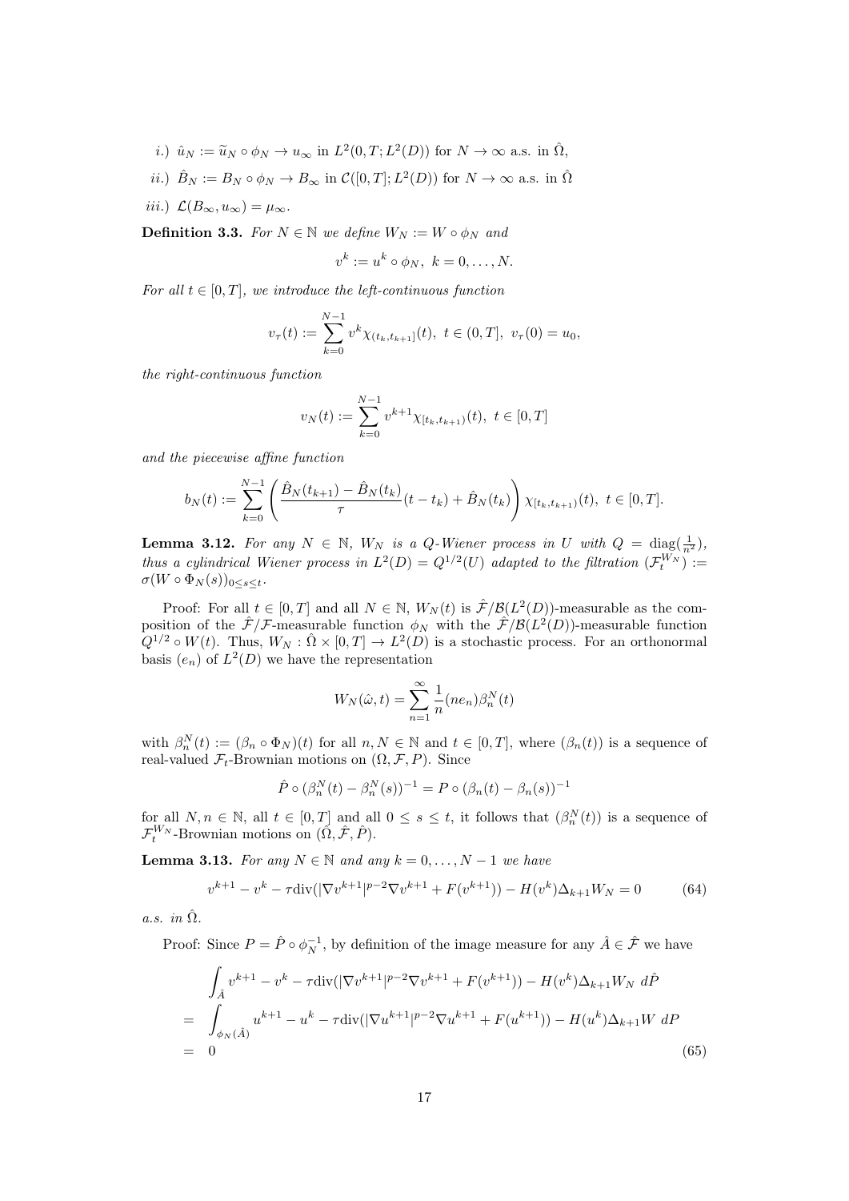*i.)* $\hat{u}_N := \widetilde{u}_N \circ \phi_N \to u_\infty$ in $L^2(0,T;L^2(D))$ for $N\to\infty$ a.s. in $\hat{\Omega}$,

*ii.)* $\hat{B}_N := B_N \circ \phi_N \to B_\infty$ in $\mathcal{C}([0,T];L^2(D))$ for $N \to \infty$ a.s. in $\hat{\Omega}$

*iii.)* $\mathcal{L}(B_\infty, u_\infty) = \mu_\infty$.

**Definition 3.3.** *For $N \in \mathbb{N}$ we define $W_N := W \circ \phi_N$ and*

$$v^k := u^k \circ \phi_N, \ k = 0, \dots, N.$$

*For all $t \in [0,T]$, we introduce the left-continuous function*

$$v_\tau(t) := \sum_{k=0}^{N-1} v^k \chi_{(t_k,t_{k+1}]}(t), \ t \in (0,T], \ v_\tau(0) = u_0,$$

*the right-continuous function*

$$v_N(t) := \sum_{k=0}^{N-1} v^{k+1} \chi_{[t_k,t_{k+1})}(t), \ t \in [0,T]$$

*and the piecewise affine function*

$$b_N(t) := \sum_{k=0}^{N-1} \left( \frac{\hat{B}_N(t_{k+1}) - \hat{B}_N(t_k)}{\tau}(t - t_k) + \hat{B}_N(t_k) \right) \chi_{[t_k,t_{k+1})}(t), \ t \in [0,T].$$

**Lemma 3.12.** *For any $N \in \mathbb{N}$, $W_N$ is a $Q$-Wiener process in $U$ with $Q = \operatorname{diag}(\frac{1}{n^2})$, thus a cylindrical Wiener process in $L^2(D) = Q^{1/2}(U)$ adapted to the filtration $(\mathcal{F}_t^{W_N}) := \sigma(W \circ \Phi_N(s))_{0 \le s \le t}$.*

Proof: For all $t \in [0,T]$ and all $N \in \mathbb{N}$, $W_N(t)$ is $\hat{\mathcal{F}}/\mathcal{B}(L^2(D))$-measurable as the composition of the $\hat{\mathcal{F}}/\mathcal{F}$-measurable function $\phi_N$ with the $\hat{\mathcal{F}}/\mathcal{B}(L^2(D))$-measurable function $Q^{1/2} \circ W(t)$. Thus, $W_N : \hat{\Omega} \times [0,T] \to L^2(D)$ is a stochastic process. For an orthonormal basis $(e_n)$ of $L^2(D)$ we have the representation

$$W_N(\hat{\omega}, t) = \sum_{n=1}^{\infty} \frac{1}{n}(ne_n)\beta_n^N(t)$$

with $\beta_n^N(t) := (\beta_n \circ \Phi_N)(t)$ for all $n, N \in \mathbb{N}$ and $t \in [0,T]$, where $(\beta_n(t))$ is a sequence of real-valued $\mathcal{F}_t$-Brownian motions on $(\Omega, \mathcal{F}, P)$. Since

$$\hat{P} \circ (\beta_n^N(t) - \beta_n^N(s))^{-1} = P \circ (\beta_n(t) - \beta_n(s))^{-1}$$

for all $N, n \in \mathbb{N}$, all $t \in [0,T]$ and all $0 \le s \le t$, it follows that $(\beta_n^N(t))$ is a sequence of $\mathcal{F}_t^{W_N}$-Brownian motions on $(\hat{\Omega}, \hat{\mathcal{F}}, \hat{P})$.

**Lemma 3.13.** *For any $N \in \mathbb{N}$ and any $k = 0, \dots, N-1$ we have*

$$v^{k+1} - v^k - \tau \operatorname{div}(|\nabla v^{k+1}|^{p-2}\nabla v^{k+1} + F(v^{k+1})) - H(v^k)\Delta_{k+1}W_N = 0 \tag{64}$$

*a.s. in $\hat{\Omega}$.*

Proof: Since $P = \hat{P} \circ \phi_N^{-1}$, by definition of the image measure for any $\hat{A} \in \hat{\mathcal{F}}$ we have

$$\begin{aligned} &\int_{\hat{A}} v^{k+1} - v^k - \tau \operatorname{div}(|\nabla v^{k+1}|^{p-2}\nabla v^{k+1} + F(v^{k+1})) - H(v^k)\Delta_{k+1}W_N \ d\hat{P} \\ = &\int_{\phi_N(\hat{A})} u^{k+1} - u^k - \tau \operatorname{div}(|\nabla u^{k+1}|^{p-2}\nabla u^{k+1} + F(u^{k+1})) - H(u^k)\Delta_{k+1}W \ dP \\ = &\ 0 \end{aligned} \tag{65}$$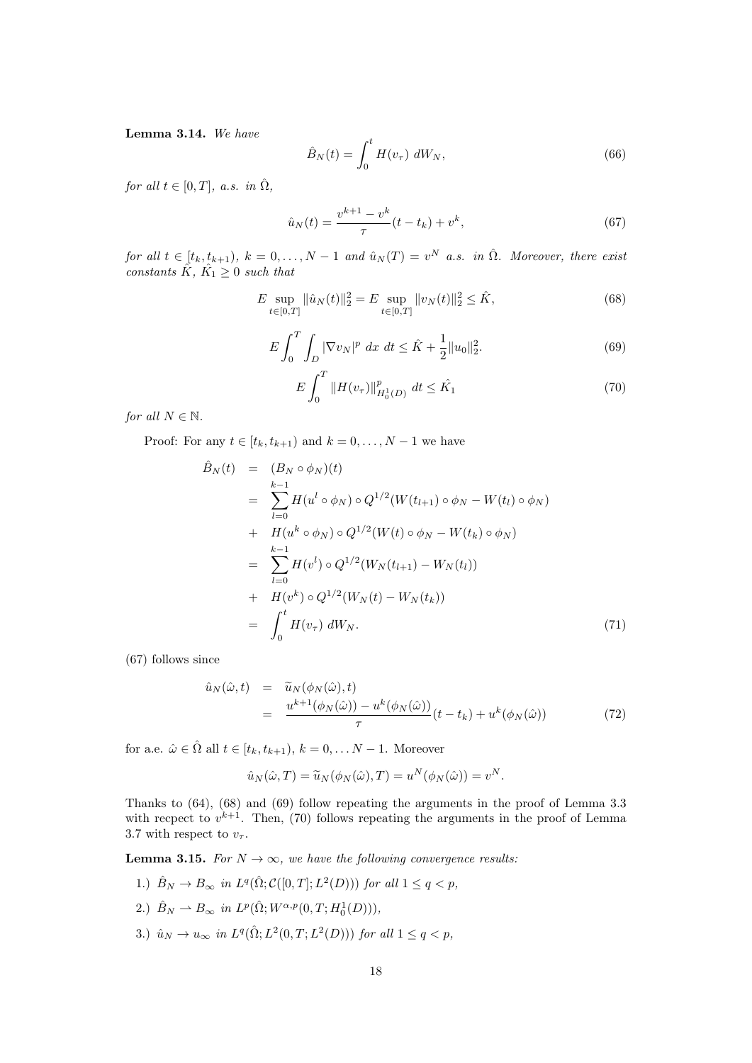**Lemma 3.14.** *We have*

$$\hat{B}_N(t) = \int_0^t H(v_\tau)\ dW_N, \tag{66}$$

*for all* $t \in [0,T]$*, a.s. in* $\hat{\Omega}$*,*

$$\hat{u}_N(t) = \frac{v^{k+1} - v^k}{\tau}(t - t_k) + v^k, \tag{67}$$

*for all* $t \in [t_k, t_{k+1})$*,* $k = 0, \dots, N-1$ *and* $\hat{u}_N(T) = v^N$ *a.s. in* $\hat{\Omega}$*. Moreover, there exist constants* $\hat{K}$*,* $\hat{K_1} \geq 0$ *such that*

$$E \sup_{t\in[0,T]} \|\hat{u}_N(t)\|_2^2 = E \sup_{t\in[0,T]} \|v_N(t)\|_2^2 \leq \hat{K}, \tag{68}$$

$$E \int_0^T \int_D |\nabla v_N|^p \ dx\ dt \leq \hat{K} + \frac{1}{2}\|u_0\|_2^2. \tag{69}$$

$$E \int_0^T \|H(v_\tau)\|_{H_0^1(D)}^p \ dt \leq \hat{K_1} \tag{70}$$

*for all* $N \in \mathbb{N}$*.*

Proof: For any $t \in [t_k, t_{k+1})$ and $k = 0, \dots, N-1$ we have

$$\begin{aligned}
\hat{B}_N(t) &= (B_N \circ \phi_N)(t) \\
&= \sum_{l=0}^{k-1} H(u^l \circ \phi_N) \circ Q^{1/2}(W(t_{l+1}) \circ \phi_N - W(t_l) \circ \phi_N) \\
&+ H(u^k \circ \phi_N) \circ Q^{1/2}(W(t) \circ \phi_N - W(t_k) \circ \phi_N) \\
&= \sum_{l=0}^{k-1} H(v^l) \circ Q^{1/2}(W_N(t_{l+1}) - W_N(t_l)) \\
&+ H(v^k) \circ Q^{1/2}(W_N(t) - W_N(t_k)) \\
&= \int_0^t H(v_\tau)\ dW_N.
\end{aligned} \tag{71}$$

(67) follows since

$$\begin{aligned}
\hat{u}_N(\hat{\omega}, t) &= \widetilde{u}_N(\phi_N(\hat{\omega}), t) \\
&= \frac{u^{k+1}(\phi_N(\hat{\omega})) - u^k(\phi_N(\hat{\omega}))}{\tau}(t - t_k) + u^k(\phi_N(\hat{\omega}))
\end{aligned} \tag{72}$$

for a.e. $\hat{\omega} \in \hat{\Omega}$ all $t \in [t_k, t_{k+1})$, $k = 0, \dots N-1$. Moreover

$$\hat{u}_N(\hat{\omega}, T) = \widetilde{u}_N(\phi_N(\hat{\omega}), T) = u^N(\phi_N(\hat{\omega})) = v^N.$$

Thanks to (64), (68) and (69) follow repeating the arguments in the proof of Lemma 3.3 with recpect to $v^{k+1}$. Then, (70) follows repeating the arguments in the proof of Lemma 3.7 with respect to $v_\tau$.

**Lemma 3.15.** *For* $N \to \infty$*, we have the following convergence results:*

1.) $\hat{B}_N \to B_\infty$ *in* $L^q(\hat{\Omega}; \mathcal{C}([0,T]; L^2(D)))$ *for all* $1 \leq q < p$*,*

2.) $\hat{B}_N \rightharpoonup B_\infty$ *in* $L^p(\hat{\Omega}; W^{\alpha,p}(0,T; H_0^1(D)))$*,*

3.) $\hat{u}_N \to u_\infty$ *in* $L^q(\hat{\Omega}; L^2(0,T; L^2(D)))$ *for all* $1 \leq q < p$*,*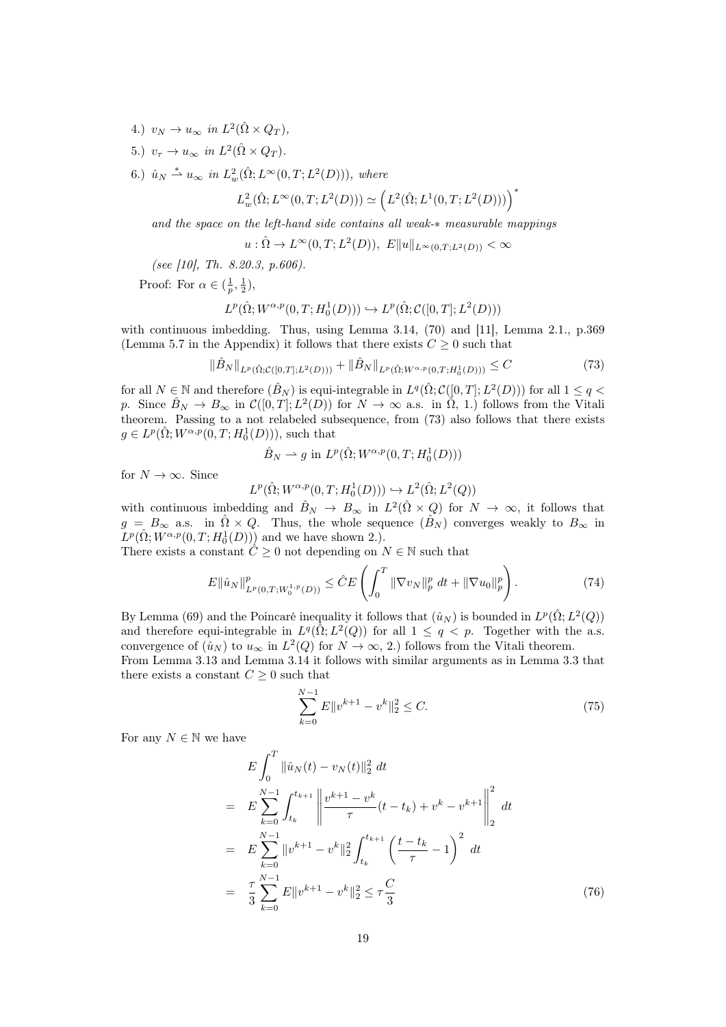4.) $v_N \to u_\infty$ *in* $L^2(\hat{\Omega} \times Q_T)$,

5.) $v_\tau \to u_\infty$ *in* $L^2(\hat{\Omega} \times Q_T)$.

6.) $\hat{u}_N \overset{*}{\rightharpoonup} u_\infty$ *in* $L^2_w(\hat{\Omega}; L^\infty(0,T;L^2(D)))$, *where*

$$L^2_w(\hat{\Omega}; L^\infty(0,T;L^2(D))) \simeq \left(L^2(\hat{\Omega}; L^1(0,T;L^2(D)))\right)^*$$

*and the space on the left-hand side contains all weak-$*$ measurable mappings*

$$u : \hat{\Omega} \to L^\infty(0,T;L^2(D)),\ E\|u\|_{L^\infty(0,T;L^2(D))} < \infty$$

*(see [10], Th. 8.20.3, p.606).*

Proof: For $\alpha \in (\frac{1}{p}, \frac{1}{2})$,

$$L^p(\hat{\Omega}; W^{\alpha,p}(0,T;H^1_0(D))) \hookrightarrow L^p(\hat{\Omega}; \mathcal{C}([0,T];L^2(D)))$$

with continuous imbedding. Thus, using Lemma 3.14, (70) and [11], Lemma 2.1., p.369 (Lemma 5.7 in the Appendix) it follows that there exists $C \geq 0$ such that

$$\|\hat{B}_N\|_{L^p(\hat{\Omega};\mathcal{C}([0,T];L^2(D)))} + \|\hat{B}_N\|_{L^p(\hat{\Omega};W^{\alpha,p}(0,T;H^1_0(D)))} \leq C \tag{73}$$

for all $N \in \mathbb{N}$ and therefore $(\hat{B}_N)$ is equi-integrable in $L^q(\hat{\Omega}; \mathcal{C}([0,T];L^2(D)))$ for all $1 \leq q < p$. Since $\hat{B}_N \to B_\infty$ in $\mathcal{C}([0,T];L^2(D))$ for $N \to \infty$ a.s. in $\hat{\Omega}$, 1.) follows from the Vitali theorem. Passing to a not relabeled subsequence, from (73) also follows that there exists $g \in L^p(\hat{\Omega}; W^{\alpha,p}(0,T;H^1_0(D)))$, such that

$$\hat{B}_N \rightharpoonup g \text{ in } L^p(\hat{\Omega}; W^{\alpha,p}(0,T;H^1_0(D)))$$

for $N \to \infty$. Since

$$L^p(\hat{\Omega}; W^{\alpha,p}(0,T;H^1_0(D))) \hookrightarrow L^2(\hat{\Omega}; L^2(Q))$$

with continuous imbedding and $\hat{B}_N \to B_\infty$ in $L^2(\hat{\Omega} \times Q)$ for $N \to \infty$, it follows that $g = B_\infty$ a.s. in $\hat{\Omega} \times Q$. Thus, the whole sequence $(\hat{B}_N)$ converges weakly to $B_\infty$ in $L^p(\hat{\Omega}; W^{\alpha,p}(0,T;H^1_0(D)))$ and we have shown 2.).
There exists a constant $\hat{C} \geq 0$ not depending on $N \in \mathbb{N}$ such that

$$E\|\hat{u}_N\|^p_{L^p(0,T;W^{1,p}_0(D))} \leq \hat{C} E\left(\int_0^T \|\nabla v_N\|^p_p \, dt + \|\nabla u_0\|^p_p\right). \tag{74}$$

By Lemma (69) and the Poincaré inequality it follows that $(\hat{u}_N)$ is bounded in $L^p(\hat{\Omega}; L^2(Q))$ and therefore equi-integrable in $L^q(\hat{\Omega}; L^2(Q))$ for all $1 \leq q < p$. Together with the a.s. convergence of $(\hat{u}_N)$ to $u_\infty$ in $L^2(Q)$ for $N \to \infty$, 2.) follows from the Vitali theorem.
From Lemma 3.13 and Lemma 3.14 it follows with similar arguments as in Lemma 3.3 that there exists a constant $C \geq 0$ such that

$$\sum_{k=0}^{N-1} E\|v^{k+1} - v^k\|_2^2 \leq C. \tag{75}$$

For any $N \in \mathbb{N}$ we have

$$\begin{aligned}
& E\int_0^T \|\hat{u}_N(t) - v_N(t)\|_2^2 \, dt \\
= \quad & E\sum_{k=0}^{N-1} \int_{t_k}^{t_{k+1}} \left\| \frac{v^{k+1} - v^k}{\tau}(t - t_k) + v^k - v^{k+1} \right\|_2^2 \, dt \\
= \quad & E\sum_{k=0}^{N-1} \|v^{k+1} - v^k\|_2^2 \int_{t_k}^{t_{k+1}} \left(\frac{t - t_k}{\tau} - 1\right)^2 \, dt \\
= \quad & \frac{\tau}{3} \sum_{k=0}^{N-1} E\|v^{k+1} - v^k\|_2^2 \leq \tau \frac{C}{3}
\end{aligned} \tag{76}$$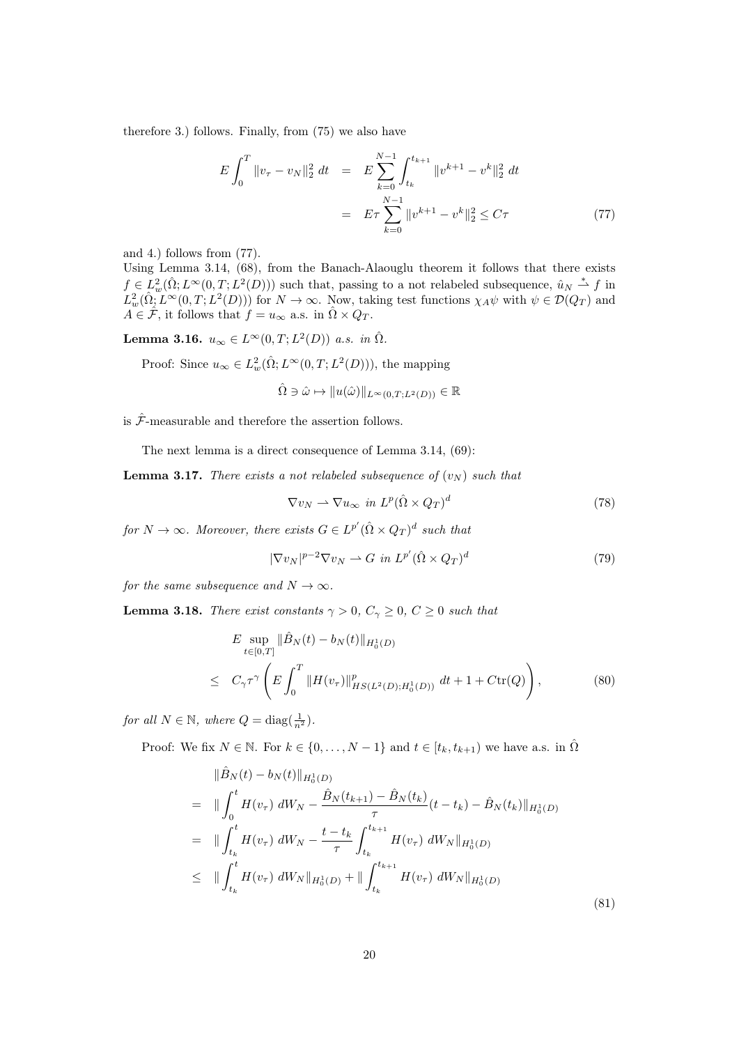therefore 3.) follows. Finally, from (75) we also have

$$
\begin{aligned}
E\int_0^T \|v_\tau - v_N\|_2^2\, dt &= E\sum_{k=0}^{N-1}\int_{t_k}^{t_{k+1}} \|v^{k+1}-v^k\|_2^2\, dt \\
&= E\tau\sum_{k=0}^{N-1}\|v^{k+1}-v^k\|_2^2 \le C\tau
\end{aligned} \tag{77}
$$

and 4.) follows from (77).

Using Lemma 3.14, (68), from the Banach-Alaouglu theorem it follows that there exists $f \in L^2_w(\hat{\Omega}; L^\infty(0,T;L^2(D)))$ such that, passing to a not relabeled subsequence, $\hat{u}_N \overset{*}{\rightharpoonup} f$ in $L^2_w(\hat{\Omega}; L^\infty(0,T;L^2(D)))$ for $N\to\infty$. Now, taking test functions $\chi_A\psi$ with $\psi\in\mathcal{D}(Q_T)$ and $A\in\hat{\mathcal{F}}$, it follows that $f = u_\infty$ a.s. in $\hat{\Omega}\times Q_T$.

**Lemma 3.16.** *$u_\infty \in L^\infty(0,T;L^2(D))$ a.s. in $\hat{\Omega}$.*

Proof: Since $u_\infty \in L^2_w(\hat{\Omega}; L^\infty(0,T;L^2(D)))$, the mapping

$$
\hat{\Omega}\ni\hat{\omega}\mapsto \|u(\hat{\omega})\|_{L^\infty(0,T;L^2(D))}\in\mathbb{R}
$$

is $\hat{\mathcal{F}}$-measurable and therefore the assertion follows.

The next lemma is a direct consequence of Lemma 3.14, (69):

**Lemma 3.17.** *There exists a not relabeled subsequence of $(v_N)$ such that*

$$
\nabla v_N \rightharpoonup \nabla u_\infty \text{ in } L^p(\hat{\Omega}\times Q_T)^d \tag{78}
$$

*for $N\to\infty$. Moreover, there exists $G\in L^{p'}(\hat{\Omega}\times Q_T)^d$ such that*

$$
|\nabla v_N|^{p-2}\nabla v_N \rightharpoonup G \text{ in } L^{p'}(\hat{\Omega}\times Q_T)^d \tag{79}
$$

*for the same subsequence and $N\to\infty$.*

**Lemma 3.18.** *There exist constants $\gamma>0$, $C_\gamma\ge 0$, $C\ge 0$ such that*

$$
\begin{aligned}
&E\sup_{t\in[0,T]}\|\hat{B}_N(t)-b_N(t)\|_{H^1_0(D)} \\
\le\ & C_\gamma\tau^\gamma\left(E\int_0^T \|H(v_\tau)\|^p_{HS(L^2(D);H^1_0(D))}\, dt + 1 + C\mathrm{tr}(Q)\right),
\end{aligned} \tag{80}
$$

*for all $N\in\mathbb{N}$, where $Q=\mathrm{diag}(\frac{1}{n^2})$.*

Proof: We fix $N\in\mathbb{N}$. For $k\in\{0,\dots,N-1\}$ and $t\in[t_k,t_{k+1})$ we have a.s. in $\hat{\Omega}$

$$
\begin{aligned}
&\|\hat{B}_N(t)-b_N(t)\|_{H^1_0(D)} \\
=\ & \|\int_0^t H(v_\tau)\, dW_N - \frac{\hat{B}_N(t_{k+1})-\hat{B}_N(t_k)}{\tau}(t-t_k) - \hat{B}_N(t_k)\|_{H^1_0(D)} \\
=\ & \|\int_{t_k}^t H(v_\tau)\, dW_N - \frac{t-t_k}{\tau}\int_{t_k}^{t_{k+1}} H(v_\tau)\, dW_N\|_{H^1_0(D)} \\
\le\ & \|\int_{t_k}^t H(v_\tau)\, dW_N\|_{H^1_0(D)} + \|\int_{t_k}^{t_{k+1}} H(v_\tau)\, dW_N\|_{H^1_0(D)}
\end{aligned} \tag{81}
$$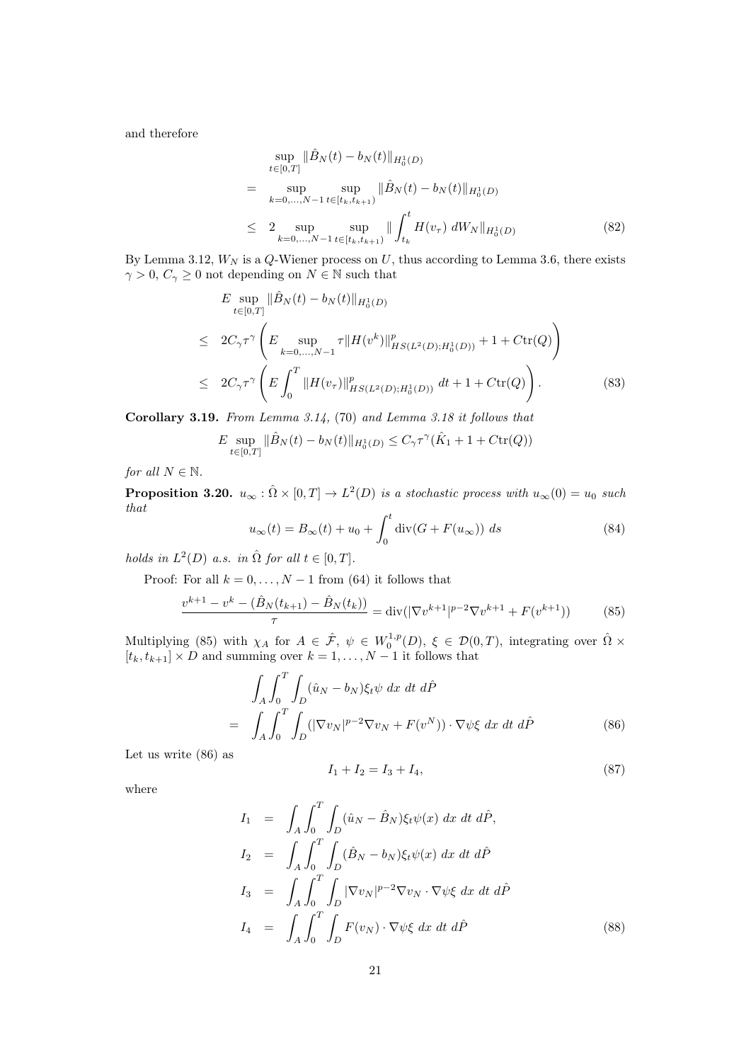and therefore

$$
\begin{aligned}
& \sup_{t\in[0,T]} \|\hat{B}_N(t) - b_N(t)\|_{H_0^1(D)} \\
= & \sup_{k=0,\dots,N-1} \sup_{t\in[t_k,t_{k+1})} \|\hat{B}_N(t) - b_N(t)\|_{H_0^1(D)} \\
\leq & \ 2 \sup_{k=0,\dots,N-1} \sup_{t\in[t_k,t_{k+1})} \| \int_{t_k}^t H(v_\tau)\ dW_N\|_{H_0^1(D)} \qquad (82)
\end{aligned}
$$

By Lemma 3.12, $W_N$ is a $Q$-Wiener process on $U$, thus according to Lemma 3.6, there exists $\gamma > 0$, $C_\gamma \geq 0$ not depending on $N \in \mathbb{N}$ such that

$$
\begin{aligned}
& E \sup_{t\in[0,T]} \|\hat{B}_N(t) - b_N(t)\|_{H_0^1(D)} \\
\leq & \ 2C_\gamma \tau^\gamma \left( E \sup_{k=0,\dots,N-1} \tau \|H(v^k)\|^p_{HS(L^2(D);H_0^1(D))} + 1 + C\mathrm{tr}(Q)\right) \\
\leq & \ 2C_\gamma \tau^\gamma \left( E \int_0^T \|H(v_\tau)\|^p_{HS(L^2(D);H_0^1(D))}\ dt + 1 + C\mathrm{tr}(Q)\right). \qquad (83)
\end{aligned}
$$

**Corollary 3.19.** *From Lemma 3.14, (70) and Lemma 3.18 it follows that*

$$
E \sup_{t\in[0,T]} \|\hat{B}_N(t) - b_N(t)\|_{H_0^1(D)} \leq C_\gamma \tau^\gamma (\hat{K}_1 + 1 + C\mathrm{tr}(Q))
$$

*for all $N \in \mathbb{N}$.*

**Proposition 3.20.** *$u_\infty : \hat{\Omega} \times [0,T] \to L^2(D)$ is a stochastic process with $u_\infty(0) = u_0$ such that*

$$
u_\infty(t) = B_\infty(t) + u_0 + \int_0^t \mathrm{div}(G + F(u_\infty))\ ds \qquad (84)
$$

*holds in $L^2(D)$ a.s. in $\hat{\Omega}$ for all $t \in [0,T]$.*

Proof: For all $k = 0,\dots,N-1$ from (64) it follows that

$$
\frac{v^{k+1} - v^k - (\hat{B}_N(t_{k+1}) - \hat{B}_N(t_k))}{\tau} = \mathrm{div}(|\nabla v^{k+1}|^{p-2}\nabla v^{k+1} + F(v^{k+1})) \qquad (85)
$$

Multiplying (85) with $\chi_A$ for $A \in \hat{\mathcal{F}}$, $\psi \in W_0^{1,p}(D)$, $\xi \in \mathcal{D}(0,T)$, integrating over $\hat{\Omega} \times [t_k, t_{k+1}] \times D$ and summing over $k = 1,\dots,N-1$ it follows that

$$
\begin{aligned}
& \int_A \int_0^T \int_D (\hat{u}_N - b_N)\xi_t \psi\ dx\ dt\ d\hat{P} \\
= & \int_A \int_0^T \int_D (|\nabla v_N|^{p-2}\nabla v_N + F(v^N)) \cdot \nabla\psi\xi\ dx\ dt\ d\hat{P} \qquad (86)
\end{aligned}
$$

Let us write (86) as

$$
I_1 + I_2 = I_3 + I_4, \qquad (87)
$$

where

$$
\begin{aligned}
I_1 &= \int_A \int_0^T \int_D (\hat{u}_N - \hat{B}_N)\xi_t\psi(x)\ dx\ dt\ d\hat{P}, \\
I_2 &= \int_A \int_0^T \int_D (\hat{B}_N - b_N)\xi_t\psi(x)\ dx\ dt\ d\hat{P} \\
I_3 &= \int_A \int_0^T \int_D |\nabla v_N|^{p-2}\nabla v_N \cdot \nabla\psi\xi\ dx\ dt\ d\hat{P} \\
I_4 &= \int_A \int_0^T \int_D F(v_N) \cdot \nabla\psi\xi\ dx\ dt\ d\hat{P} \qquad (88)
\end{aligned}
$$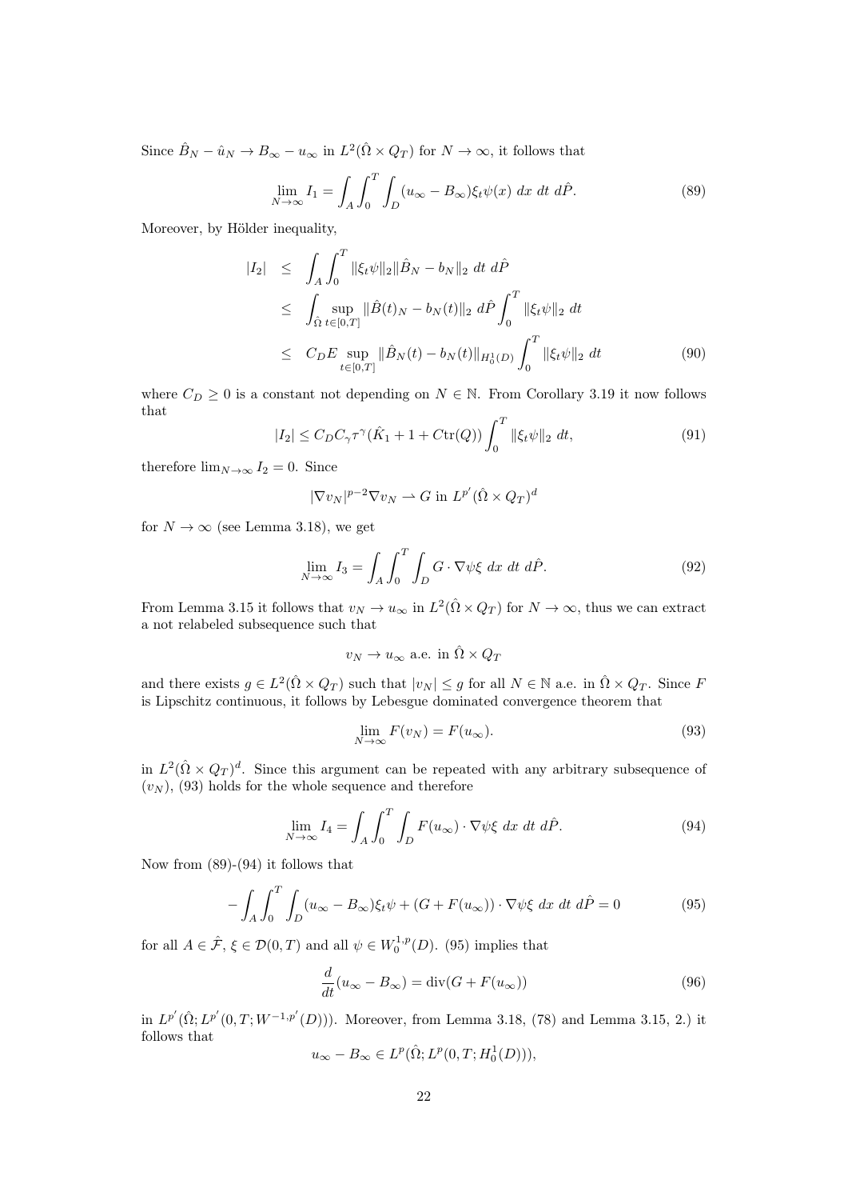Since $\hat{B}_N - \hat{u}_N \to B_\infty - u_\infty$ in $L^2(\hat{\Omega} \times Q_T)$ for $N \to \infty$, it follows that

$$\lim_{N\to\infty} I_1 = \int_A \int_0^T \int_D (u_\infty - B_\infty)\xi_t \psi(x)\ dx\ dt\ d\hat{P}. \tag{89}$$

Moreover, by Hölder inequality,

$$\begin{aligned}
|I_2| &\leq \int_A \int_0^T \|\xi_t \psi\|_2 \|\hat{B}_N - b_N\|_2\ dt\ d\hat{P} \\
&\leq \int_{\hat{\Omega}} \sup_{t\in[0,T]} \|\hat{B}(t)_N - b_N(t)\|_2\ d\hat{P} \int_0^T \|\xi_t\psi\|_2\ dt \\
&\leq C_D E \sup_{t\in[0,T]} \|\hat{B}_N(t) - b_N(t)\|_{H_0^1(D)} \int_0^T \|\xi_t\psi\|_2\ dt
\end{aligned} \tag{90}$$

where $C_D \geq 0$ is a constant not depending on $N \in \mathbb{N}$. From Corollary 3.19 it now follows that

$$|I_2| \leq C_D C_\gamma \tau^\gamma (\hat{K}_1 + 1 + C\mathrm{tr}(Q)) \int_0^T \|\xi_t\psi\|_2\ dt, \tag{91}$$

therefore $\lim_{N\to\infty} I_2 = 0$. Since

$$|\nabla v_N|^{p-2}\nabla v_N \rightharpoonup G \text{ in } L^{p'}(\hat{\Omega} \times Q_T)^d$$

for $N \to \infty$ (see Lemma 3.18), we get

$$\lim_{N\to\infty} I_3 = \int_A \int_0^T \int_D G \cdot \nabla\psi\xi\ dx\ dt\ d\hat{P}. \tag{92}$$

From Lemma 3.15 it follows that $v_N \to u_\infty$ in $L^2(\hat{\Omega} \times Q_T)$ for $N \to \infty$, thus we can extract a not relabeled subsequence such that

$$v_N \to u_\infty \text{ a.e. in } \hat{\Omega} \times Q_T$$

and there exists $g \in L^2(\hat{\Omega} \times Q_T)$ such that $|v_N| \leq g$ for all $N \in \mathbb{N}$ a.e. in $\hat{\Omega} \times Q_T$. Since $F$ is Lipschitz continuous, it follows by Lebesgue dominated convergence theorem that

$$\lim_{N\to\infty} F(v_N) = F(u_\infty). \tag{93}$$

in $L^2(\hat{\Omega} \times Q_T)^d$. Since this argument can be repeated with any arbitrary subsequence of $(v_N)$, (93) holds for the whole sequence and therefore

$$\lim_{N\to\infty} I_4 = \int_A \int_0^T \int_D F(u_\infty) \cdot \nabla\psi\xi\ dx\ dt\ d\hat{P}. \tag{94}$$

Now from (89)-(94) it follows that

$$-\int_A \int_0^T \int_D (u_\infty - B_\infty)\xi_t\psi + (G + F(u_\infty)) \cdot \nabla\psi\xi\ dx\ dt\ d\hat{P} = 0 \tag{95}$$

for all $A \in \hat{\mathcal{F}}$, $\xi \in \mathcal{D}(0,T)$ and all $\psi \in W_0^{1,p}(D)$. (95) implies that

$$\frac{d}{dt}(u_\infty - B_\infty) = \mathrm{div}(G + F(u_\infty)) \tag{96}$$

in $L^{p'}(\hat{\Omega}; L^{p'}(0,T; W^{-1,p'}(D)))$. Moreover, from Lemma 3.18, (78) and Lemma 3.15, 2.) it follows that

$$u_\infty - B_\infty \in L^p(\hat{\Omega}; L^p(0,T; H_0^1(D))),$$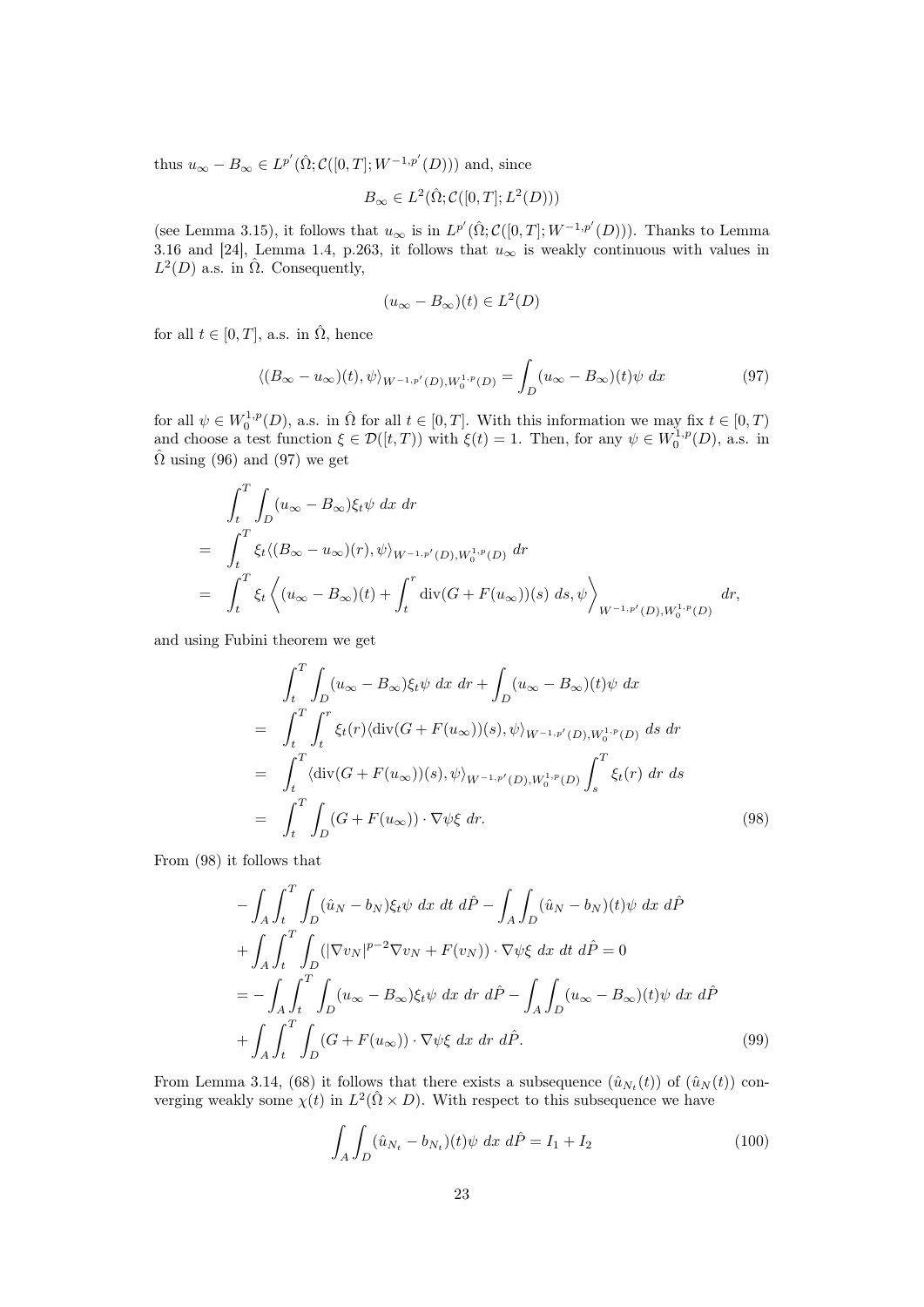thus $u_\infty - B_\infty \in L^{p'}(\hat{\Omega}; \mathcal{C}([0,T]; W^{-1,p'}(D)))$ and, since

$$B_\infty \in L^2(\hat{\Omega}; \mathcal{C}([0,T]; L^2(D)))$$

(see Lemma 3.15), it follows that $u_\infty$ is in $L^{p'}(\hat{\Omega}; \mathcal{C}([0,T]; W^{-1,p'}(D)))$. Thanks to Lemma 3.16 and [24], Lemma 1.4, p.263, it follows that $u_\infty$ is weakly continuous with values in $L^2(D)$ a.s. in $\hat{\Omega}$. Consequently,

$$(u_\infty - B_\infty)(t) \in L^2(D)$$

for all $t \in [0,T]$, a.s. in $\hat{\Omega}$, hence

$$\langle (B_\infty - u_\infty)(t), \psi \rangle_{W^{-1,p'}(D), W_0^{1,p}(D)} = \int_D (u_\infty - B_\infty)(t) \psi \, dx \tag{97}$$

for all $\psi \in W_0^{1,p}(D)$, a.s. in $\hat{\Omega}$ for all $t \in [0,T]$. With this information we may fix $t \in [0,T)$ and choose a test function $\xi \in \mathcal{D}([t,T))$ with $\xi(t) = 1$. Then, for any $\psi \in W_0^{1,p}(D)$, a.s. in $\hat{\Omega}$ using (96) and (97) we get

$$\begin{aligned}
& \int_t^T \int_D (u_\infty - B_\infty) \xi_t \psi \, dx \, dr \\
= & \int_t^T \xi_t \langle (B_\infty - u_\infty)(r), \psi \rangle_{W^{-1,p'}(D), W_0^{1,p}(D)} \, dr \\
= & \int_t^T \xi_t \left\langle (u_\infty - B_\infty)(t) + \int_t^r \operatorname{div}(G + F(u_\infty))(s) \, ds, \psi \right\rangle_{W^{-1,p'}(D), W_0^{1,p}(D)} dr,
\end{aligned}$$

and using Fubini theorem we get

$$\begin{aligned}
& \int_t^T \int_D (u_\infty - B_\infty) \xi_t \psi \, dx \, dr + \int_D (u_\infty - B_\infty)(t) \psi \, dx \\
= & \int_t^T \int_t^r \xi_t(r) \langle \operatorname{div}(G + F(u_\infty))(s), \psi \rangle_{W^{-1,p'}(D), W_0^{1,p}(D)} \, ds \, dr \\
= & \int_t^T \langle \operatorname{div}(G + F(u_\infty))(s), \psi \rangle_{W^{-1,p'}(D), W_0^{1,p}(D)} \int_s^T \xi_t(r) \, dr \, ds \\
= & \int_t^T \int_D (G + F(u_\infty)) \cdot \nabla \psi \xi \, dr.
\end{aligned} \tag{98}$$

From (98) it follows that

$$\begin{aligned}
& - \int_A \int_t^T \int_D (\hat{u}_N - b_N) \xi_t \psi \, dx \, dt \, d\hat{P} - \int_A \int_D (\hat{u}_N - b_N)(t) \psi \, dx \, d\hat{P} \\
& + \int_A \int_t^T \int_D (|\nabla v_N|^{p-2} \nabla v_N + F(v_N)) \cdot \nabla \psi \xi \, dx \, dt \, d\hat{P} = 0 \\
& = - \int_A \int_t^T \int_D (u_\infty - B_\infty) \xi_t \psi \, dx \, dr \, d\hat{P} - \int_A \int_D (u_\infty - B_\infty)(t) \psi \, dx \, d\hat{P} \\
& + \int_A \int_t^T \int_D (G + F(u_\infty)) \cdot \nabla \psi \xi \, dx \, dr \, d\hat{P}.
\end{aligned} \tag{99}$$

From Lemma 3.14, (68) it follows that there exists a subsequence $(\hat{u}_{N_t}(t))$ of $(\hat{u}_N(t))$ converging weakly some $\chi(t)$ in $L^2(\hat{\Omega} \times D)$. With respect to this subsequence we have

$$\int_A \int_D (\hat{u}_{N_t} - b_{N_t})(t) \psi \, dx \, d\hat{P} = I_1 + I_2 \tag{100}$$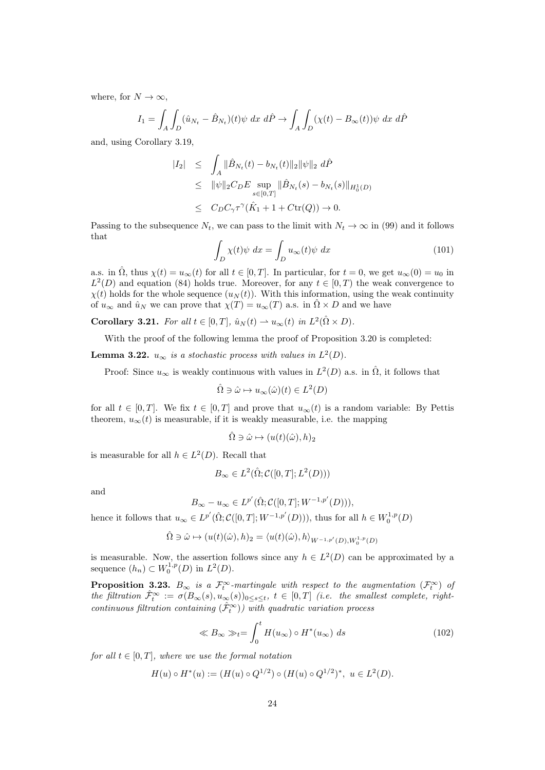where, for $N \to \infty$,

$$I_1 = \int_A \int_D (\hat{u}_{N_t} - \hat{B}_{N_t})(t)\psi \; dx \; d\hat{P} \to \int_A \int_D (\chi(t) - B_\infty(t))\psi \; dx \; d\hat{P}$$

and, using Corollary 3.19,

$$\begin{aligned} |I_2| &\leq \int_A \|\hat{B}_{N_t}(t) - b_{N_t}(t)\|_2 \|\psi\|_2 \; d\hat{P} \\ &\leq \|\psi\|_2 C_D E \sup_{s\in[0,T]} \|\hat{B}_{N_t}(s) - b_{N_t}(s)\|_{H_0^1(D)} \\ &\leq C_D C_\gamma \tau^\gamma (\hat{K}_1 + 1 + C\mathrm{tr}(Q)) \to 0. \end{aligned}$$

Passing to the subsequence $N_t$, we can pass to the limit with $N_t \to \infty$ in (99) and it follows that

$$\int_D \chi(t)\psi \; dx = \int_D u_\infty(t)\psi \; dx \tag{101}$$

a.s. in $\hat{\Omega}$, thus $\chi(t) = u_\infty(t)$ for all $t \in [0,T]$. In particular, for $t = 0$, we get $u_\infty(0) = u_0$ in $L^2(D)$ and equation (84) holds true. Moreover, for any $t \in [0,T)$ the weak convergence to $\chi(t)$ holds for the whole sequence $(u_N(t))$. With this information, using the weak continuity of $u_\infty$ and $\hat{u}_N$ we can prove that $\chi(T) = u_\infty(T)$ a.s. in $\hat{\Omega} \times D$ and we have

**Corollary 3.21.** *For all $t \in [0,T]$, $\hat{u}_N(t) \rightharpoonup u_\infty(t)$ in $L^2(\hat{\Omega} \times D)$.*

With the proof of the following lemma the proof of Proposition 3.20 is completed:

**Lemma 3.22.** *$u_\infty$ is a stochastic process with values in $L^2(D)$.*

Proof: Since $u_\infty$ is weakly continuous with values in $L^2(D)$ a.s. in $\hat{\Omega}$, it follows that

$$\hat{\Omega} \ni \hat{\omega} \mapsto u_\infty(\hat{\omega})(t) \in L^2(D)$$

for all $t \in [0,T]$. We fix $t \in [0,T]$ and prove that $u_\infty(t)$ is a random variable: By Pettis theorem, $u_\infty(t)$ is measurable, if it is weakly measurable, i.e. the mapping

$$\hat{\Omega} \ni \hat{\omega} \mapsto (u(t)(\hat{\omega}), h)_2$$

is measurable for all $h \in L^2(D)$. Recall that

$$B_\infty \in L^2(\hat{\Omega}; \mathcal{C}([0,T]; L^2(D)))$$

and

$$B_\infty - u_\infty \in L^{p'}(\hat{\Omega}; \mathcal{C}([0,T]; W^{-1,p'}(D))),$$

hence it follows that $u_\infty \in L^{p'}(\hat{\Omega}; \mathcal{C}([0,T]; W^{-1,p'}(D)))$, thus for all $h \in W_0^{1,p}(D)$

$$\hat{\Omega} \ni \hat{\omega} \mapsto (u(t)(\hat{\omega}), h)_2 = \langle u(t)(\hat{\omega}), h\rangle_{W^{-1,p'}(D), W_0^{1,p}(D)}$$

is measurable. Now, the assertion follows since any $h \in L^2(D)$ can be approximated by a sequence $(h_n) \subset W_0^{1,p}(D)$ in $L^2(D)$.

**Proposition 3.23.** *$B_\infty$ is a $\mathcal{F}_t^\infty$-martingale with respect to the augmentation $(\mathcal{F}_t^\infty)$ of the filtration $\hat{\mathcal{F}}_t^\infty := \sigma(B_\infty(s), u_\infty(s))_{0\leq s\leq t}$, $t \in [0,T]$ (i.e. the smallest complete, right-continuous filtration containing $(\hat{\mathcal{F}}_t^\infty)$) with quadratic variation process*

$$\ll B_\infty \gg_t = \int_0^t H(u_\infty) \circ H^*(u_\infty) \; ds \tag{102}$$

*for all $t \in [0,T]$, where we use the formal notation*

$$H(u) \circ H^*(u) := (H(u) \circ Q^{1/2}) \circ (H(u) \circ Q^{1/2})^*, \; u \in L^2(D).$$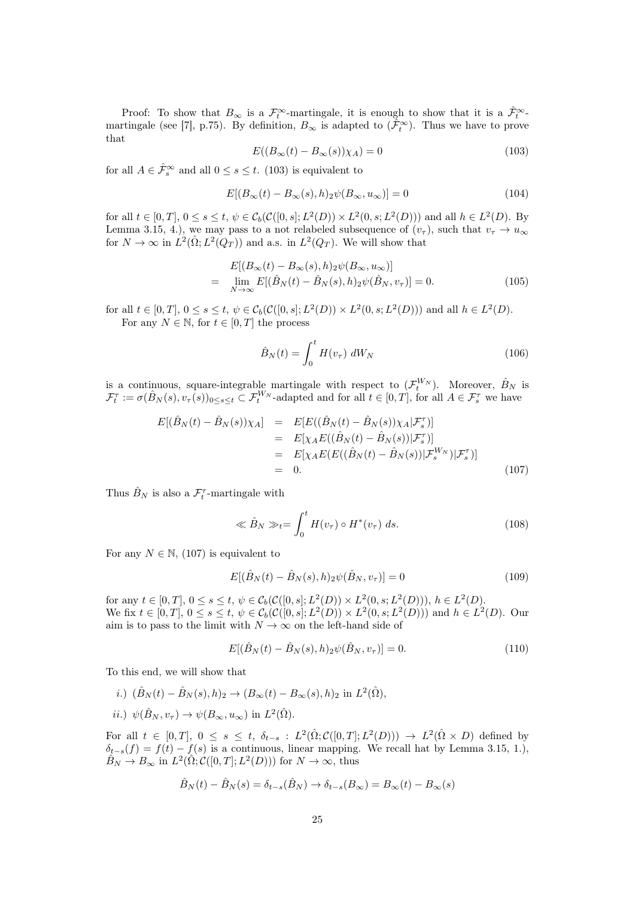Proof: To show that $B_\infty$ is a $\mathcal{F}_t^\infty$-martingale, it is enough to show that it is a $\hat{\mathcal{F}}_t^\infty$-martingale (see [7], p.75). By definition, $B_\infty$ is adapted to $(\hat{\mathcal{F}}_t^\infty)$. Thus we have to prove that

$$E((B_\infty(t) - B_\infty(s))\chi_A) = 0 \tag{103}$$

for all $A \in \hat{\mathcal{F}}_s^\infty$ and all $0 \leq s \leq t$. (103) is equivalent to

$$E[(B_\infty(t) - B_\infty(s), h)_2 \psi(B_\infty, u_\infty)] = 0 \tag{104}$$

for all $t \in [0,T]$, $0 \leq s \leq t$, $\psi \in \mathcal{C}_b(\mathcal{C}([0,s]; L^2(D)) \times L^2(0,s; L^2(D)))$ and all $h \in L^2(D)$. By Lemma 3.15, 4.), we may pass to a not relabeled subsequence of $(v_\tau)$, such that $v_\tau \to u_\infty$ for $N \to \infty$ in $L^2(\hat{\Omega}; L^2(Q_T))$ and a.s. in $L^2(Q_T)$. We will show that

$$\begin{aligned} & E[(B_\infty(t) - B_\infty(s), h)_2 \psi(B_\infty, u_\infty)] \\ = \; & \lim_{N \to \infty} E[(\hat{B}_N(t) - \hat{B}_N(s), h)_2 \psi(\hat{B}_N, v_\tau)] = 0. \end{aligned} \tag{105}$$

for all $t \in [0,T]$, $0 \leq s \leq t$, $\psi \in \mathcal{C}_b(\mathcal{C}([0,s]; L^2(D)) \times L^2(0,s; L^2(D)))$ and all $h \in L^2(D)$.

For any $N \in \mathbb{N}$, for $t \in [0,T]$ the process

$$\hat{B}_N(t) = \int_0^t H(v_\tau) \; dW_N \tag{106}$$

is a continuous, square-integrable martingale with respect to $(\mathcal{F}_t^{W_N})$. Moreover, $\hat{B}_N$ is $\mathcal{F}_t^\tau := \sigma(\hat{B}_N(s), v_\tau(s))_{0 \leq s \leq t} \subset \mathcal{F}_t^{W_N}$-adapted and for all $t \in [0,T]$, for all $A \in \mathcal{F}_s^\tau$ we have

$$\begin{aligned} E[(\hat{B}_N(t) - \hat{B}_N(s))\chi_A] &= E[E((\hat{B}_N(t) - \hat{B}_N(s))\chi_A | \mathcal{F}_s^\tau)] \\ &= E[\chi_A E((\hat{B}_N(t) - \hat{B}_N(s)) | \mathcal{F}_s^\tau)] \\ &= E[\chi_A E(E((\hat{B}_N(t) - \hat{B}_N(s)) | \mathcal{F}_s^{W_N}) | \mathcal{F}_s^\tau)] \\ &= 0. \end{aligned} \tag{107}$$

Thus $\hat{B}_N$ is also a $\mathcal{F}_t^\tau$-martingale with

$$\ll \hat{B}_N \gg_t = \int_0^t H(v_\tau) \circ H^*(v_\tau) \; ds. \tag{108}$$

For any $N \in \mathbb{N}$, (107) is equivalent to

$$E[(\hat{B}_N(t) - \hat{B}_N(s), h)_2 \psi(\hat{B}_N, v_\tau)] = 0 \tag{109}$$

for any $t \in [0,T]$, $0 \leq s \leq t$, $\psi \in \mathcal{C}_b(\mathcal{C}([0,s]; L^2(D)) \times L^2(0,s; L^2(D)))$, $h \in L^2(D)$.
We fix $t \in [0,T]$, $0 \leq s \leq t$, $\psi \in \mathcal{C}_b(\mathcal{C}([0,s]; L^2(D)) \times L^2(0,s; L^2(D)))$ and $h \in L^2(D)$. Our aim is to pass to the limit with $N \to \infty$ on the left-hand side of

$$E[(\hat{B}_N(t) - \hat{B}_N(s), h)_2 \psi(\hat{B}_N, v_\tau)] = 0. \tag{110}$$

To this end, we will show that

*i.)* $(\hat{B}_N(t) - \hat{B}_N(s), h)_2 \to (B_\infty(t) - B_\infty(s), h)_2$ in $L^2(\hat{\Omega})$,

*ii.)* $\psi(\hat{B}_N, v_\tau) \to \psi(B_\infty, u_\infty)$ in $L^2(\hat{\Omega})$.

For all $t \in [0,T]$, $0 \leq s \leq t$, $\delta_{t-s} : L^2(\hat{\Omega}; \mathcal{C}([0,T]; L^2(D))) \to L^2(\hat{\Omega} \times D)$ defined by $\delta_{t-s}(f) = f(t) - f(s)$ is a continuous, linear mapping. We recall hat by Lemma 3.15, 1.), $\hat{B}_N \to B_\infty$ in $L^2(\hat{\Omega}; \mathcal{C}([0,T]; L^2(D)))$ for $N \to \infty$, thus

$$\hat{B}_N(t) - \hat{B}_N(s) = \delta_{t-s}(\hat{B}_N) \to \delta_{t-s}(B_\infty) = B_\infty(t) - B_\infty(s)$$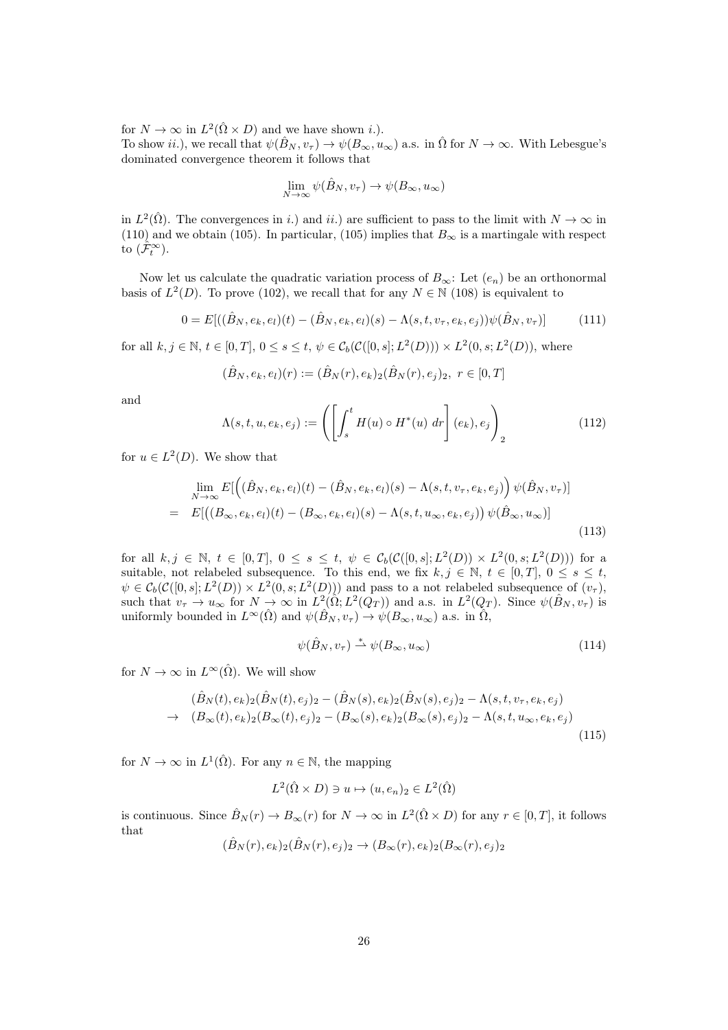for $N \to \infty$ in $L^2(\hat{\Omega} \times D)$ and we have shown *i.)*.
To show *ii.)*, we recall that $\psi(\hat{B}_N, v_\tau) \to \psi(B_\infty, u_\infty)$ a.s. in $\hat{\Omega}$ for $N \to \infty$. With Lebesgue's dominated convergence theorem it follows that

$$\lim_{N\to\infty} \psi(\hat{B}_N, v_\tau) \to \psi(B_\infty, u_\infty)$$

in $L^2(\hat{\Omega})$. The convergences in *i.)* and *ii.)* are sufficient to pass to the limit with $N \to \infty$ in (110) and we obtain (105). In particular, (105) implies that $B_\infty$ is a martingale with respect to $(\hat{\mathcal{F}}_t^\infty)$.

Now let us calculate the quadratic variation process of $B_\infty$: Let $(e_n)$ be an orthonormal basis of $L^2(D)$. To prove (102), we recall that for any $N \in \mathbb{N}$ (108) is equivalent to

$$0 = E[((\hat{B}_N, e_k, e_l)(t) - (\hat{B}_N, e_k, e_l)(s) - \Lambda(s, t, v_\tau, e_k, e_j))\psi(\hat{B}_N, v_\tau)] \tag{111}$$

for all $k, j \in \mathbb{N}$, $t \in [0, T]$, $0 \le s \le t$, $\psi \in \mathcal{C}_b(\mathcal{C}([0, s]; L^2(D))) \times L^2(0, s; L^2(D))$, where

$$(\hat{B}_N, e_k, e_l)(r) := (\hat{B}_N(r), e_k)_2(\hat{B}_N(r), e_j)_2, \ r \in [0, T]$$

and

$$\Lambda(s, t, u, e_k, e_j) := \left( \left[ \int_s^t H(u) \circ H^*(u) \ dr \right] (e_k), e_j \right)_2 \tag{112}$$

for $u \in L^2(D)$. We show that

$$\begin{aligned}
&\lim_{N\to\infty} E\big[\big((\hat{B}_N, e_k, e_l)(t) - (\hat{B}_N, e_k, e_l)(s) - \Lambda(s, t, v_\tau, e_k, e_j)\big)\ \psi(\hat{B}_N, v_\tau)\big] \\
=\ & E\big[\big((B_\infty, e_k, e_l)(t) - (B_\infty, e_k, e_l)(s) - \Lambda(s, t, u_\infty, e_k, e_j)\big)\ \psi(\hat{B}_\infty, u_\infty)\big]
\end{aligned} \tag{113}$$

for all $k, j \in \mathbb{N}$, $t \in [0, T]$, $0 \le s \le t$, $\psi \in \mathcal{C}_b(\mathcal{C}([0, s]; L^2(D)) \times L^2(0, s; L^2(D)))$ for a suitable, not relabeled subsequence. To this end, we fix $k, j \in \mathbb{N}$, $t \in [0, T]$, $0 \le s \le t$, $\psi \in \mathcal{C}_b(\mathcal{C}([0, s]; L^2(D)) \times L^2(0, s; L^2(D)))$ and pass to a not relabeled subsequence of $(v_\tau)$, such that $v_\tau \to u_\infty$ for $N \to \infty$ in $L^2(\hat{\Omega}; L^2(Q_T))$ and a.s. in $L^2(Q_T)$. Since $\psi(\hat{B}_N, v_\tau)$ is uniformly bounded in $L^\infty(\hat{\Omega})$ and $\psi(\hat{B}_N, v_\tau) \to \psi(B_\infty, u_\infty)$ a.s. in $\hat{\Omega}$,

$$\psi(\hat{B}_N, v_\tau) \overset{*}{\rightharpoonup} \psi(B_\infty, u_\infty) \tag{114}$$

for $N \to \infty$ in $L^\infty(\hat{\Omega})$. We will show

$$\begin{aligned}
& (\hat{B}_N(t), e_k)_2(\hat{B}_N(t), e_j)_2 - (\hat{B}_N(s), e_k)_2(\hat{B}_N(s), e_j)_2 - \Lambda(s, t, v_\tau, e_k, e_j) \\
\to\ & (B_\infty(t), e_k)_2(B_\infty(t), e_j)_2 - (B_\infty(s), e_k)_2(B_\infty(s), e_j)_2 - \Lambda(s, t, u_\infty, e_k, e_j)
\end{aligned} \tag{115}$$

for $N \to \infty$ in $L^1(\hat{\Omega})$. For any $n \in \mathbb{N}$, the mapping

$$L^2(\hat{\Omega} \times D) \ni u \mapsto (u, e_n)_2 \in L^2(\hat{\Omega})$$

is continuous. Since $\hat{B}_N(r) \to B_\infty(r)$ for $N \to \infty$ in $L^2(\hat{\Omega} \times D)$ for any $r \in [0, T]$, it follows that

$$(\hat{B}_N(r), e_k)_2(\hat{B}_N(r), e_j)_2 \to (B_\infty(r), e_k)_2(B_\infty(r), e_j)_2$$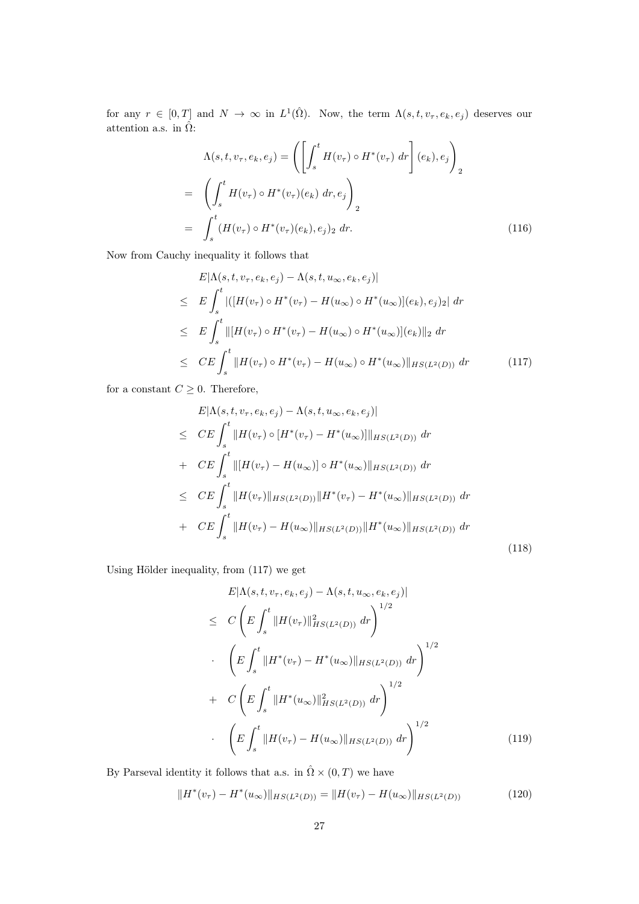for any $r \in [0, T]$ and $N \to \infty$ in $L^1(\hat{\Omega})$. Now, the term $\Lambda(s, t, v_\tau, e_k, e_j)$ deserves our attention a.s. in $\hat{\Omega}$:

$$
\begin{aligned}
\Lambda(s, t, v_\tau, e_k, e_j) &= \left( \left[ \int_s^t H(v_\tau) \circ H^*(v_\tau) \, dr \right] (e_k), e_j \right)_2 \\
= & \quad \left( \int_s^t H(v_\tau) \circ H^*(v_\tau)(e_k) \, dr, e_j \right)_2 \\
= & \quad \int_s^t (H(v_\tau) \circ H^*(v_\tau)(e_k), e_j)_2 \, dr.
\end{aligned} \tag{116}
$$

Now from Cauchy inequality it follows that

$$
\begin{aligned}
& E|\Lambda(s, t, v_\tau, e_k, e_j) - \Lambda(s, t, u_\infty, e_k, e_j)| \\
\leq & \quad E \int_s^t |([H(v_\tau) \circ H^*(v_\tau) - H(u_\infty) \circ H^*(u_\infty)](e_k), e_j)_2| \, dr \\
\leq & \quad E \int_s^t \|[H(v_\tau) \circ H^*(v_\tau) - H(u_\infty) \circ H^*(u_\infty)](e_k)\|_2 \, dr \\
\leq & \quad CE \int_s^t \|H(v_\tau) \circ H^*(v_\tau) - H(u_\infty) \circ H^*(u_\infty)\|_{HS(L^2(D))} \, dr
\end{aligned} \tag{117}
$$

for a constant $C \geq 0$. Therefore,

$$
\begin{aligned}
& E|\Lambda(s, t, v_\tau, e_k, e_j) - \Lambda(s, t, u_\infty, e_k, e_j)| \\
\leq & \quad CE \int_s^t \|H(v_\tau) \circ [H^*(v_\tau) - H^*(u_\infty)]\|_{HS(L^2(D))} \, dr \\
+ & \quad CE \int_s^t \|[H(v_\tau) - H(u_\infty)] \circ H^*(u_\infty)\|_{HS(L^2(D))} \, dr \\
\leq & \quad CE \int_s^t \|H(v_\tau)\|_{HS(L^2(D))} \|H^*(v_\tau) - H^*(u_\infty)\|_{HS(L^2(D))} \, dr \\
+ & \quad CE \int_s^t \|H(v_\tau) - H(u_\infty)\|_{HS(L^2(D))} \|H^*(u_\infty)\|_{HS(L^2(D))} \, dr
\end{aligned} \tag{118}
$$

Using Hölder inequality, from (117) we get

$$
\begin{aligned}
& E|\Lambda(s, t, v_\tau, e_k, e_j) - \Lambda(s, t, u_\infty, e_k, e_j)| \\
\leq & \quad C \left( E \int_s^t \|H(v_\tau)\|^2_{HS(L^2(D))} \, dr \right)^{1/2} \\
\cdot & \quad \left( E \int_s^t \|H^*(v_\tau) - H^*(u_\infty)\|_{HS(L^2(D))} \, dr \right)^{1/2} \\
+ & \quad C \left( E \int_s^t \|H^*(u_\infty)\|^2_{HS(L^2(D))} \, dr \right)^{1/2} \\
\cdot & \quad \left( E \int_s^t \|H(v_\tau) - H(u_\infty)\|_{HS(L^2(D))} \, dr \right)^{1/2}
\end{aligned} \tag{119}
$$

By Parseval identity it follows that a.s. in $\hat{\Omega} \times (0, T)$ we have

$$
\|H^*(v_\tau) - H^*(u_\infty)\|_{HS(L^2(D))} = \|H(v_\tau) - H(u_\infty)\|_{HS(L^2(D))} \tag{120}
$$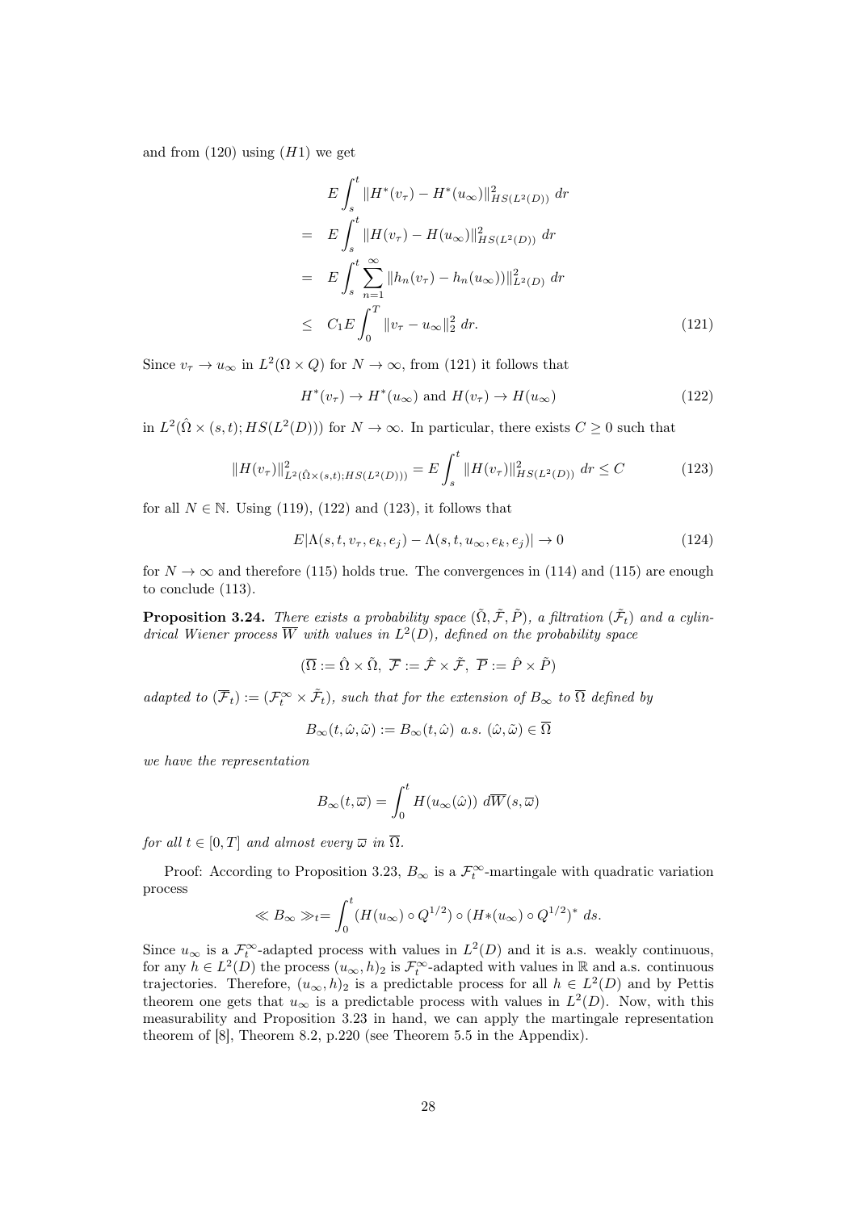and from (120) using $(H1)$ we get

$$
\begin{aligned}
& E\int_s^t \|H^*(v_\tau)-H^*(u_\infty)\|^2_{HS(L^2(D))}\,dr \\
= \;& E\int_s^t \|H(v_\tau)-H(u_\infty)\|^2_{HS(L^2(D))}\,dr \\
= \;& E\int_s^t \sum_{n=1}^\infty \|h_n(v_\tau)-h_n(u_\infty))\|^2_{L^2(D)}\,dr \\
\leq \;& C_1 E\int_0^T \|v_\tau - u_\infty\|_2^2\,dr. 
\end{aligned}
\tag{121}
$$

Since $v_\tau \to u_\infty$ in $L^2(\Omega\times Q)$ for $N\to\infty$, from (121) it follows that

$$
H^*(v_\tau)\to H^*(u_\infty) \text{ and } H(v_\tau)\to H(u_\infty) \tag{122}
$$

in $L^2(\hat{\Omega}\times(s,t); HS(L^2(D)))$ for $N\to\infty$. In particular, there exists $C\geq 0$ such that

$$
\|H(v_\tau)\|^2_{L^2(\hat{\Omega}\times(s,t);HS(L^2(D)))} = E\int_s^t \|H(v_\tau)\|^2_{HS(L^2(D))}\,dr \leq C \tag{123}
$$

for all $N\in\mathbb{N}$. Using (119), (122) and (123), it follows that

$$
E|\Lambda(s,t,v_\tau,e_k,e_j)-\Lambda(s,t,u_\infty,e_k,e_j)|\to 0 \tag{124}
$$

for $N\to\infty$ and therefore (115) holds true. The convergences in (114) and (115) are enough to conclude (113).

**Proposition 3.24.** *There exists a probability space $(\tilde{\Omega},\tilde{\mathcal{F}},\tilde{P})$, a filtration $(\tilde{\mathcal{F}}_t)$ and a cylindrical Wiener process $\overline{W}$ with values in $L^2(D)$, defined on the probability space*

$$
(\overline{\Omega} := \hat{\Omega}\times\tilde{\Omega},\ \overline{\mathcal{F}} := \hat{\mathcal{F}}\times\tilde{\mathcal{F}},\ \overline{P} := \hat{P}\times\tilde{P})
$$

*adapted to $(\overline{\mathcal{F}}_t) := (\mathcal{F}_t^\infty\times\tilde{\mathcal{F}}_t)$, such that for the extension of $B_\infty$ to $\overline{\Omega}$ defined by*

$$
B_\infty(t,\hat{\omega},\tilde{\omega}) := B_\infty(t,\hat{\omega}) \text{ a.s. } (\hat{\omega},\tilde{\omega})\in\overline{\Omega}
$$

*we have the representation*

$$
B_\infty(t,\overline{\omega}) = \int_0^t H(u_\infty(\hat{\omega}))\,d\overline{W}(s,\overline{\omega})
$$

*for all $t\in[0,T]$ and almost every $\overline{\omega}$ in $\overline{\Omega}$.*

Proof: According to Proposition 3.23, $B_\infty$ is a $\mathcal{F}_t^\infty$-martingale with quadratic variation process

$$
\ll B_\infty \gg_t = \int_0^t (H(u_\infty)\circ Q^{1/2})\circ(H*(u_\infty)\circ Q^{1/2})^*\,ds.
$$

Since $u_\infty$ is a $\mathcal{F}_t^\infty$-adapted process with values in $L^2(D)$ and it is a.s. weakly continuous, for any $h\in L^2(D)$ the process $(u_\infty,h)_2$ is $\mathcal{F}_t^\infty$-adapted with values in $\mathbb{R}$ and a.s. continuous trajectories. Therefore, $(u_\infty,h)_2$ is a predictable process for all $h\in L^2(D)$ and by Pettis theorem one gets that $u_\infty$ is a predictable process with values in $L^2(D)$. Now, with this measurability and Proposition 3.23 in hand, we can apply the martingale representation theorem of [8], Theorem 8.2, p.220 (see Theorem 5.5 in the Appendix).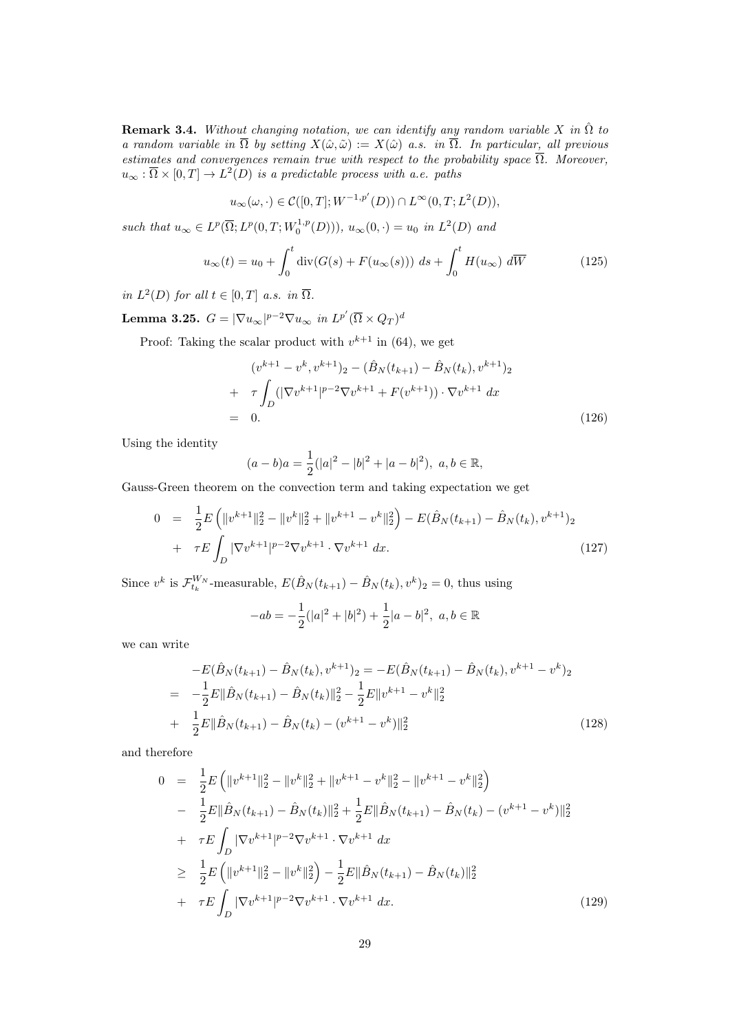**Remark 3.4.** *Without changing notation, we can identify any random variable $X$ in $\hat{\Omega}$ to a random variable in $\overline{\Omega}$ by setting $X(\hat{\omega}, \tilde{\omega}) := X(\hat{\omega})$ a.s. in $\overline{\Omega}$. In particular, all previous estimates and convergences remain true with respect to the probability space $\overline{\Omega}$. Moreover, $u_\infty : \overline{\Omega} \times [0,T] \to L^2(D)$ is a predictable process with a.e. paths*

$$u_\infty(\omega, \cdot) \in \mathcal{C}([0,T]; W^{-1,p'}(D)) \cap L^\infty(0,T; L^2(D)),$$

*such that $u_\infty \in L^p(\overline{\Omega}; L^p(0,T; W_0^{1,p}(D)))$, $u_\infty(0,\cdot) = u_0$ in $L^2(D)$ and*

$$u_\infty(t) = u_0 + \int_0^t \operatorname{div}(G(s) + F(u_\infty(s)))\ ds + \int_0^t H(u_\infty)\ d\overline{W} \tag{125}$$

*in $L^2(D)$ for all $t \in [0,T]$ a.s. in $\overline{\Omega}$.*

**Lemma 3.25.** $G = |\nabla u_\infty|^{p-2} \nabla u_\infty$ *in* $L^{p'}(\overline{\Omega} \times Q_T)^d$

Proof: Taking the scalar product with $v^{k+1}$ in (64), we get

$$\begin{aligned}
& (v^{k+1} - v^k, v^{k+1})_2 - (\hat{B}_N(t_{k+1}) - \hat{B}_N(t_k), v^{k+1})_2 \\
+ \quad & \tau \int_D (|\nabla v^{k+1}|^{p-2} \nabla v^{k+1} + F(v^{k+1})) \cdot \nabla v^{k+1}\ dx \\
= \quad & 0.
\end{aligned} \tag{126}$$

Using the identity

$$(a-b)a = \frac{1}{2}(|a|^2 - |b|^2 + |a-b|^2),\ a,b \in \mathbb{R},$$

Gauss-Green theorem on the convection term and taking expectation we get

$$\begin{aligned}
0 \quad = \quad & \frac{1}{2} E\left( \|v^{k+1}\|_2^2 - \|v^k\|_2^2 + \|v^{k+1} - v^k\|_2^2 \right) - E(\hat{B}_N(t_{k+1}) - \hat{B}_N(t_k), v^{k+1})_2 \\
+ \quad & \tau E \int_D |\nabla v^{k+1}|^{p-2} \nabla v^{k+1} \cdot \nabla v^{k+1}\ dx.
\end{aligned} \tag{127}$$

Since $v^k$ is $\mathcal{F}_{t_k}^{W_N}$-measurable, $E(\hat{B}_N(t_{k+1}) - \hat{B}_N(t_k), v^k)_2 = 0$, thus using

$$-ab = -\frac{1}{2}(|a|^2 + |b|^2) + \frac{1}{2}|a-b|^2,\ a,b \in \mathbb{R}$$

we can write

$$\begin{aligned}
& -E(\hat{B}_N(t_{k+1}) - \hat{B}_N(t_k), v^{k+1})_2 = -E(\hat{B}_N(t_{k+1}) - \hat{B}_N(t_k), v^{k+1} - v^k)_2 \\
= \quad & -\frac{1}{2} E\|\hat{B}_N(t_{k+1}) - \hat{B}_N(t_k)\|_2^2 - \frac{1}{2} E\|v^{k+1} - v^k\|_2^2 \\
+ \quad & \frac{1}{2} E\|\hat{B}_N(t_{k+1}) - \hat{B}_N(t_k) - (v^{k+1} - v^k)\|_2^2
\end{aligned} \tag{128}$$

and therefore

$$\begin{aligned}
0 \quad = \quad & \frac{1}{2} E\left( \|v^{k+1}\|_2^2 - \|v^k\|_2^2 + \|v^{k+1} - v^k\|_2^2 - \|v^{k+1} - v^k\|_2^2 \right) \\
- \quad & \frac{1}{2} E\|\hat{B}_N(t_{k+1}) - \hat{B}_N(t_k)\|_2^2 + \frac{1}{2} E\|\hat{B}_N(t_{k+1}) - \hat{B}_N(t_k) - (v^{k+1} - v^k)\|_2^2 \\
+ \quad & \tau E \int_D |\nabla v^{k+1}|^{p-2} \nabla v^{k+1} \cdot \nabla v^{k+1}\ dx \\
\geq \quad & \frac{1}{2} E\left( \|v^{k+1}\|_2^2 - \|v^k\|_2^2 \right) - \frac{1}{2} E\|\hat{B}_N(t_{k+1}) - \hat{B}_N(t_k)\|_2^2 \\
+ \quad & \tau E \int_D |\nabla v^{k+1}|^{p-2} \nabla v^{k+1} \cdot \nabla v^{k+1}\ dx.
\end{aligned} \tag{129}$$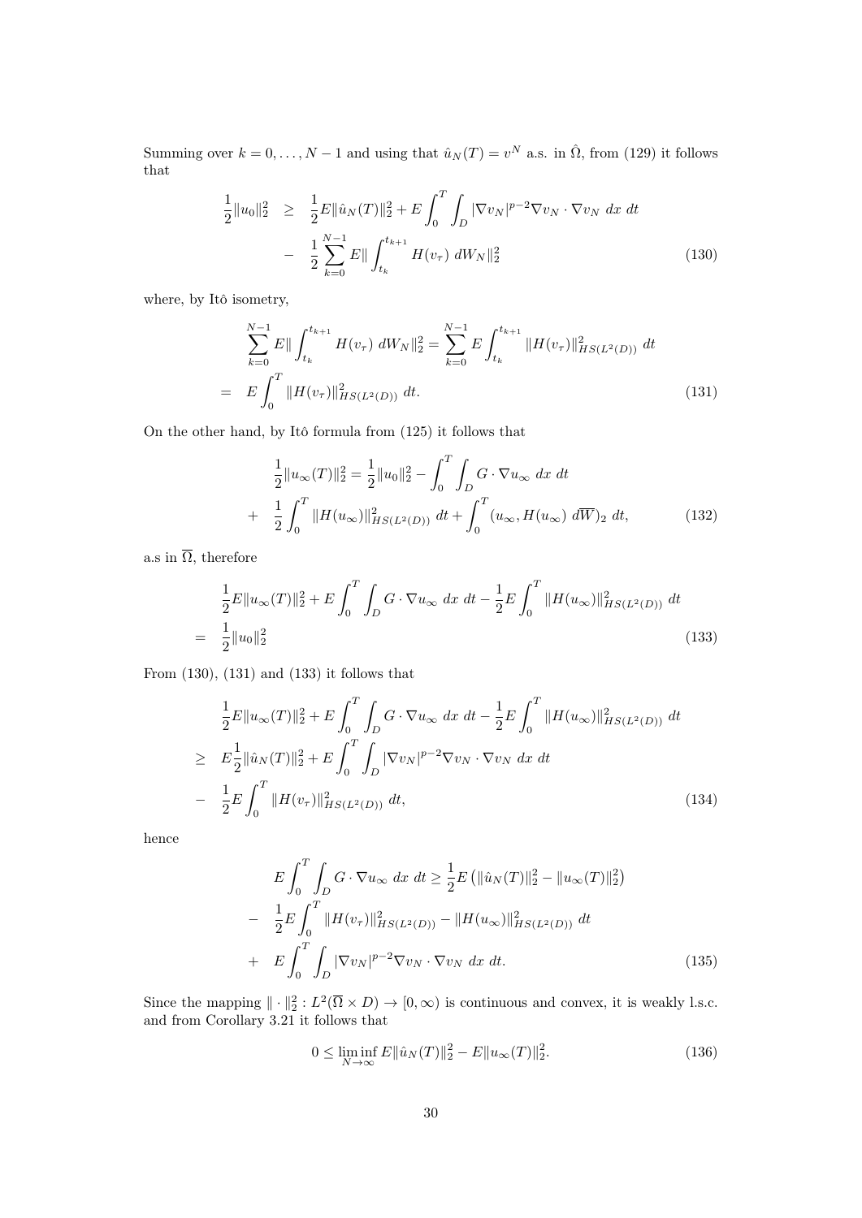Summing over $k = 0, \ldots, N-1$ and using that $\hat{u}_N(T) = v^N$ a.s. in $\hat{\Omega}$, from (129) it follows that

$$
\begin{aligned}
\frac{1}{2}\|u_0\|_2^2 \quad &\geq \quad \frac{1}{2}E\|\hat{u}_N(T)\|_2^2 + E\int_0^T \int_D |\nabla v_N|^{p-2}\nabla v_N \cdot \nabla v_N \; dx \; dt \\
&- \quad \frac{1}{2}\sum_{k=0}^{N-1} E\| \int_{t_k}^{t_{k+1}} H(v_\tau) \; dW_N\|_2^2
\end{aligned}
\tag{130}
$$

where, by Itô isometry,

$$
\begin{aligned}
&\sum_{k=0}^{N-1} E\| \int_{t_k}^{t_{k+1}} H(v_\tau) \; dW_N\|_2^2 = \sum_{k=0}^{N-1} E\int_{t_k}^{t_{k+1}} \|H(v_\tau)\|_{HS(L^2(D))}^2 \; dt \\
= \quad & E\int_0^T \|H(v_\tau)\|_{HS(L^2(D))}^2 \; dt.
\end{aligned}
\tag{131}
$$

On the other hand, by Itô formula from (125) it follows that

$$
\begin{aligned}
&\frac{1}{2}\|u_\infty(T)\|_2^2 = \frac{1}{2}\|u_0\|_2^2 - \int_0^T \int_D G \cdot \nabla u_\infty \; dx \; dt \\
+ \quad & \frac{1}{2}\int_0^T \|H(u_\infty)\|_{HS(L^2(D))}^2 \; dt + \int_0^T (u_\infty, H(u_\infty) \; d\overline{W})_2 \; dt,
\end{aligned}
\tag{132}
$$

a.s in $\overline{\Omega}$, therefore

$$
\begin{aligned}
&\frac{1}{2}E\|u_\infty(T)\|_2^2 + E\int_0^T \int_D G \cdot \nabla u_\infty \; dx \; dt - \frac{1}{2}E\int_0^T \|H(u_\infty)\|_{HS(L^2(D))}^2 \; dt \\
= \quad & \frac{1}{2}\|u_0\|_2^2
\end{aligned}
\tag{133}
$$

From (130), (131) and (133) it follows that

$$
\begin{aligned}
&\frac{1}{2}E\|u_\infty(T)\|_2^2 + E\int_0^T \int_D G \cdot \nabla u_\infty \; dx \; dt - \frac{1}{2}E\int_0^T \|H(u_\infty)\|_{HS(L^2(D))}^2 \; dt \\
\geq \quad & E\frac{1}{2}\|\hat{u}_N(T)\|_2^2 + E\int_0^T \int_D |\nabla v_N|^{p-2}\nabla v_N \cdot \nabla v_N \; dx \; dt \\
- \quad & \frac{1}{2}E\int_0^T \|H(v_\tau)\|_{HS(L^2(D))}^2 \; dt,
\end{aligned}
\tag{134}
$$

hence

$$
\begin{aligned}
&E\int_0^T \int_D G \cdot \nabla u_\infty \; dx \; dt \geq \frac{1}{2}E\left(\|\hat{u}_N(T)\|_2^2 - \|u_\infty(T)\|_2^2\right) \\
- \quad & \frac{1}{2}E\int_0^T \|H(v_\tau)\|_{HS(L^2(D))}^2 - \|H(u_\infty)\|_{HS(L^2(D))}^2 \; dt \\
+ \quad & E\int_0^T \int_D |\nabla v_N|^{p-2}\nabla v_N \cdot \nabla v_N \; dx \; dt.
\end{aligned}
\tag{135}
$$

Since the mapping $\|\cdot\|_2^2 : L^2(\overline{\Omega} \times D) \to [0, \infty)$ is continuous and convex, it is weakly l.s.c. and from Corollary 3.21 it follows that

$$
0 \leq \liminf_{N\to\infty} E\|\hat{u}_N(T)\|_2^2 - E\|u_\infty(T)\|_2^2. \tag{136}
$$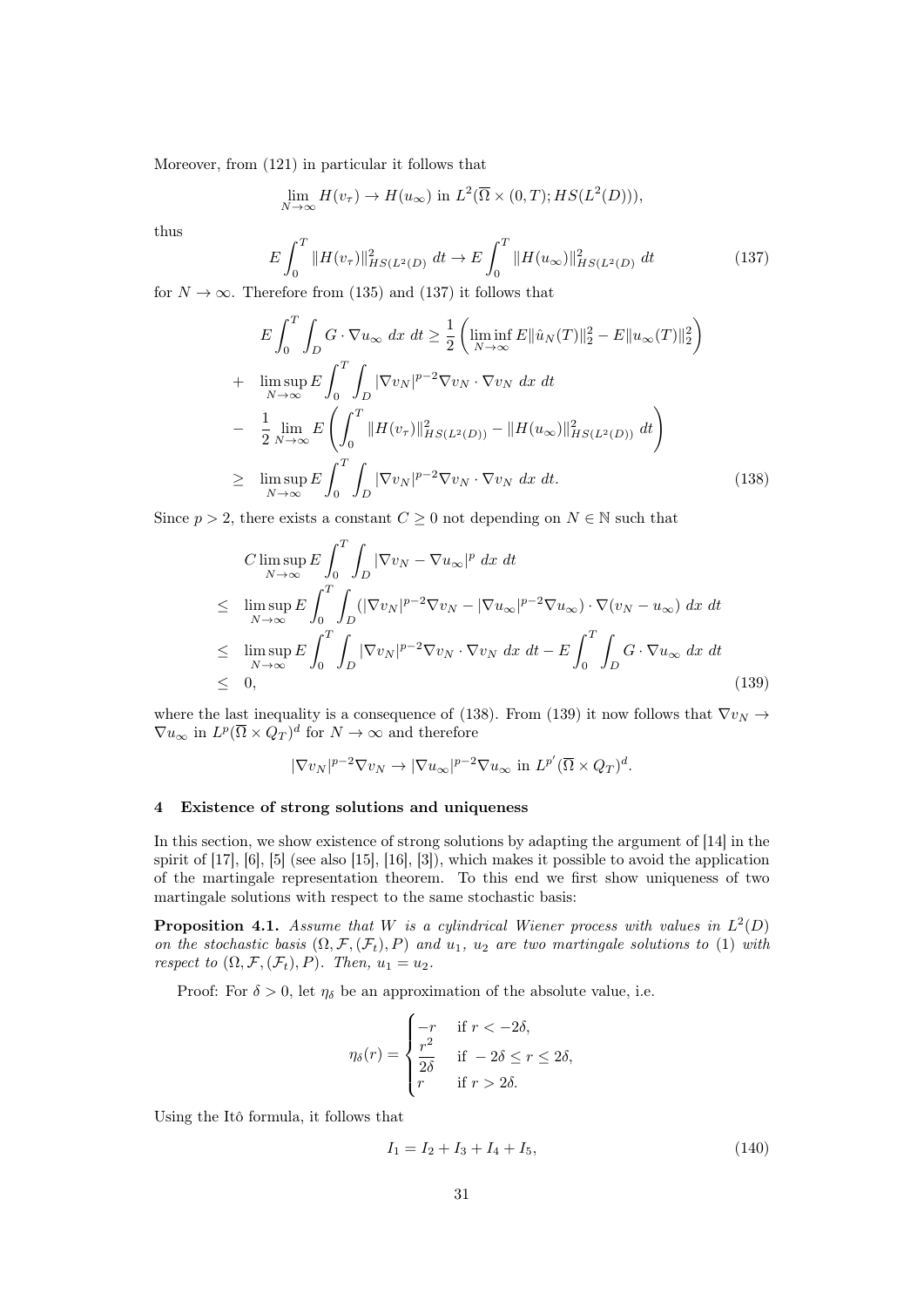Moreover, from (121) in particular it follows that

$$\lim_{N\to\infty} H(v_\tau) \to H(u_\infty) \text{ in } L^2(\overline{\Omega}\times(0,T);HS(L^2(D))),$$

thus

$$E\int_0^T \|H(v_\tau)\|^2_{HS(L^2(D)} \,dt \to E\int_0^T \|H(u_\infty)\|^2_{HS(L^2(D)}\,dt \tag{137}$$

for $N\to\infty$. Therefore from (135) and (137) it follows that

$$\begin{aligned}
&E\int_0^T\int_D G\cdot\nabla u_\infty \,dx\,dt \geq \frac{1}{2}\left(\liminf_{N\to\infty} E\|\hat{u}_N(T)\|_2^2 - E\|u_\infty(T)\|_2^2\right)\\
+&\quad \limsup_{N\to\infty} E\int_0^T\int_D |\nabla v_N|^{p-2}\nabla v_N\cdot\nabla v_N\,dx\,dt\\
-&\quad \frac{1}{2}\lim_{N\to\infty} E\left(\int_0^T \|H(v_\tau)\|^2_{HS(L^2(D))} - \|H(u_\infty)\|^2_{HS(L^2(D))}\,dt\right)\\
\geq&\quad \limsup_{N\to\infty} E\int_0^T\int_D |\nabla v_N|^{p-2}\nabla v_N\cdot\nabla v_N\,dx\,dt.
\end{aligned}\tag{138}$$

Since $p>2$, there exists a constant $C\geq 0$ not depending on $N\in\mathbb{N}$ such that

$$\begin{aligned}
&C\limsup_{N\to\infty} E\int_0^T\int_D |\nabla v_N-\nabla u_\infty|^p\,dx\,dt\\
\leq&\quad \limsup_{N\to\infty} E\int_0^T\int_D (|\nabla v_N|^{p-2}\nabla v_N - |\nabla u_\infty|^{p-2}\nabla u_\infty)\cdot\nabla(v_N-u_\infty)\,dx\,dt\\
\leq&\quad \limsup_{N\to\infty} E\int_0^T\int_D |\nabla v_N|^{p-2}\nabla v_N\cdot\nabla v_N\,dx\,dt - E\int_0^T\int_D G\cdot\nabla u_\infty\,dx\,dt\\
\leq&\quad 0,
\end{aligned}\tag{139}$$

where the last inequality is a consequence of (138). From (139) it now follows that $\nabla v_N\to\nabla u_\infty$ in $L^p(\overline{\Omega}\times Q_T)^d$ for $N\to\infty$ and therefore

$$|\nabla v_N|^{p-2}\nabla v_N \to |\nabla u_\infty|^{p-2}\nabla u_\infty \text{ in } L^{p'}(\overline{\Omega}\times Q_T)^d.$$

## 4 Existence of strong solutions and uniqueness

In this section, we show existence of strong solutions by adapting the argument of [14] in the spirit of [17], [6], [5] (see also [15], [16], [3]), which makes it possible to avoid the application of the martingale representation theorem. To this end we first show uniqueness of two martingale solutions with respect to the same stochastic basis:

**Proposition 4.1.** *Assume that $W$ is a cylindrical Wiener process with values in $L^2(D)$ on the stochastic basis $(\Omega,\mathcal{F},(\mathcal{F}_t),P)$ and $u_1$, $u_2$ are two martingale solutions to (1) with respect to $(\Omega,\mathcal{F},(\mathcal{F}_t),P)$. Then, $u_1=u_2$.*

Proof: For $\delta>0$, let $\eta_\delta$ be an approximation of the absolute value, i.e.

$$\eta_\delta(r) = \begin{cases} -r & \text{if } r<-2\delta,\\ \dfrac{r^2}{2\delta} & \text{if } -2\delta\leq r\leq 2\delta,\\ r & \text{if } r>2\delta.\end{cases}$$

Using the Itô formula, it follows that

$$I_1 = I_2+I_3+I_4+I_5, \tag{140}$$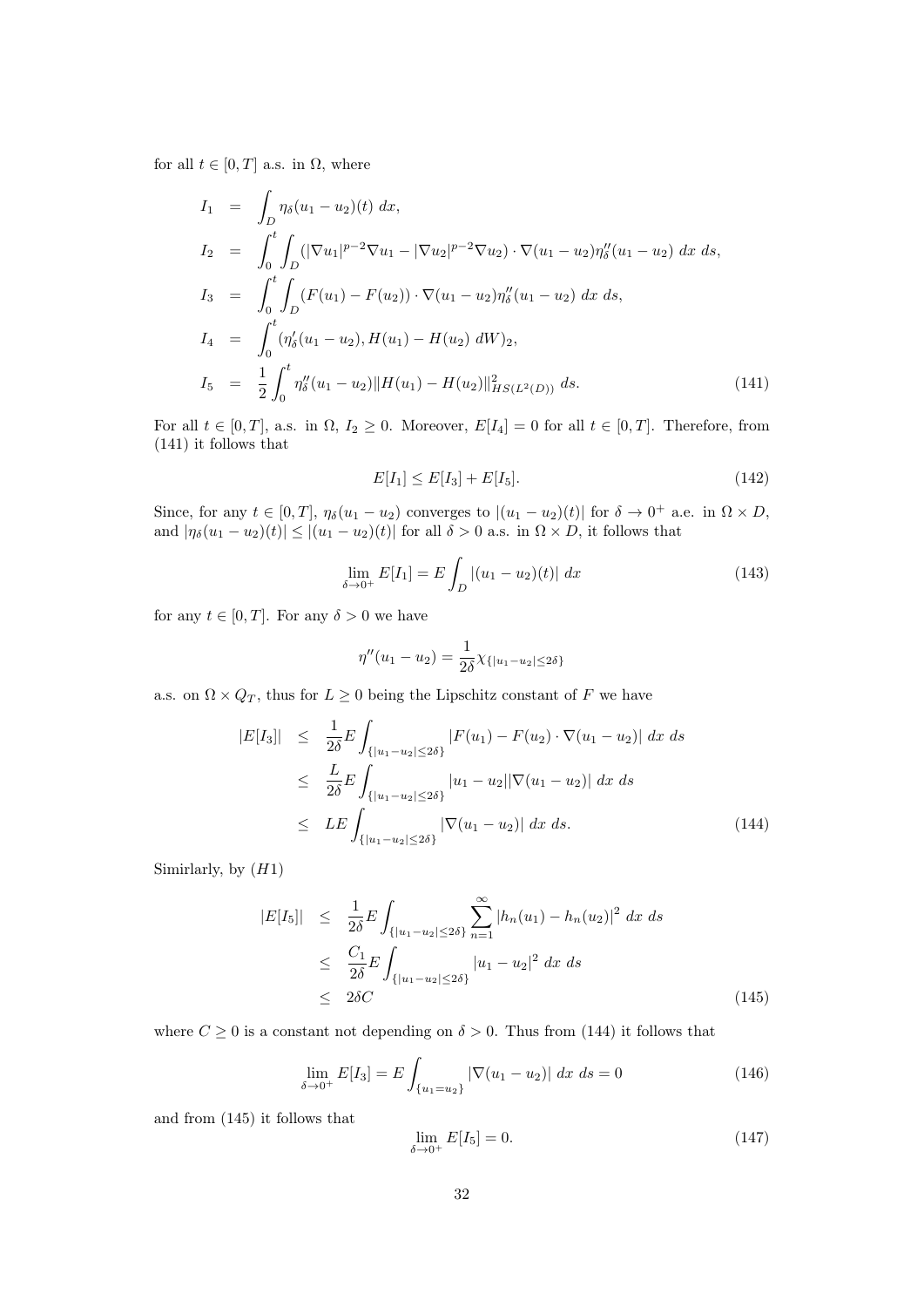for all $t \in [0,T]$ a.s. in $\Omega$, where

$$
\begin{aligned}
I_1 &= \int_D \eta_\delta(u_1-u_2)(t)\ dx,\\
I_2 &= \int_0^t \int_D (|\nabla u_1|^{p-2}\nabla u_1 - |\nabla u_2|^{p-2}\nabla u_2)\cdot \nabla(u_1-u_2)\eta_\delta''(u_1-u_2)\ dx\ ds,\\
I_3 &= \int_0^t \int_D (F(u_1)-F(u_2))\cdot \nabla(u_1-u_2)\eta_\delta''(u_1-u_2)\ dx\ ds,\\
I_4 &= \int_0^t (\eta_\delta'(u_1-u_2), H(u_1)-H(u_2)\ dW)_2,\\
I_5 &= \frac{1}{2}\int_0^t \eta_\delta''(u_1-u_2)\|H(u_1)-H(u_2)\|^2_{HS(L^2(D))}\ ds.
\end{aligned}
\tag{141}
$$

For all $t \in [0,T]$, a.s. in $\Omega$, $I_2 \geq 0$. Moreover, $E[I_4]=0$ for all $t\in[0,T]$. Therefore, from (141) it follows that

$$
E[I_1] \leq E[I_3] + E[I_5]. \tag{142}
$$

Since, for any $t \in [0,T]$, $\eta_\delta(u_1-u_2)$ converges to $|(u_1-u_2)(t)|$ for $\delta \to 0^+$ a.e. in $\Omega \times D$, and $|\eta_\delta(u_1-u_2)(t)| \leq |(u_1-u_2)(t)|$ for all $\delta > 0$ a.s. in $\Omega\times D$, it follows that

$$
\lim_{\delta\to 0^+} E[I_1] = E\int_D |(u_1-u_2)(t)|\ dx \tag{143}
$$

for any $t\in[0,T]$. For any $\delta>0$ we have

$$
\eta''(u_1-u_2) = \frac{1}{2\delta}\chi_{\{|u_1-u_2|\leq 2\delta\}}
$$

a.s. on $\Omega\times Q_T$, thus for $L\geq 0$ being the Lipschitz constant of $F$ we have

$$
\begin{aligned}
|E[I_3]| &\leq \frac{1}{2\delta}E\int_{\{|u_1-u_2|\leq 2\delta\}} |F(u_1)-F(u_2)\cdot\nabla(u_1-u_2)|\ dx\ ds\\
&\leq \frac{L}{2\delta}E\int_{\{|u_1-u_2|\leq 2\delta\}} |u_1-u_2||\nabla(u_1-u_2)|\ dx\ ds\\
&\leq LE\int_{\{|u_1-u_2|\leq 2\delta\}} |\nabla(u_1-u_2)|\ dx\ ds.
\end{aligned}
\tag{144}
$$

Simirlarly, by $(H1)$

$$
\begin{aligned}
|E[I_5]| &\leq \frac{1}{2\delta}E\int_{\{|u_1-u_2|\leq 2\delta\}}\sum_{n=1}^\infty |h_n(u_1)-h_n(u_2)|^2\ dx\ ds\\
&\leq \frac{C_1}{2\delta}E\int_{\{|u_1-u_2|\leq 2\delta\}} |u_1-u_2|^2\ dx\ ds\\
&\leq 2\delta C
\end{aligned}
\tag{145}
$$

where $C\geq 0$ is a constant not depending on $\delta>0$. Thus from (144) it follows that

$$
\lim_{\delta\to 0^+} E[I_3] = E\int_{\{u_1=u_2\}} |\nabla(u_1-u_2)|\ dx\ ds = 0 \tag{146}
$$

and from (145) it follows that

$$
\lim_{\delta\to 0^+} E[I_5] = 0. \tag{147}
$$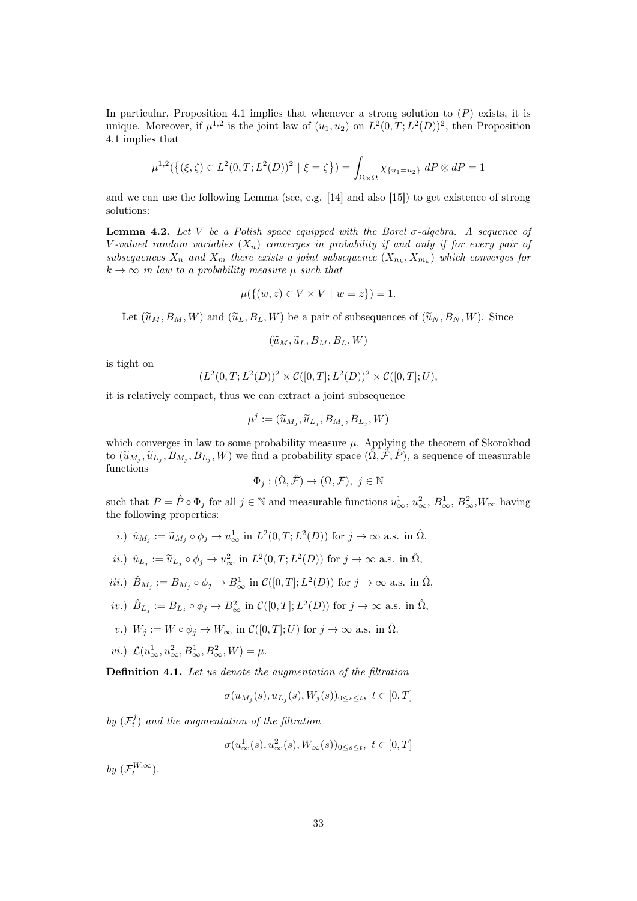In particular, Proposition 4.1 implies that whenever a strong solution to $(P)$ exists, it is unique. Moreover, if $\mu^{1,2}$ is the joint law of $(u_1, u_2)$ on $L^2(0,T;L^2(D))^2$, then Proposition 4.1 implies that

$$\mu^{1,2}(\{(\xi,\zeta)\in L^2(0,T;L^2(D))^2 \mid \xi=\zeta\}) = \int_{\Omega\times\Omega} \chi_{\{u_1=u_2\}}\, dP\otimes dP = 1$$

and we can use the following Lemma (see, e.g. [14] and also [15]) to get existence of strong solutions:

**Lemma 4.2.** *Let $V$ be a Polish space equipped with the Borel $\sigma$-algebra. A sequence of $V$-valued random variables $(X_n)$ converges in probability if and only if for every pair of subsequences $X_n$ and $X_m$ there exists a joint subsequence $(X_{n_k}, X_{m_k})$ which converges for $k\to\infty$ in law to a probability measure $\mu$ such that*

$$\mu(\{(w,z)\in V\times V \mid w=z\}) = 1.$$

Let $(\widetilde{u}_M, B_M, W)$ and $(\widetilde{u}_L, B_L, W)$ be a pair of subsequences of $(\widetilde{u}_N, B_N, W)$. Since

$$(\widetilde{u}_M, \widetilde{u}_L, B_M, B_L, W)$$

is tight on

$$(L^2(0,T;L^2(D))^2 \times \mathcal{C}([0,T];L^2(D))^2 \times \mathcal{C}([0,T];U),$$

it is relatively compact, thus we can extract a joint subsequence

$$\mu^j := (\widetilde{u}_{M_j}, \widetilde{u}_{L_j}, B_{M_j}, B_{L_j}, W)$$

which converges in law to some probability measure $\mu$. Applying the theorem of Skorokhod to $(\widetilde{u}_{M_j}, \widetilde{u}_{L_j}, B_{M_j}, B_{L_j}, W)$ we find a probability space $(\hat{\Omega}, \hat{\mathcal{F}}, \hat{P})$, a sequence of measurable functions

$$\Phi_j : (\hat{\Omega}, \hat{\mathcal{F}}) \to (\Omega, \mathcal{F}),\ j\in\mathbb{N}$$

such that $P = \hat{P}\circ\Phi_j$ for all $j\in\mathbb{N}$ and measurable functions $u^1_\infty$, $u^2_\infty$, $B^1_\infty$, $B^2_\infty$,$W_\infty$ having the following properties:

*i.)* $\hat{u}_{M_j} := \widetilde{u}_{M_j}\circ\phi_j \to u^1_\infty$ in $L^2(0,T;L^2(D))$ for $j\to\infty$ a.s. in $\hat{\Omega}$,

*ii.)* $\hat{u}_{L_j} := \widetilde{u}_{L_j}\circ\phi_j \to u^2_\infty$ in $L^2(0,T;L^2(D))$ for $j\to\infty$ a.s. in $\hat{\Omega}$,

*iii.)* $\hat{B}_{M_j} := B_{M_j}\circ\phi_j \to B^1_\infty$ in $\mathcal{C}([0,T];L^2(D))$ for $j\to\infty$ a.s. in $\hat{\Omega}$,

*iv.)* $\hat{B}_{L_j} := B_{L_j}\circ\phi_j \to B^2_\infty$ in $\mathcal{C}([0,T];L^2(D))$ for $j\to\infty$ a.s. in $\hat{\Omega}$,

*v.)* $W_j := W\circ\phi_j \to W_\infty$ in $\mathcal{C}([0,T];U)$ for $j\to\infty$ a.s. in $\hat{\Omega}$.

*vi.)* $\mathcal{L}(u^1_\infty, u^2_\infty, B^1_\infty, B^2_\infty, W) = \mu$.

**Definition 4.1.** *Let us denote the augmentation of the filtration*

$$\sigma(u_{M_j}(s), u_{L_j}(s), W_j(s))_{0\le s\le t},\ t\in[0,T]$$

*by $(\mathcal{F}^j_t)$ and the augmentation of the filtration*

$$\sigma(u^1_\infty(s), u^2_\infty(s), W_\infty(s))_{0\le s\le t},\ t\in[0,T]$$

*by $(\mathcal{F}^{W,\infty}_t)$.*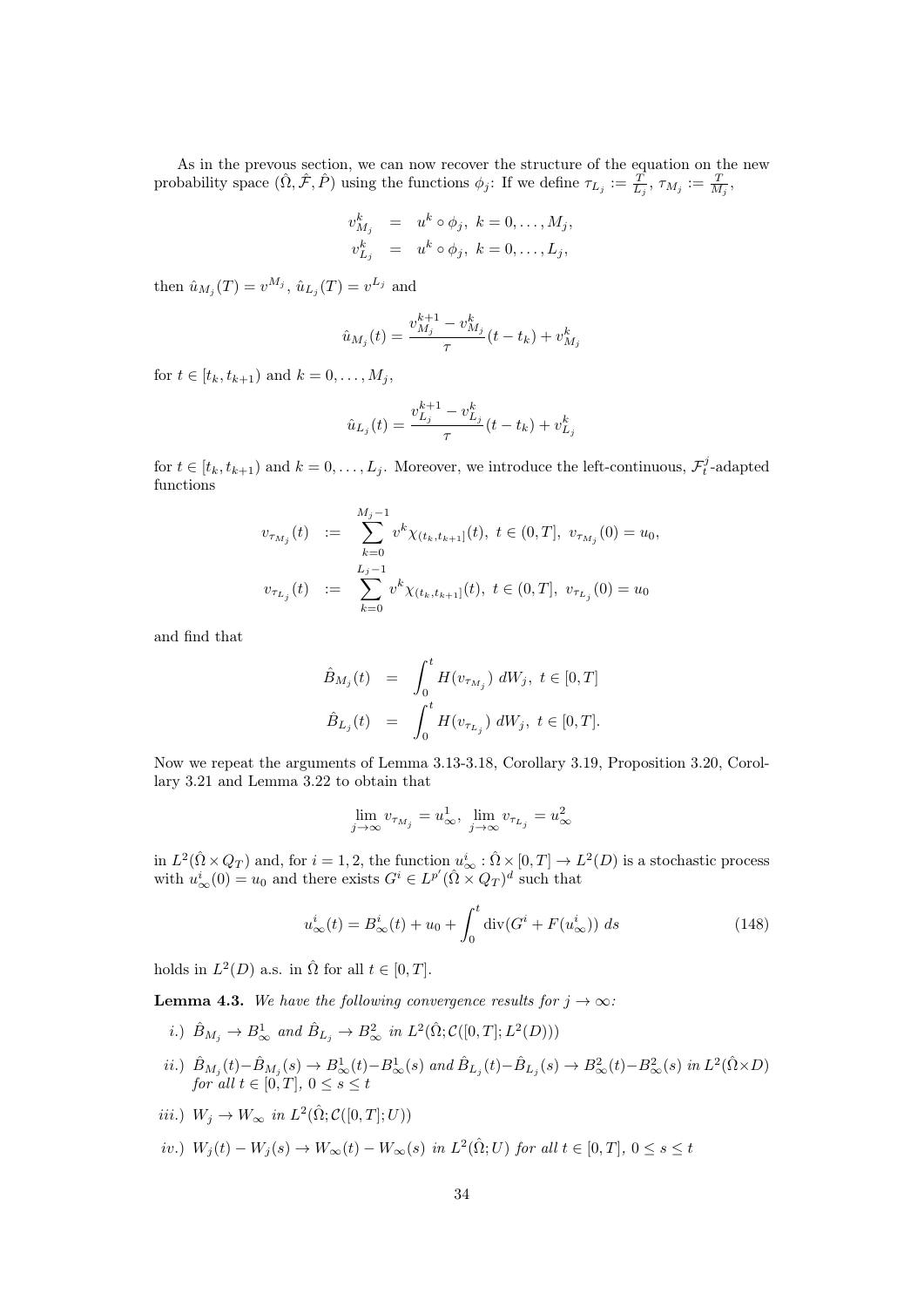As in the prevous section, we can now recover the structure of the equation on the new probability space $(\hat{\Omega}, \hat{\mathcal{F}}, \hat{P})$ using the functions $\phi_j$: If we define $\tau_{L_j} := \frac{T}{L_j}$, $\tau_{M_j} := \frac{T}{M_j}$,

$$
\begin{aligned}
v_{M_j}^k &= u^k \circ \phi_j, \ k = 0, \dots, M_j, \\
v_{L_j}^k &= u^k \circ \phi_j, \ k = 0, \dots, L_j,
\end{aligned}
$$

then $\hat{u}_{M_j}(T) = v^{M_j}$, $\hat{u}_{L_j}(T) = v^{L_j}$ and

$$
\hat{u}_{M_j}(t) = \frac{v_{M_j}^{k+1} - v_{M_j}^k}{\tau}(t - t_k) + v_{M_j}^k
$$

for $t \in [t_k, t_{k+1})$ and $k = 0, \dots, M_j$,

$$
\hat{u}_{L_j}(t) = \frac{v_{L_j}^{k+1} - v_{L_j}^k}{\tau}(t - t_k) + v_{L_j}^k
$$

for $t \in [t_k, t_{k+1})$ and $k = 0, \dots, L_j$. Moreover, we introduce the left-continuous, $\mathcal{F}_t^j$-adapted functions

$$
\begin{aligned}
v_{\tau_{M_j}}(t) &:= \sum_{k=0}^{M_j - 1} v^k \chi_{(t_k, t_{k+1}]}(t), \ t \in (0, T], \ v_{\tau_{M_j}}(0) = u_0, \\
v_{\tau_{L_j}}(t) &:= \sum_{k=0}^{L_j - 1} v^k \chi_{(t_k, t_{k+1}]}(t), \ t \in (0, T], \ v_{\tau_{L_j}}(0) = u_0
\end{aligned}
$$

and find that

$$
\begin{aligned}
\hat{B}_{M_j}(t) &= \int_0^t H(v_{\tau_{M_j}}) \ dW_j, \ t \in [0, T] \\
\hat{B}_{L_j}(t) &= \int_0^t H(v_{\tau_{L_j}}) \ dW_j, \ t \in [0, T].
\end{aligned}
$$

Now we repeat the arguments of Lemma 3.13-3.18, Corollary 3.19, Proposition 3.20, Corollary 3.21 and Lemma 3.22 to obtain that

$$
\lim_{j \to \infty} v_{\tau_{M_j}} = u_\infty^1, \ \lim_{j \to \infty} v_{\tau_{L_j}} = u_\infty^2
$$

in $L^2(\hat{\Omega} \times Q_T)$ and, for $i = 1, 2$, the function $u_\infty^i : \hat{\Omega} \times [0, T] \to L^2(D)$ is a stochastic process with $u_\infty^i(0) = u_0$ and there exists $G^i \in L^{p'}(\hat{\Omega} \times Q_T)^d$ such that

$$
u_\infty^i(t) = B_\infty^i(t) + u_0 + \int_0^t \operatorname{div}(G^i + F(u_\infty^i)) \ ds \tag{148}
$$

holds in $L^2(D)$ a.s. in $\hat{\Omega}$ for all $t \in [0, T]$.

**Lemma 4.3.** *We have the following convergence results for $j \to \infty$:*

*i.)* $\hat{B}_{M_j} \to B_\infty^1$ *and* $\hat{B}_{L_j} \to B_\infty^2$ *in* $L^2(\hat{\Omega}; \mathcal{C}([0, T]; L^2(D)))$

*ii.)* $\hat{B}_{M_j}(t) - \hat{B}_{M_j}(s) \to B_\infty^1(t) - B_\infty^1(s)$ *and* $\hat{B}_{L_j}(t) - \hat{B}_{L_j}(s) \to B_\infty^2(t) - B_\infty^2(s)$ *in* $L^2(\hat{\Omega} \times D)$ *for all* $t \in [0, T]$, $0 \leq s \leq t$

*iii.)* $W_j \to W_\infty$ *in* $L^2(\hat{\Omega}; \mathcal{C}([0, T]; U))$

*iv.)* $W_j(t) - W_j(s) \to W_\infty(t) - W_\infty(s)$ *in* $L^2(\hat{\Omega}; U)$ *for all* $t \in [0, T]$, $0 \leq s \leq t$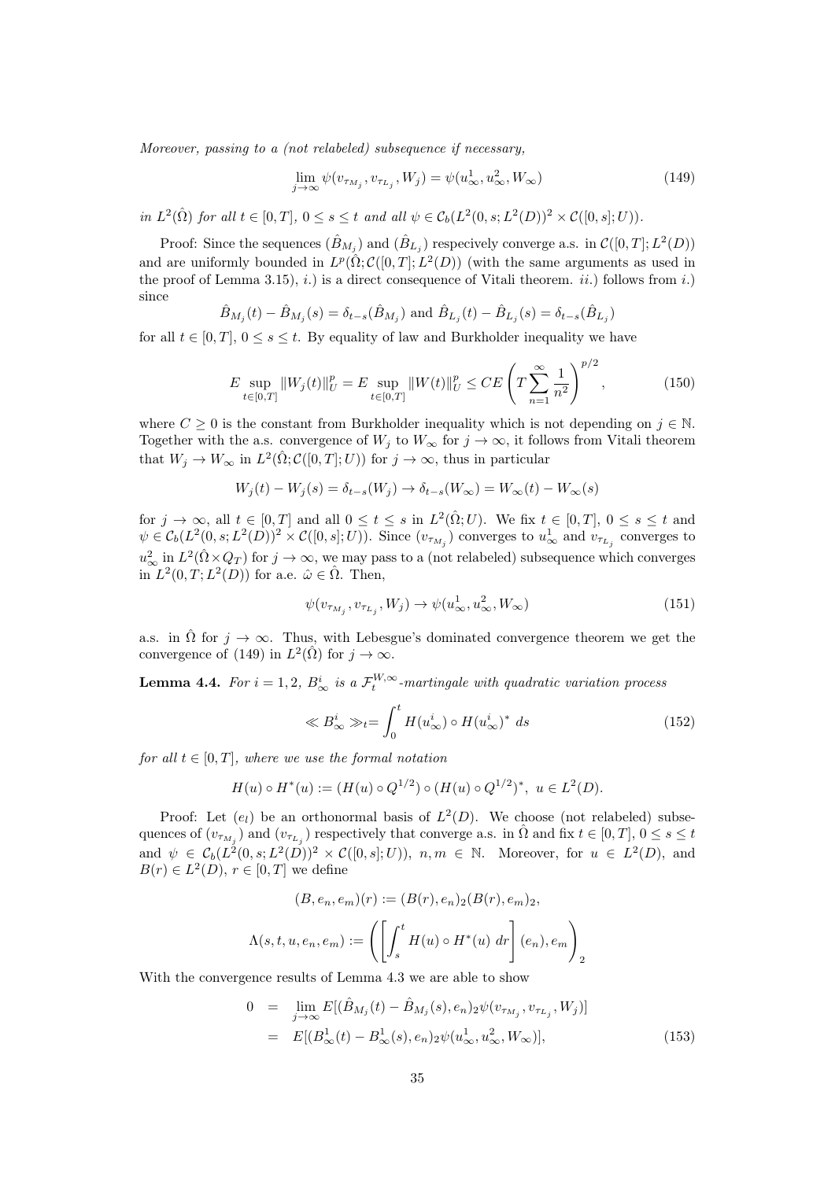*Moreover, passing to a (not relabeled) subsequence if necessary,*

$$\lim_{j\to\infty} \psi(v_{\tau_{M_j}}, v_{\tau_{L_j}}, W_j) = \psi(u^1_\infty, u^2_\infty, W_\infty) \tag{149}$$

*in $L^2(\hat{\Omega})$ for all $t \in [0,T]$, $0 \le s \le t$ and all $\psi \in \mathcal{C}_b(L^2(0,s;L^2(D))^2 \times \mathcal{C}([0,s];U))$.*

Proof: Since the sequences $(\hat{B}_{M_j})$ and $(\hat{B}_{L_j})$ respecively converge a.s. in $\mathcal{C}([0,T];L^2(D))$ and are uniformly bounded in $L^p(\hat{\Omega};\mathcal{C}([0,T];L^2(D))$ (with the same arguments as used in the proof of Lemma 3.15), *i.)* is a direct consequence of Vitali theorem. *ii.)* follows from *i.)* since

$$\hat{B}_{M_j}(t) - \hat{B}_{M_j}(s) = \delta_{t-s}(\hat{B}_{M_j}) \text{ and } \hat{B}_{L_j}(t) - \hat{B}_{L_j}(s) = \delta_{t-s}(\hat{B}_{L_j})$$

for all $t \in [0,T]$, $0 \le s \le t$. By equality of law and Burkholder inequality we have

$$E \sup_{t\in[0,T]} \|W_j(t)\|^p_U = E \sup_{t\in[0,T]} \|W(t)\|^p_U \le CE\left(T\sum_{n=1}^{\infty}\frac{1}{n^2}\right)^{p/2}, \tag{150}$$

where $C \ge 0$ is the constant from Burkholder inequality which is not depending on $j \in \mathbb{N}$. Together with the a.s. convergence of $W_j$ to $W_\infty$ for $j \to \infty$, it follows from Vitali theorem that $W_j \to W_\infty$ in $L^2(\hat{\Omega};\mathcal{C}([0,T];U))$ for $j \to \infty$, thus in particular

$$W_j(t) - W_j(s) = \delta_{t-s}(W_j) \to \delta_{t-s}(W_\infty) = W_\infty(t) - W_\infty(s)$$

for $j \to \infty$, all $t \in [0,T]$ and all $0 \le t \le s$ in $L^2(\hat{\Omega};U)$. We fix $t \in [0,T]$, $0 \le s \le t$ and $\psi \in \mathcal{C}_b(L^2(0,s;L^2(D))^2 \times \mathcal{C}([0,s];U))$. Since $(v_{\tau_{M_j}})$ converges to $u^1_\infty$ and $v_{\tau_{L_j}}$ converges to $u^2_\infty$ in $L^2(\hat{\Omega}\times Q_T)$ for $j \to \infty$, we may pass to a (not relabeled) subsequence which converges in $L^2(0,T;L^2(D))$ for a.e. $\hat{\omega} \in \hat{\Omega}$. Then,

$$\psi(v_{\tau_{M_j}}, v_{\tau_{L_j}}, W_j) \to \psi(u^1_\infty, u^2_\infty, W_\infty) \tag{151}$$

a.s. in $\hat{\Omega}$ for $j \to \infty$. Thus, with Lebesgue's dominated convergence theorem we get the convergence of (149) in $L^2(\hat{\Omega})$ for $j \to \infty$.

**Lemma 4.4.** *For $i = 1,2$, $B^i_\infty$ is a $\mathcal{F}^{W,\infty}_t$-martingale with quadratic variation process*

$$\ll B^i_\infty \gg_t = \int_0^t H(u^i_\infty) \circ H(u^i_\infty)^* \, ds \tag{152}$$

*for all $t \in [0,T]$, where we use the formal notation*

$$H(u) \circ H^*(u) := (H(u) \circ Q^{1/2}) \circ (H(u) \circ Q^{1/2})^*, \; u \in L^2(D).$$

Proof: Let $(e_l)$ be an orthonormal basis of $L^2(D)$. We choose (not relabeled) subsequences of $(v_{\tau_{M_j}})$ and $(v_{\tau_{L_j}})$ respectively that converge a.s. in $\hat{\Omega}$ and fix $t \in [0,T]$, $0 \le s \le t$ and $\psi \in \mathcal{C}_b(L^2(0,s;L^2(D))^2 \times \mathcal{C}([0,s];U))$, $n,m \in \mathbb{N}$. Moreover, for $u \in L^2(D)$, and $B(r) \in L^2(D)$, $r \in [0,T]$ we define

$$(B, e_n, e_m)(r) := (B(r), e_n)_2 (B(r), e_m)_2,$$

$$\Lambda(s,t,u,e_n,e_m) := \left(\left[\int_s^t H(u) \circ H^*(u)\, dr\right](e_n), e_m\right)_2$$

With the convergence results of Lemma 4.3 we are able to show

$$\begin{aligned} 0 &= \lim_{j\to\infty} E[(\hat{B}_{M_j}(t) - \hat{B}_{M_j}(s), e_n)_2 \psi(v_{\tau_{M_j}}, v_{\tau_{L_j}}, W_j)] \\ &= E[(B^1_\infty(t) - B^1_\infty(s), e_n)_2 \psi(u^1_\infty, u^2_\infty, W_\infty)], \end{aligned} \tag{153}$$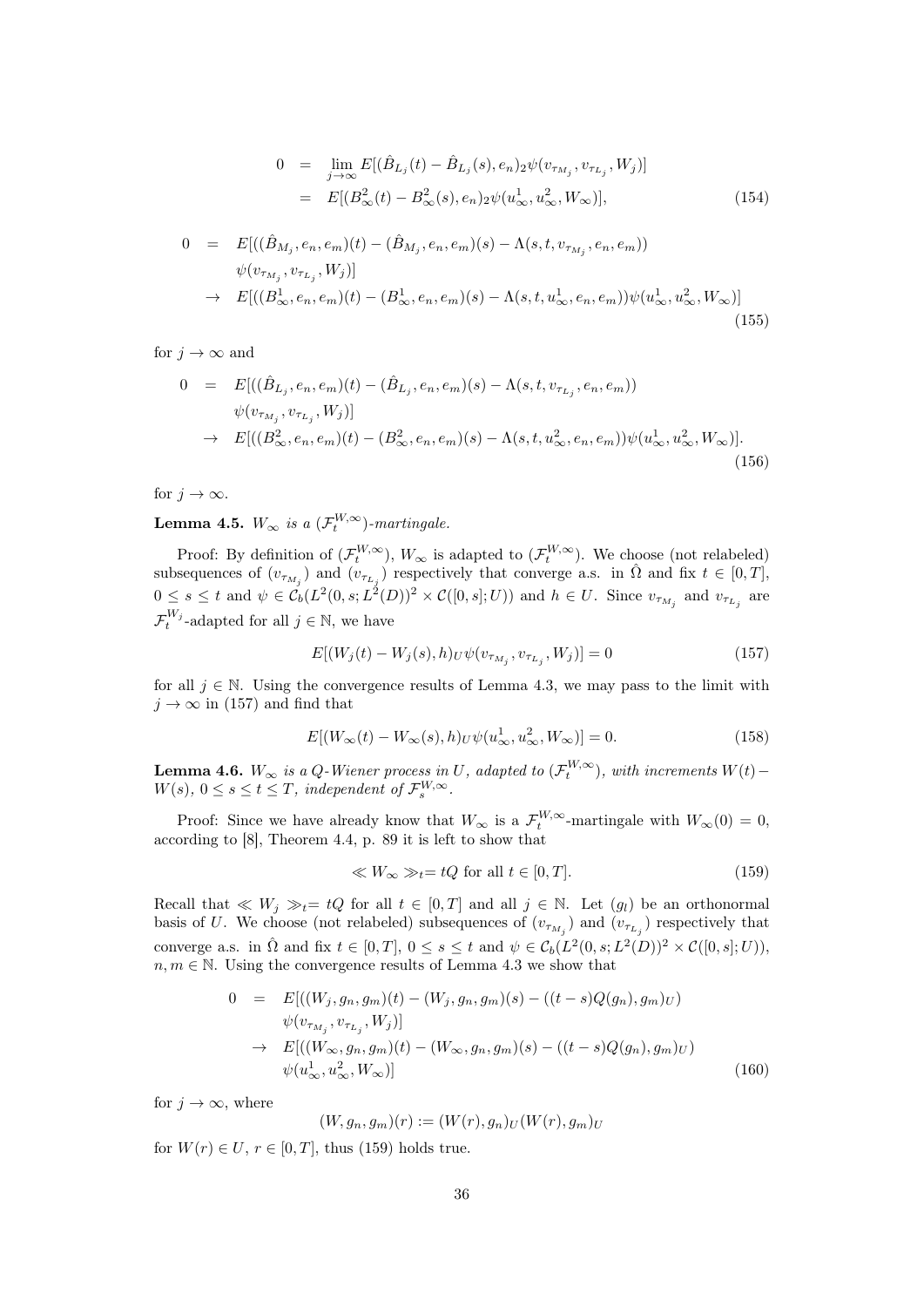$$
\begin{aligned}
0 &= \lim_{j\to\infty} E[(\hat{B}_{L_j}(t) - \hat{B}_{L_j}(s), e_n)_2 \psi(v_{\tau_{M_j}}, v_{\tau_{L_j}}, W_j)] \\
&= E[(B^2_\infty(t) - B^2_\infty(s), e_n)_2 \psi(u^1_\infty, u^2_\infty, W_\infty)],
\end{aligned} \tag{154}
$$

$$
\begin{aligned}
0 &= E[((\hat{B}_{M_j}, e_n, e_m)(t) - (\hat{B}_{M_j}, e_n, e_m)(s) - \Lambda(s, t, v_{\tau_{M_j}}, e_n, e_m)) \\
&\quad \psi(v_{\tau_{M_j}}, v_{\tau_{L_j}}, W_j)] \\
&\to E[((B^1_\infty, e_n, e_m)(t) - (B^1_\infty, e_n, e_m)(s) - \Lambda(s, t, u^1_\infty, e_n, e_m))\psi(u^1_\infty, u^2_\infty, W_\infty)]
\end{aligned} \tag{155}
$$

for $j \to \infty$ and

$$
\begin{aligned}
0 &= E[((\hat{B}_{L_j}, e_n, e_m)(t) - (\hat{B}_{L_j}, e_n, e_m)(s) - \Lambda(s, t, v_{\tau_{L_j}}, e_n, e_m)) \\
&\quad \psi(v_{\tau_{M_j}}, v_{\tau_{L_j}}, W_j)] \\
&\to E[((B^2_\infty, e_n, e_m)(t) - (B^2_\infty, e_n, e_m)(s) - \Lambda(s, t, u^2_\infty, e_n, e_m))\psi(u^1_\infty, u^2_\infty, W_\infty)].
\end{aligned} \tag{156}
$$

for $j \to \infty$.

**Lemma 4.5.** *$W_\infty$ is a $(\mathcal{F}^{W,\infty}_t)$-martingale.*

Proof: By definition of $(\mathcal{F}^{W,\infty}_t)$, $W_\infty$ is adapted to $(\mathcal{F}^{W,\infty}_t)$. We choose (not relabeled) subsequences of $(v_{\tau_{M_j}})$ and $(v_{\tau_{L_j}})$ respectively that converge a.s. in $\hat{\Omega}$ and fix $t \in [0,T]$, $0 \le s \le t$ and $\psi \in \mathcal{C}_b(L^2(0,s;L^2(D))^2 \times \mathcal{C}([0,s];U))$ and $h \in U$. Since $v_{\tau_{M_j}}$ and $v_{\tau_{L_j}}$ are $\mathcal{F}^{W_j}_t$-adapted for all $j \in \mathbb{N}$, we have

$$
E[(W_j(t) - W_j(s), h)_U \psi(v_{\tau_{M_j}}, v_{\tau_{L_j}}, W_j)] = 0 \tag{157}
$$

for all $j \in \mathbb{N}$. Using the convergence results of Lemma 4.3, we may pass to the limit with $j \to \infty$ in (157) and find that

$$
E[(W_\infty(t) - W_\infty(s), h)_U \psi(u^1_\infty, u^2_\infty, W_\infty)] = 0. \tag{158}
$$

**Lemma 4.6.** *$W_\infty$ is a $Q$-Wiener process in $U$, adapted to $(\mathcal{F}^{W,\infty}_t)$, with increments $W(t) - W(s)$, $0 \le s \le t \le T$, independent of $\mathcal{F}^{W,\infty}_s$.*

Proof: Since we have already know that $W_\infty$ is a $\mathcal{F}^{W,\infty}_t$-martingale with $W_\infty(0) = 0$, according to [8], Theorem 4.4, p. 89 it is left to show that

$$
\ll W_\infty \gg_t = tQ \text{ for all } t \in [0,T]. \tag{159}
$$

Recall that $\ll W_j \gg_t = tQ$ for all $t \in [0,T]$ and all $j \in \mathbb{N}$. Let $(g_l)$ be an orthonormal basis of $U$. We choose (not relabeled) subsequences of $(v_{\tau_{M_j}})$ and $(v_{\tau_{L_j}})$ respectively that converge a.s. in $\hat{\Omega}$ and fix $t \in [0,T]$, $0 \le s \le t$ and $\psi \in \mathcal{C}_b(L^2(0,s;L^2(D))^2 \times \mathcal{C}([0,s];U))$, $n, m \in \mathbb{N}$. Using the convergence results of Lemma 4.3 we show that

$$
\begin{aligned}
0 &= E[((W_j, g_n, g_m)(t) - (W_j, g_n, g_m)(s) - ((t-s)Q(g_n), g_m)_U) \\
&\quad \psi(v_{\tau_{M_j}}, v_{\tau_{L_j}}, W_j)] \\
&\to E[((W_\infty, g_n, g_m)(t) - (W_\infty, g_n, g_m)(s) - ((t-s)Q(g_n), g_m)_U) \\
&\quad \psi(u^1_\infty, u^2_\infty, W_\infty)]
\end{aligned} \tag{160}
$$

for $j \to \infty$, where

$$
(W, g_n, g_m)(r) := (W(r), g_n)_U (W(r), g_m)_U
$$

for $W(r) \in U$, $r \in [0,T]$, thus (159) holds true.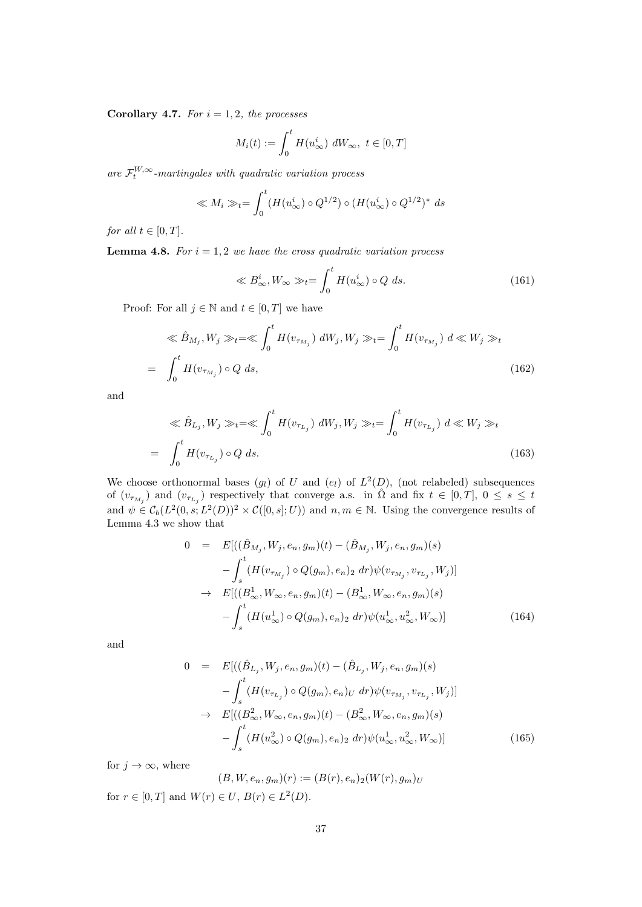**Corollary 4.7.** *For $i = 1, 2$, the processes*

$$M_i(t) := \int_0^t H(u^i_\infty)\ dW_\infty,\ t \in [0, T]$$

*are $\mathcal{F}_t^{W,\infty}$-martingales with quadratic variation process*

$$\ll M_i \gg_t = \int_0^t (H(u^i_\infty) \circ Q^{1/2}) \circ (H(u^i_\infty) \circ Q^{1/2})^*\ ds$$

*for all $t \in [0, T]$.*

**Lemma 4.8.** *For $i = 1, 2$ we have the cross quadratic variation process*

$$\ll B^i_\infty, W_\infty \gg_t = \int_0^t H(u^i_\infty) \circ Q\ ds. \tag{161}$$

Proof: For all $j \in \mathbb{N}$ and $t \in [0, T]$ we have

$$\begin{aligned} &\ll \hat{B}_{M_j}, W_j \gg_t = \ll \int_0^t H(v_{\tau_{M_j}})\ dW_j, W_j \gg_t = \int_0^t H(v_{\tau_{M_j}})\ d \ll W_j \gg_t \\ =& \int_0^t H(v_{\tau_{M_j}}) \circ Q\ ds, \end{aligned} \tag{162}$$

and

$$\begin{aligned} &\ll \hat{B}_{L_j}, W_j \gg_t = \ll \int_0^t H(v_{\tau_{L_j}})\ dW_j, W_j \gg_t = \int_0^t H(v_{\tau_{L_j}})\ d \ll W_j \gg_t \\ =& \int_0^t H(v_{\tau_{L_j}}) \circ Q\ ds. \end{aligned} \tag{163}$$

We choose orthonormal bases $(g_l)$ of $U$ and $(e_l)$ of $L^2(D)$, (not relabeled) subsequences of $(v_{\tau_{M_j}})$ and $(v_{\tau_{L_j}})$ respectively that converge a.s. in $\hat{\Omega}$ and fix $t \in [0, T]$, $0 \leq s \leq t$ and $\psi \in \mathcal{C}_b(L^2(0, s; L^2(D))^2 \times \mathcal{C}([0, s]; U))$ and $n, m \in \mathbb{N}$. Using the convergence results of Lemma 4.3 we show that

$$\begin{aligned} 0 &= E[((\hat{B}_{M_j}, W_j, e_n, g_m)(t) - (\hat{B}_{M_j}, W_j, e_n, g_m)(s) \\ &\quad - \int_s^t (H(v_{\tau_{M_j}}) \circ Q(g_m), e_n)_2\ dr)\psi(v_{\tau_{M_j}}, v_{\tau_{L_j}}, W_j)] \\ &\to E[((B^1_\infty, W_\infty, e_n, g_m)(t) - (B^1_\infty, W_\infty, e_n, g_m)(s) \\ &\quad - \int_s^t (H(u^1_\infty) \circ Q(g_m), e_n)_2\ dr)\psi(u^1_\infty, u^2_\infty, W_\infty)] \end{aligned} \tag{164}$$

and

$$\begin{aligned} 0 &= E[((\hat{B}_{L_j}, W_j, e_n, g_m)(t) - (\hat{B}_{L_j}, W_j, e_n, g_m)(s) \\ &\quad - \int_s^t (H(v_{\tau_{L_j}}) \circ Q(g_m), e_n)_U\ dr)\psi(v_{\tau_{M_j}}, v_{\tau_{L_j}}, W_j)] \\ &\to E[((B^2_\infty, W_\infty, e_n, g_m)(t) - (B^2_\infty, W_\infty, e_n, g_m)(s) \\ &\quad - \int_s^t (H(u^2_\infty) \circ Q(g_m), e_n)_2\ dr)\psi(u^1_\infty, u^2_\infty, W_\infty)] \end{aligned} \tag{165}$$

for $j \to \infty$, where

$$(B, W, e_n, g_m)(r) := (B(r), e_n)_2 (W(r), g_m)_U$$

for $r \in [0, T]$ and $W(r) \in U$, $B(r) \in L^2(D)$.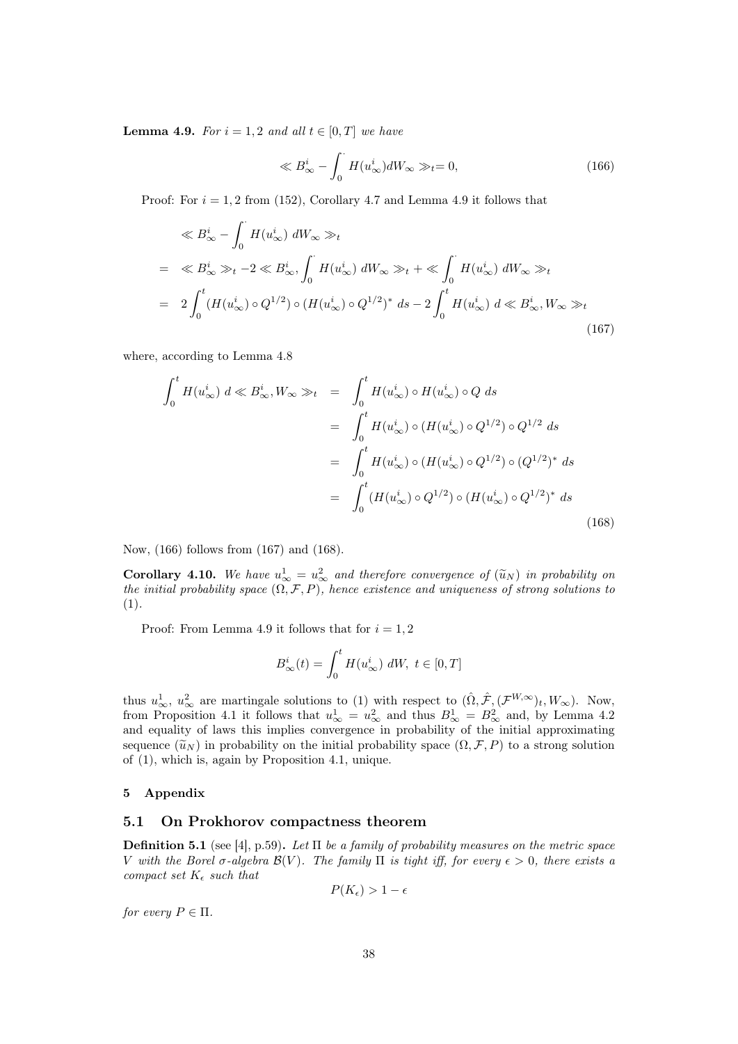**Lemma 4.9.** *For $i = 1, 2$ and all $t \in [0, T]$ we have*

$$\ll B_\infty^i - \int_0^\cdot H(u_\infty^i) dW_\infty \gg_t = 0, \tag{166}$$

Proof: For $i = 1, 2$ from (152), Corollary 4.7 and Lemma 4.9 it follows that

$$\begin{aligned}
&\ll B_\infty^i - \int_0^\cdot H(u_\infty^i)\ dW_\infty \gg_t \\
= &\ll B_\infty^i \gg_t -2 \ll B_\infty^i, \int_0^\cdot H(u_\infty^i)\ dW_\infty \gg_t + \ll \int_0^\cdot H(u_\infty^i)\ dW_\infty \gg_t \\
= &\ 2\int_0^t (H(u_\infty^i) \circ Q^{1/2}) \circ (H(u_\infty^i) \circ Q^{1/2})^*\ ds - 2\int_0^t H(u_\infty^i)\ d \ll B_\infty^i, W_\infty \gg_t
\end{aligned} \tag{167}$$

where, according to Lemma 4.8

$$\begin{aligned}
\int_0^t H(u_\infty^i)\ d \ll B_\infty^i, W_\infty \gg_t &= \int_0^t H(u_\infty^i) \circ H(u_\infty^i) \circ Q\ ds \\
&= \int_0^t H(u_\infty^i) \circ (H(u_\infty^i) \circ Q^{1/2}) \circ Q^{1/2}\ ds \\
&= \int_0^t H(u_\infty^i) \circ (H(u_\infty^i) \circ Q^{1/2}) \circ (Q^{1/2})^*\ ds \\
&= \int_0^t (H(u_\infty^i) \circ Q^{1/2}) \circ (H(u_\infty^i) \circ Q^{1/2})^*\ ds
\end{aligned} \tag{168}$$

Now, (166) follows from (167) and (168).

**Corollary 4.10.** *We have $u_\infty^1 = u_\infty^2$ and therefore convergence of $(\widetilde{u}_N)$ in probability on the initial probability space $(\Omega, \mathcal{F}, P)$, hence existence and uniqueness of strong solutions to (1).*

Proof: From Lemma 4.9 it follows that for $i = 1, 2$

$$B_\infty^i(t) = \int_0^t H(u_\infty^i)\ dW,\ t \in [0, T]$$

thus $u_\infty^1$, $u_\infty^2$ are martingale solutions to (1) with respect to $(\hat{\Omega}, \hat{\mathcal{F}}, (\mathcal{F}^{W,\infty})_t, W_\infty)$. Now, from Proposition 4.1 it follows that $u_\infty^1 = u_\infty^2$ and thus $B_\infty^1 = B_\infty^2$ and, by Lemma 4.2 and equality of laws this implies convergence in probability of the initial approximating sequence $(\widetilde{u}_N)$ in probability on the initial probability space $(\Omega, \mathcal{F}, P)$ to a strong solution of (1), which is, again by Proposition 4.1, unique.

## 5 Appendix

### 5.1 On Prokhorov compactness theorem

**Definition 5.1** (see [4], p.59)**.** *Let $\Pi$ be a family of probability measures on the metric space $V$ with the Borel $\sigma$-algebra $\mathcal{B}(V)$. The family $\Pi$ is tight iff, for every $\epsilon > 0$, there exists a compact set $K_\epsilon$ such that*

$$P(K_\epsilon) > 1 - \epsilon$$

*for every $P \in \Pi$.*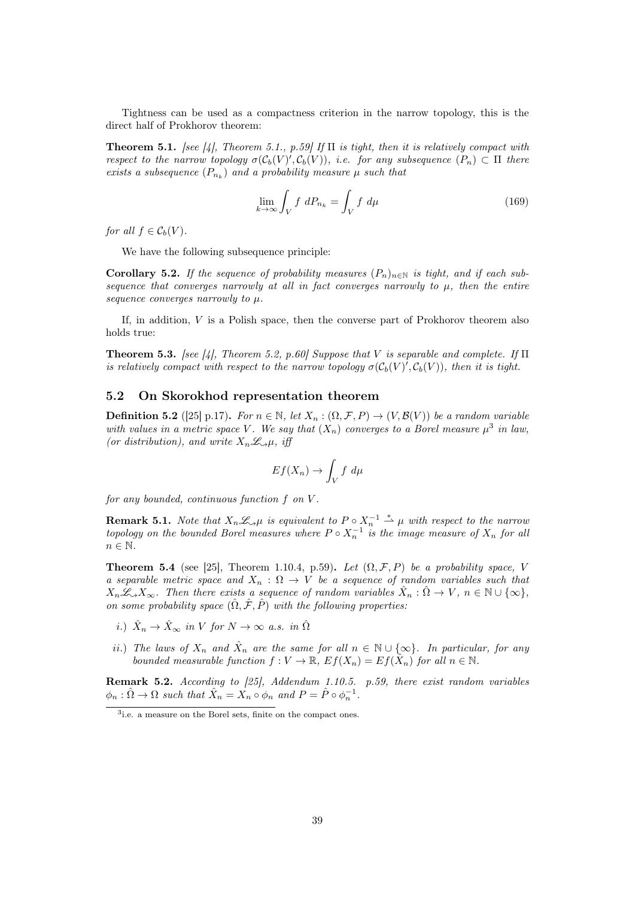Tightness can be used as a compactness criterion in the narrow topology, this is the direct half of Prokhorov theorem:

**Theorem 5.1.** *[see [4], Theorem 5.1., p.59] If $\Pi$ is tight, then it is relatively compact with respect to the narrow topology $\sigma(\mathcal{C}_b(V)', \mathcal{C}_b(V))$, i.e. for any subsequence $(P_n) \subset \Pi$ there exists a subsequence $(P_{n_k})$ and a probability measure $\mu$ such that*

$$\lim_{k\to\infty} \int_V f \; dP_{n_k} = \int_V f \; d\mu \tag{169}$$

*for all $f \in \mathcal{C}_b(V)$.*

We have the following subsequence principle:

**Corollary 5.2.** *If the sequence of probability measures $(P_n)_{n\in\mathbb{N}}$ is tight, and if each subsequence that converges narrowly at all in fact converges narrowly to $\mu$, then the entire sequence converges narrowly to $\mu$.*

If, in addition, $V$ is a Polish space, then the converse part of Prokhorov theorem also holds true:

**Theorem 5.3.** *[see [4], Theorem 5.2, p.60] Suppose that $V$ is separable and complete. If $\Pi$ is relatively compact with respect to the narrow topology $\sigma(\mathcal{C}_b(V)', \mathcal{C}_b(V))$, then it is tight.*

## 5.2 On Skorokhod representation theorem

**Definition 5.2** ([25] p.17)**.** *For $n \in \mathbb{N}$, let $X_n : (\Omega, \mathcal{F}, P) \to (V, \mathcal{B}(V))$ be a random variable with values in a metric space $V$. We say that $(X_n)$ converges to a Borel measure $\mu$[3] in law, (or distribution), and write $X_n \mathscr{L}\!\!\rightsquigarrow \mu$, iff*

$$Ef(X_n) \to \int_V f \; d\mu$$

*for any bounded, continuous function $f$ on $V$.*

**Remark 5.1.** *Note that $X_n \mathscr{L}\!\!\rightsquigarrow \mu$ is equivalent to $P \circ X_n^{-1} \overset{*}{\rightharpoonup} \mu$ with respect to the narrow topology on the bounded Borel measures where $P \circ X_n^{-1}$ is the image measure of $X_n$ for all $n \in \mathbb{N}$.*

**Theorem 5.4** (see [25], Theorem 1.10.4, p.59)**.** *Let $(\Omega, \mathcal{F}, P)$ be a probability space, $V$ a separable metric space and $X_n : \Omega \to V$ be a sequence of random variables such that $X_n \mathscr{L}\!\!\rightsquigarrow X_\infty$. Then there exists a sequence of random variables $\hat{X}_n : \hat{\Omega} \to V$, $n \in \mathbb{N} \cup \{\infty\}$, on some probability space $(\hat{\Omega}, \hat{\mathcal{F}}, \hat{P})$ with the following properties:*

- *i.) $\hat{X}_n \to \hat{X}_\infty$ in $V$ for $N \to \infty$ a.s. in $\hat{\Omega}$*
- *ii.) The laws of $X_n$ and $\hat{X}_n$ are the same for all $n \in \mathbb{N} \cup \{\infty\}$. In particular, for any bounded measurable function $f : V \to \mathbb{R}$, $Ef(X_n) = Ef(\hat{X}_n)$ for all $n \in \mathbb{N}$.*

**Remark 5.2.** *According to [25], Addendum 1.10.5. p.59, there exist random variables $\phi_n : \hat{\Omega} \to \Omega$ such that $\hat{X}_n = X_n \circ \phi_n$ and $P = \hat{P} \circ \phi_n^{-1}$.*

[3] i.e. a measure on the Borel sets, finite on the compact ones.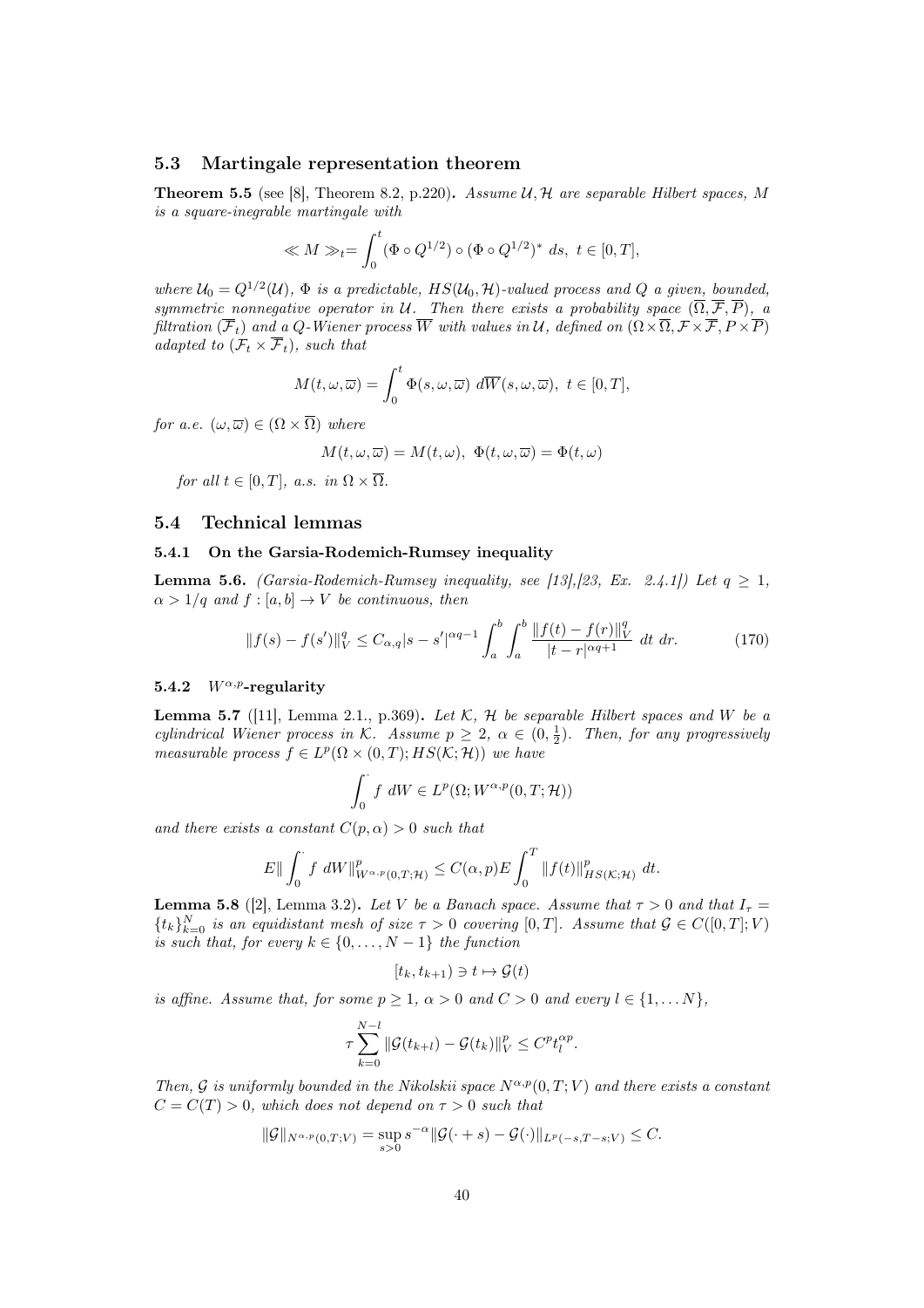### 5.3 Martingale representation theorem

**Theorem 5.5** (see [8], Theorem 8.2, p.220)**.** *Assume $\mathcal{U}, \mathcal{H}$ are separable Hilbert spaces, $M$ is a square-inegrable martingale with*

$$\ll M \gg_t = \int_0^t (\Phi \circ Q^{1/2}) \circ (\Phi \circ Q^{1/2})^* \ ds, \ t \in [0,T],$$

*where $\mathcal{U}_0 = Q^{1/2}(\mathcal{U})$, $\Phi$ is a predictable, $HS(\mathcal{U}_0, \mathcal{H})$-valued process and $Q$ a given, bounded, symmetric nonnegative operator in $\mathcal{U}$. Then there exists a probability space $(\overline{\Omega}, \overline{\mathcal{F}}, \overline{P})$, a filtration $(\overline{\mathcal{F}}_t)$ and a $Q$-Wiener process $\overline{W}$ with values in $\mathcal{U}$, defined on $(\Omega \times \overline{\Omega}, \mathcal{F} \times \overline{\mathcal{F}}, P \times \overline{P})$ adapted to $(\mathcal{F}_t \times \overline{\mathcal{F}}_t)$, such that*

$$M(t, \omega, \varpi) = \int_0^t \Phi(s, \omega, \varpi) \ d\overline{W}(s, \omega, \varpi), \ t \in [0,T],$$

*for a.e. $(\omega, \varpi) \in (\Omega \times \overline{\Omega})$ where*

$$M(t, \omega, \varpi) = M(t, \omega), \ \Phi(t, \omega, \varpi) = \Phi(t, \omega)$$

*for all $t \in [0,T]$, a.s. in $\Omega \times \overline{\Omega}$.*

### 5.4 Technical lemmas

#### 5.4.1 On the Garsia-Rodemich-Rumsey inequality

**Lemma 5.6.** *(Garsia-Rodemich-Rumsey inequality, see [13],[23, Ex. 2.4.1]) Let $q \geq 1$, $\alpha > 1/q$ and $f : [a,b] \to V$ be continuous, then*

$$\|f(s) - f(s')\|_V^q \leq C_{\alpha,q} |s - s'|^{\alpha q - 1} \int_a^b \int_a^b \frac{\|f(t) - f(r)\|_V^q}{|t - r|^{\alpha q + 1}} \ dt \ dr. \tag{170}$$

#### 5.4.2 $W^{\alpha,p}$-regularity

**Lemma 5.7** ([11], Lemma 2.1., p.369)**.** *Let $\mathcal{K}$, $\mathcal{H}$ be separable Hilbert spaces and $W$ be a cylindrical Wiener process in $\mathcal{K}$. Assume $p \geq 2$, $\alpha \in (0, \frac{1}{2})$. Then, for any progressively measurable process $f \in L^p(\Omega \times (0,T); HS(\mathcal{K}; \mathcal{H}))$ we have*

$$\int_0^{\cdot} f \ dW \in L^p(\Omega; W^{\alpha,p}(0,T; \mathcal{H}))$$

*and there exists a constant $C(p, \alpha) > 0$ such that*

$$E \| \int_0^{\cdot} f \ dW \|_{W^{\alpha,p}(0,T;\mathcal{H})}^p \leq C(\alpha, p) E \int_0^T \|f(t)\|_{HS(\mathcal{K};\mathcal{H})}^p \ dt.$$

**Lemma 5.8** ([2], Lemma 3.2)**.** *Let $V$ be a Banach space. Assume that $\tau > 0$ and that $I_\tau = \{t_k\}_{k=0}^N$ is an equidistant mesh of size $\tau > 0$ covering $[0,T]$. Assume that $\mathcal{G} \in C([0,T]; V)$ is such that, for every $k \in \{0, \dots, N-1\}$ the function*

$$[t_k, t_{k+1}) \ni t \mapsto \mathcal{G}(t)$$

*is affine. Assume that, for some $p \geq 1$, $\alpha > 0$ and $C > 0$ and every $l \in \{1, \dots N\}$,*

$$\tau \sum_{k=0}^{N-l} \|\mathcal{G}(t_{k+l}) - \mathcal{G}(t_k)\|_V^p \leq C^p t_l^{\alpha p}.$$

*Then, $\mathcal{G}$ is uniformly bounded in the Nikolskii space $N^{\alpha,p}(0,T;V)$ and there exists a constant $C = C(T) > 0$, which does not depend on $\tau > 0$ such that*

$$\|\mathcal{G}\|_{N^{\alpha,p}(0,T;V)} = \sup_{s>0} s^{-\alpha} \|\mathcal{G}(\cdot + s) - \mathcal{G}(\cdot)\|_{L^p(-s,T-s;V)} \leq C.$$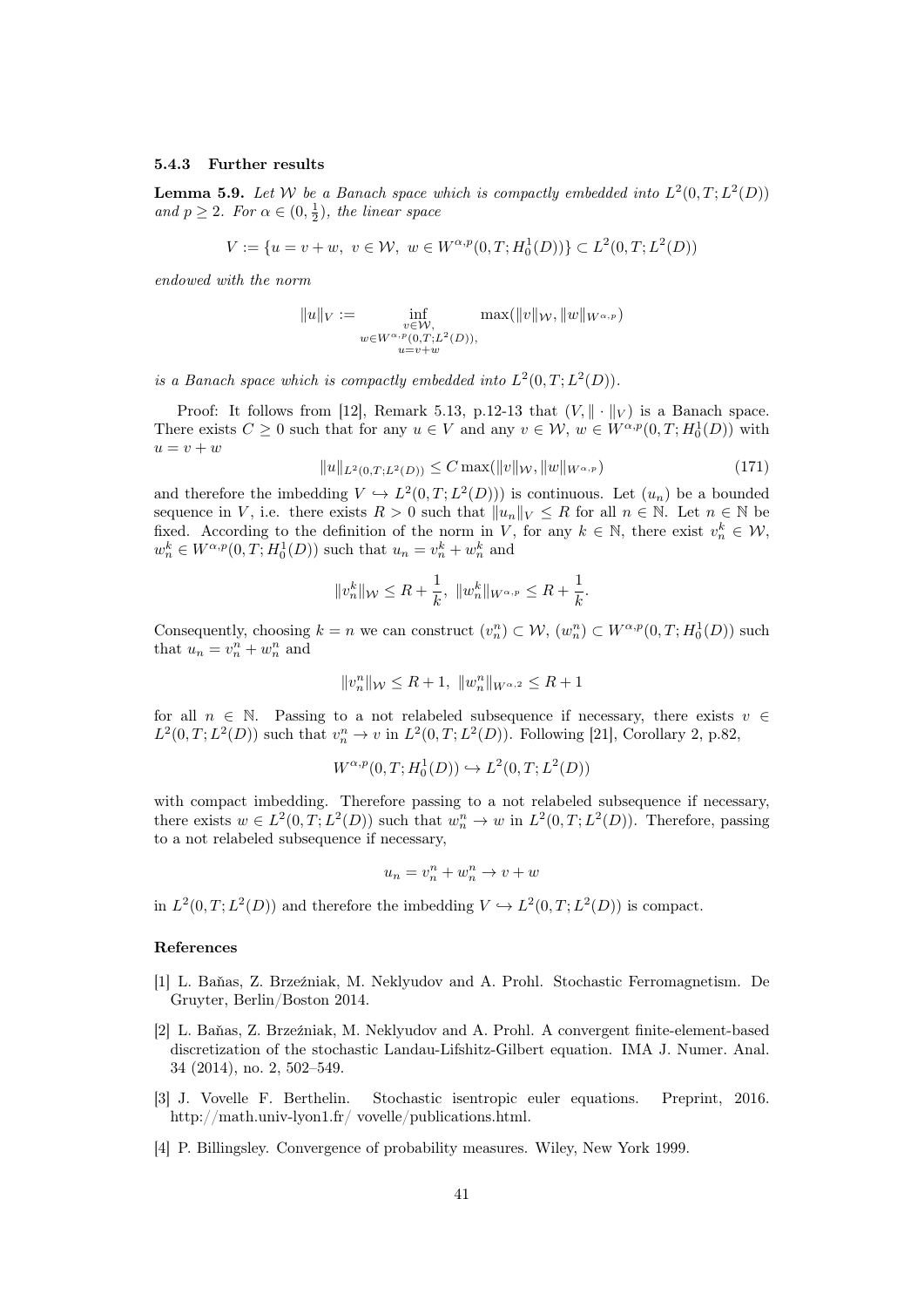### 5.4.3 Further results

**Lemma 5.9.** *Let $\mathcal{W}$ be a Banach space which is compactly embedded into $L^2(0,T;L^2(D))$ and $p \geq 2$. For $\alpha \in (0, \frac{1}{2})$, the linear space*

$$V := \{u = v + w,\ v \in \mathcal{W},\ w \in W^{\alpha,p}(0,T;H_0^1(D))\} \subset L^2(0,T;L^2(D))$$

*endowed with the norm*

$$\|u\|_V := \inf_{\substack{v \in \mathcal{W}, \\ w \in W^{\alpha,p}(0,T;L^2(D)), \\ u = v + w}} \max(\|v\|_{\mathcal{W}}, \|w\|_{W^{\alpha,p}})$$

*is a Banach space which is compactly embedded into $L^2(0,T;L^2(D))$.*

Proof: It follows from [12], Remark 5.13, p.12-13 that $(V, \|\cdot\|_V)$ is a Banach space. There exists $C \geq 0$ such that for any $u \in V$ and any $v \in \mathcal{W}$, $w \in W^{\alpha,p}(0,T;H_0^1(D))$ with $u = v + w$

$$\|u\|_{L^2(0,T;L^2(D))} \leq C \max(\|v\|_{\mathcal{W}}, \|w\|_{W^{\alpha,p}}) \tag{171}$$

and therefore the imbedding $V \hookrightarrow L^2(0,T;L^2(D)))$ is continuous. Let $(u_n)$ be a bounded sequence in $V$, i.e. there exists $R > 0$ such that $\|u_n\|_V \leq R$ for all $n \in \mathbb{N}$. Let $n \in \mathbb{N}$ be fixed. According to the definition of the norm in $V$, for any $k \in \mathbb{N}$, there exist $v_n^k \in \mathcal{W}$, $w_n^k \in W^{\alpha,p}(0,T;H_0^1(D))$ such that $u_n = v_n^k + w_n^k$ and

$$\|v_n^k\|_{\mathcal{W}} \leq R + \frac{1}{k},\ \|w_n^k\|_{W^{\alpha,p}} \leq R + \frac{1}{k}.$$

Consequently, choosing $k = n$ we can construct $(v_n^n) \subset \mathcal{W}$, $(w_n^n) \subset W^{\alpha,p}(0,T;H_0^1(D))$ such that $u_n = v_n^n + w_n^n$ and

$$\|v_n^n\|_{\mathcal{W}} \leq R + 1,\ \|w_n^n\|_{W^{\alpha,2}} \leq R + 1$$

for all $n \in \mathbb{N}$. Passing to a not relabeled subsequence if necessary, there exists $v \in L^2(0,T;L^2(D))$ such that $v_n^n \to v$ in $L^2(0,T;L^2(D))$. Following [21], Corollary 2, p.82,

$$W^{\alpha,p}(0,T;H_0^1(D)) \hookrightarrow L^2(0,T;L^2(D))$$

with compact imbedding. Therefore passing to a not relabeled subsequence if necessary, there exists $w \in L^2(0,T;L^2(D))$ such that $w_n^n \to w$ in $L^2(0,T;L^2(D))$. Therefore, passing to a not relabeled subsequence if necessary,

$$u_n = v_n^n + w_n^n \to v + w$$

in $L^2(0,T;L^2(D))$ and therefore the imbedding $V \hookrightarrow L^2(0,T;L^2(D))$ is compact.

## References

[1] L. Baňas, Z. Brzeźniak, M. Neklyudov and A. Prohl. Stochastic Ferromagnetism. De Gruyter, Berlin/Boston 2014.

[2] L. Baňas, Z. Brzeźniak, M. Neklyudov and A. Prohl. A convergent finite-element-based discretization of the stochastic Landau-Lifshitz-Gilbert equation. IMA J. Numer. Anal. 34 (2014), no. 2, 502–549.

[3] J. Vovelle F. Berthelin. Stochastic isentropic euler equations. Preprint, 2016. http://math.univ-lyon1.fr/ vovelle/publications.html.

[4] P. Billingsley. Convergence of probability measures. Wiley, New York 1999.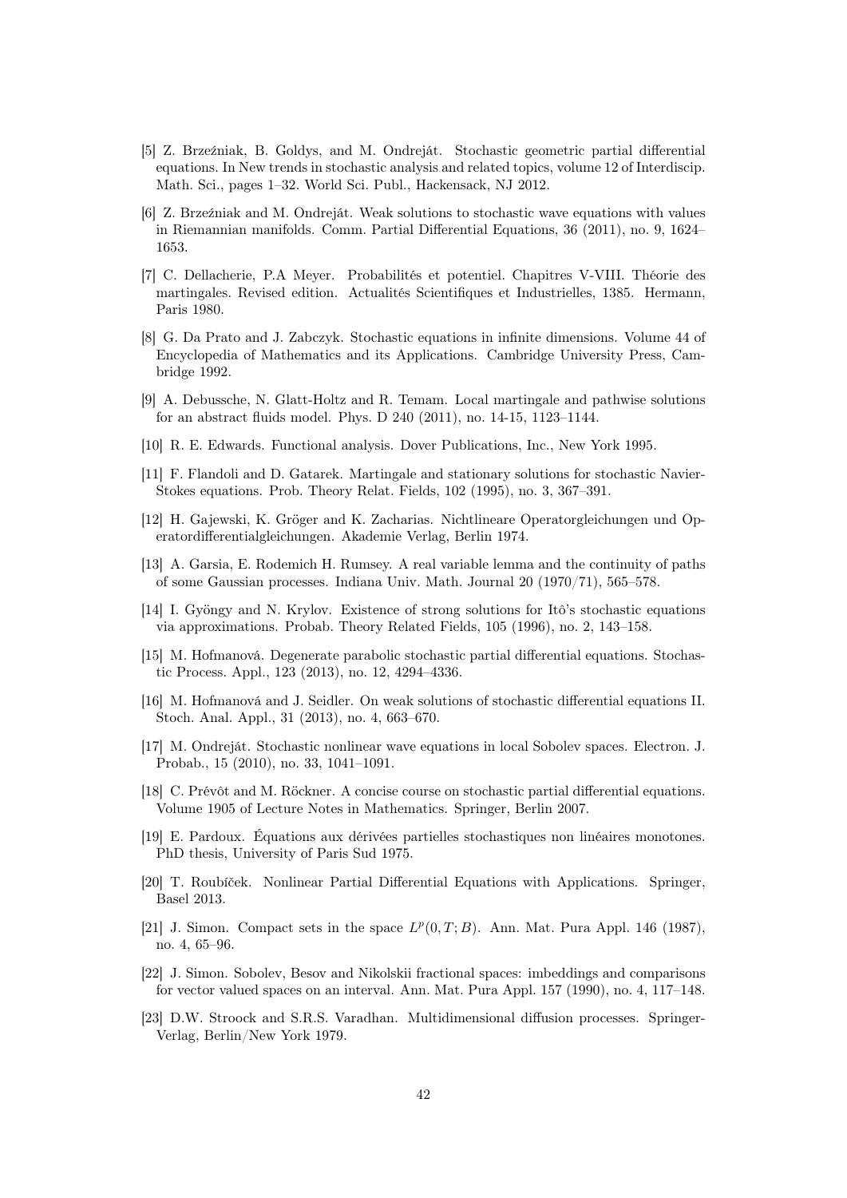[5] Z. Brzeźniak, B. Goldys, and M. Ondreját. Stochastic geometric partial differential equations. In New trends in stochastic analysis and related topics, volume 12 of Interdiscip. Math. Sci., pages 1–32. World Sci. Publ., Hackensack, NJ 2012.

[6] Z. Brzeźniak and M. Ondreját. Weak solutions to stochastic wave equations with values in Riemannian manifolds. Comm. Partial Differential Equations, 36 (2011), no. 9, 1624–1653.

[7] C. Dellacherie, P.A Meyer. Probabilités et potentiel. Chapitres V-VIII. Théorie des martingales. Revised edition. Actualités Scientifiques et Industrielles, 1385. Hermann, Paris 1980.

[8] G. Da Prato and J. Zabczyk. Stochastic equations in infinite dimensions. Volume 44 of Encyclopedia of Mathematics and its Applications. Cambridge University Press, Cambridge 1992.

[9] A. Debussche, N. Glatt-Holtz and R. Temam. Local martingale and pathwise solutions for an abstract fluids model. Phys. D 240 (2011), no. 14-15, 1123–1144.

[10] R. E. Edwards. Functional analysis. Dover Publications, Inc., New York 1995.

[11] F. Flandoli and D. Gatarek. Martingale and stationary solutions for stochastic Navier-Stokes equations. Prob. Theory Relat. Fields, 102 (1995), no. 3, 367–391.

[12] H. Gajewski, K. Gröger and K. Zacharias. Nichtlineare Operatorgleichungen und Operatordifferentialgleichungen. Akademie Verlag, Berlin 1974.

[13] A. Garsia, E. Rodemich H. Rumsey. A real variable lemma and the continuity of paths of some Gaussian processes. Indiana Univ. Math. Journal 20 (1970/71), 565–578.

[14] I. Gyöngy and N. Krylov. Existence of strong solutions for Itô's stochastic equations via approximations. Probab. Theory Related Fields, 105 (1996), no. 2, 143–158.

[15] M. Hofmanová. Degenerate parabolic stochastic partial differential equations. Stochastic Process. Appl., 123 (2013), no. 12, 4294–4336.

[16] M. Hofmanová and J. Seidler. On weak solutions of stochastic differential equations II. Stoch. Anal. Appl., 31 (2013), no. 4, 663–670.

[17] M. Ondreját. Stochastic nonlinear wave equations in local Sobolev spaces. Electron. J. Probab., 15 (2010), no. 33, 1041–1091.

[18] C. Prévôt and M. Röckner. A concise course on stochastic partial differential equations. Volume 1905 of Lecture Notes in Mathematics. Springer, Berlin 2007.

[19] E. Pardoux. Équations aux dérivées partielles stochastiques non linéaires monotones. PhD thesis, University of Paris Sud 1975.

[20] T. Roubíček. Nonlinear Partial Differential Equations with Applications. Springer, Basel 2013.

[21] J. Simon. Compact sets in the space $L^p(0,T;B)$. Ann. Mat. Pura Appl. 146 (1987), no. 4, 65–96.

[22] J. Simon. Sobolev, Besov and Nikolskii fractional spaces: imbeddings and comparisons for vector valued spaces on an interval. Ann. Mat. Pura Appl. 157 (1990), no. 4, 117–148.

[23] D.W. Stroock and S.R.S. Varadhan. Multidimensional diffusion processes. Springer-Verlag, Berlin/New York 1979.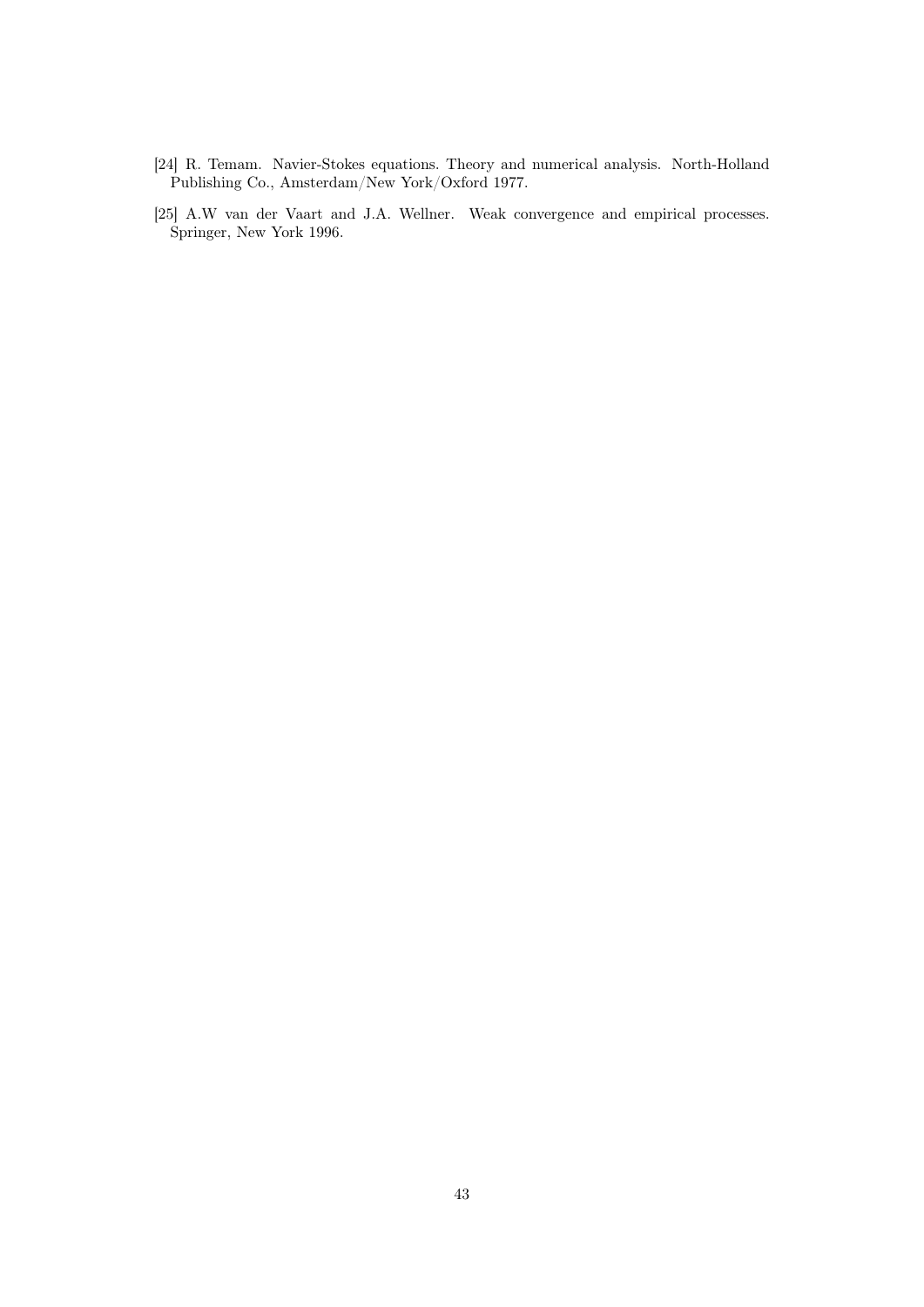[24] R. Temam. Navier-Stokes equations. Theory and numerical analysis. North-Holland Publishing Co., Amsterdam/New York/Oxford 1977.

[25] A.W van der Vaart and J.A. Wellner. Weak convergence and empirical processes. Springer, New York 1996.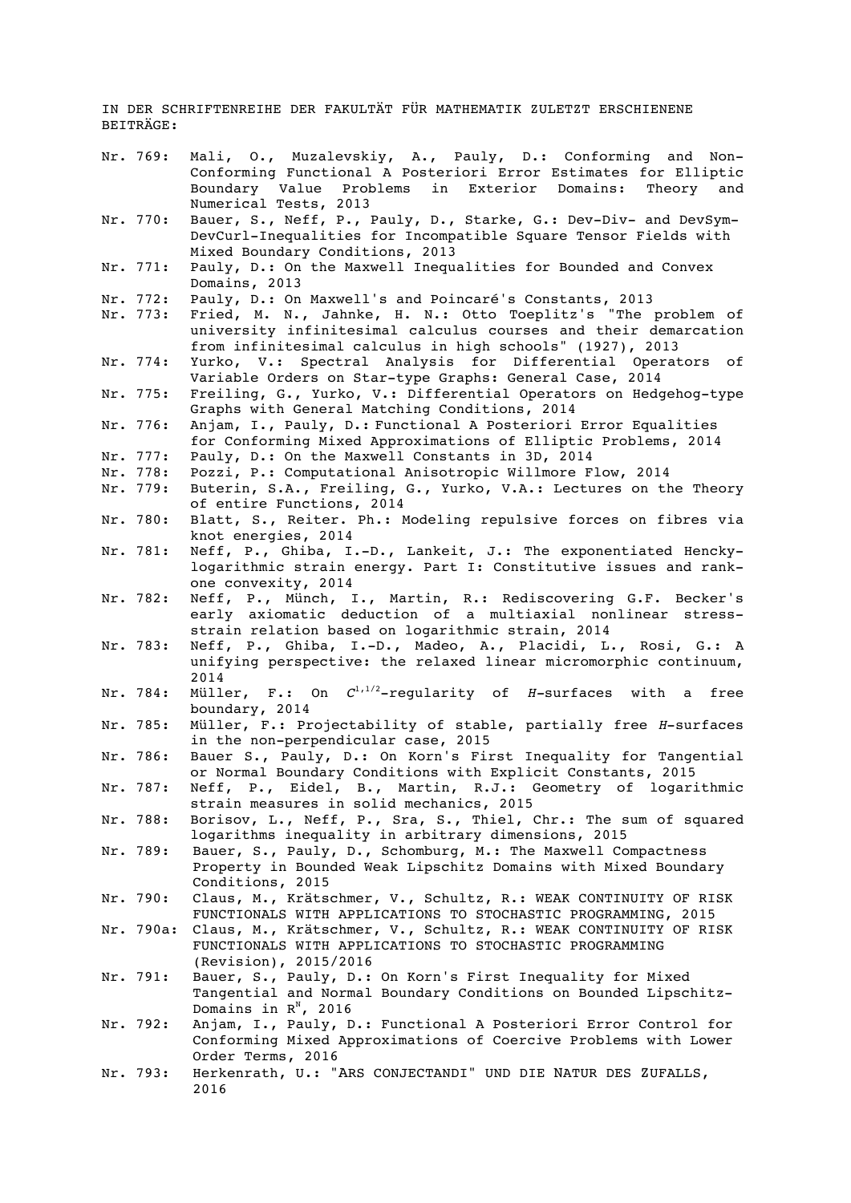IN DER SCHRIFTENREIHE DER FAKULTÄT FÜR MATHEMATIK ZULETZT ERSCHIENENE BEITRÄGE:

- Nr. 769: Mali, O., Muzalevskiy, A., Pauly, D.: Conforming and Non-Conforming Functional A Posteriori Error Estimates for Elliptic Boundary Value Problems in Exterior Domains: Theory and Numerical Tests, 2013
- Nr. 770: Bauer, S., Neff, P., Pauly, D., Starke, G.: Dev-Div- and DevSym-DevCurl-Inequalities for Incompatible Square Tensor Fields with Mixed Boundary Conditions, 2013
- Nr. 771: Pauly, D.: On the Maxwell Inequalities for Bounded and Convex Domains, 2013
- Nr. 772: Pauly, D.: On Maxwell's and Poincaré's Constants, 2013
- Nr. 773: Fried, M. N., Jahnke, H. N.: Otto Toeplitz's "The problem of university infinitesimal calculus courses and their demarcation from infinitesimal calculus in high schools" (1927), 2013
- Nr. 774: Yurko, V.: Spectral Analysis for Differential Operators of Variable Orders on Star-type Graphs: General Case, 2014
- Nr. 775: Freiling, G., Yurko, V.: Differential Operators on Hedgehog-type Graphs with General Matching Conditions, 2014
- Nr. 776: Anjam, I., Pauly, D.: Functional A Posteriori Error Equalities for Conforming Mixed Approximations of Elliptic Problems, 2014
- Nr. 777: Pauly, D.: On the Maxwell Constants in 3D, 2014
- Nr. 778: Pozzi, P.: Computational Anisotropic Willmore Flow, 2014
- Nr. 779: Buterin, S.A., Freiling, G., Yurko, V.A.: Lectures on the Theory of entire Functions, 2014
- Nr. 780: Blatt, S., Reiter. Ph.: Modeling repulsive forces on fibres via knot energies, 2014
- Nr. 781: Neff, P., Ghiba, I.-D., Lankeit, J.: The exponentiated Hencky-logarithmic strain energy. Part I: Constitutive issues and rank-one convexity, 2014
- Nr. 782: Neff, P., Münch, I., Martin, R.: Rediscovering G.F. Becker's early axiomatic deduction of a multiaxial nonlinear stress-strain relation based on logarithmic strain, 2014
- Nr. 783: Neff, P., Ghiba, I.-D., Madeo, A., Placidi, L., Rosi, G.: A unifying perspective: the relaxed linear micromorphic continuum, 2014
- Nr. 784: Müller, F.: On $C^{1,1/2}$-regularity of $H$-surfaces with a free boundary, 2014
- Nr. 785: Müller, F.: Projectability of stable, partially free $H$-surfaces in the non-perpendicular case, 2015
- Nr. 786: Bauer S., Pauly, D.: On Korn's First Inequality for Tangential or Normal Boundary Conditions with Explicit Constants, 2015
- Nr. 787: Neff, P., Eidel, B., Martin, R.J.: Geometry of logarithmic strain measures in solid mechanics, 2015
- Nr. 788: Borisov, L., Neff, P., Sra, S., Thiel, Chr.: The sum of squared logarithms inequality in arbitrary dimensions, 2015
- Nr. 789: Bauer, S., Pauly, D., Schomburg, M.: The Maxwell Compactness Property in Bounded Weak Lipschitz Domains with Mixed Boundary Conditions, 2015
- Nr. 790: Claus, M., Krätschmer, V., Schultz, R.: WEAK CONTINUITY OF RISK FUNCTIONALS WITH APPLICATIONS TO STOCHASTIC PROGRAMMING, 2015
- Nr. 790a: Claus, M., Krätschmer, V., Schultz, R.: WEAK CONTINUITY OF RISK FUNCTIONALS WITH APPLICATIONS TO STOCHASTIC PROGRAMMING (Revision), 2015/2016
- Nr. 791: Bauer, S., Pauly, D.: On Korn's First Inequality for Mixed Tangential and Normal Boundary Conditions on Bounded Lipschitz-Domains in $R^N$, 2016
- Nr. 792: Anjam, I., Pauly, D.: Functional A Posteriori Error Control for Conforming Mixed Approximations of Coercive Problems with Lower Order Terms, 2016
- Nr. 793: Herkenrath, U.: "ARS CONJECTANDI" UND DIE NATUR DES ZUFALLS, 2016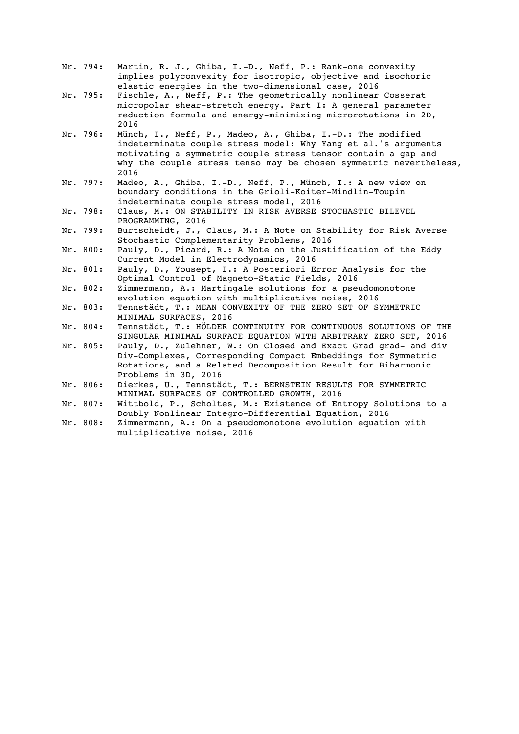Nr. 794: Martin, R. J., Ghiba, I.-D., Neff, P.: Rank-one convexity implies polyconvexity for isotropic, objective and isochoric elastic energies in the two-dimensional case, 2016

Nr. 795: Fischle, A., Neff, P.: The geometrically nonlinear Cosserat micropolar shear-stretch energy. Part I: A general parameter reduction formula and energy-minimizing microrotations in 2D, 2016

Nr. 796: Münch, I., Neff, P., Madeo, A., Ghiba, I.-D.: The modified indeterminate couple stress model: Why Yang et al.'s arguments motivating a symmetric couple stress tensor contain a gap and why the couple stress tenso may be chosen symmetric nevertheless, 2016

Nr. 797: Madeo, A., Ghiba, I.-D., Neff, P., Münch, I.: A new view on boundary conditions in the Grioli-Koiter-Mindlin-Toupin indeterminate couple stress model, 2016

Nr. 798: Claus, M.: ON STABILITY IN RISK AVERSE STOCHASTIC BILEVEL PROGRAMMING, 2016

Nr. 799: Burtscheidt, J., Claus, M.: A Note on Stability for Risk Averse Stochastic Complementarity Problems, 2016

Nr. 800: Pauly, D., Picard, R.: A Note on the Justification of the Eddy Current Model in Electrodynamics, 2016

Nr. 801: Pauly, D., Yousept, I.: A Posteriori Error Analysis for the Optimal Control of Magneto-Static Fields, 2016

Nr. 802: Zimmermann, A.: Martingale solutions for a pseudomonotone evolution equation with multiplicative noise, 2016

Nr. 803: Tennstädt, T.: MEAN CONVEXITY OF THE ZERO SET OF SYMMETRIC MINIMAL SURFACES, 2016

Nr. 804: Tennstädt, T.: HÖLDER CONTINUITY FOR CONTINUOUS SOLUTIONS OF THE SINGULAR MINIMAL SURFACE EQUATION WITH ARBITRARY ZERO SET, 2016

Nr. 805: Pauly, D., Zulehner, W.: On Closed and Exact Grad grad- and div Div-Complexes, Corresponding Compact Embeddings for Symmetric Rotations, and a Related Decomposition Result for Biharmonic Problems in 3D, 2016

Nr. 806: Dierkes, U., Tennstädt, T.: BERNSTEIN RESULTS FOR SYMMETRIC MINIMAL SURFACES OF CONTROLLED GROWTH, 2016

Nr. 807: Wittbold, P., Scholtes, M.: Existence of Entropy Solutions to a Doubly Nonlinear Integro-Differential Equation, 2016

Nr. 808: Zimmermann, A.: On a pseudomonotone evolution equation with multiplicative noise, 2016